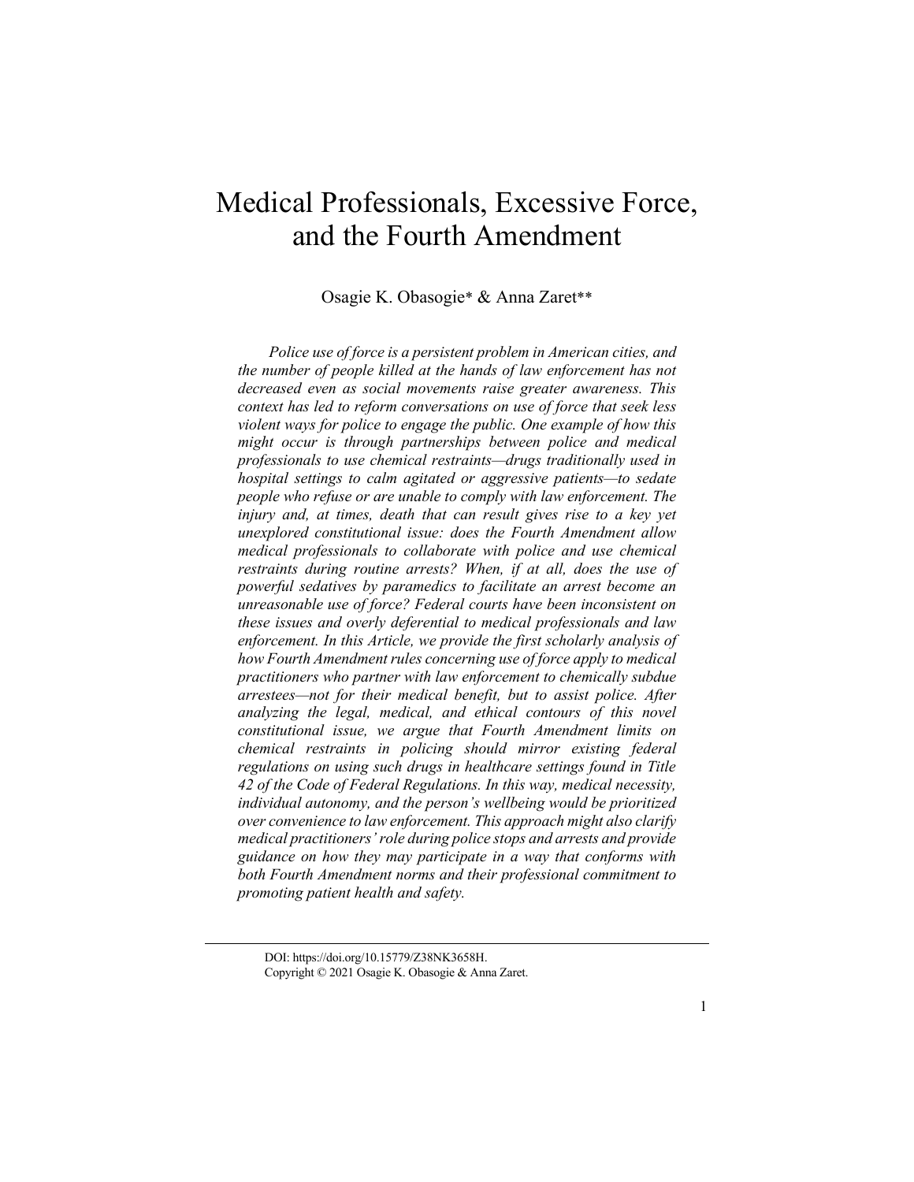# Medical Professionals, Excessive Force, and the Fourth Amendment

Osagie K. Obasogie* & Anna Zaret**

*Police use of force is a persistent problem in American cities, and the number of people killed at the hands of law enforcement has not decreased even as social movements raise greater awareness. This context has led to reform conversations on use of force that seek less violent ways for police to engage the public. One example of how this might occur is through partnerships between police and medical professionals to use chemical restraints—drugs traditionally used in hospital settings to calm agitated or aggressive patients—to sedate people who refuse or are unable to comply with law enforcement. The injury and, at times, death that can result gives rise to a key yet unexplored constitutional issue: does the Fourth Amendment allow medical professionals to collaborate with police and use chemical restraints during routine arrests? When, if at all, does the use of powerful sedatives by paramedics to facilitate an arrest become an unreasonable use of force? Federal courts have been inconsistent on these issues and overly deferential to medical professionals and law enforcement. In this Article, we provide the first scholarly analysis of how Fourth Amendment rules concerning use of force apply to medical practitioners who partner with law enforcement to chemically subdue arrestees—not for their medical benefit, but to assist police. After analyzing the legal, medical, and ethical contours of this novel constitutional issue, we argue that Fourth Amendment limits on chemical restraints in policing should mirror existing federal regulations on using such drugs in healthcare settings found in Title 42 of the Code of Federal Regulations. In this way, medical necessity, individual autonomy, and the person's wellbeing would be prioritized over convenience to law enforcement. This approach might also clarify medical practitioners' role during police stops and arrests and provide guidance on how they may participate in a way that conforms with both Fourth Amendment norms and their professional commitment to promoting patient health and safety.*

---

DOI: https://doi.org/10.15779/Z38NK3658H.
Copyright © 2021 Osagie K. Obasogie & Anna Zaret.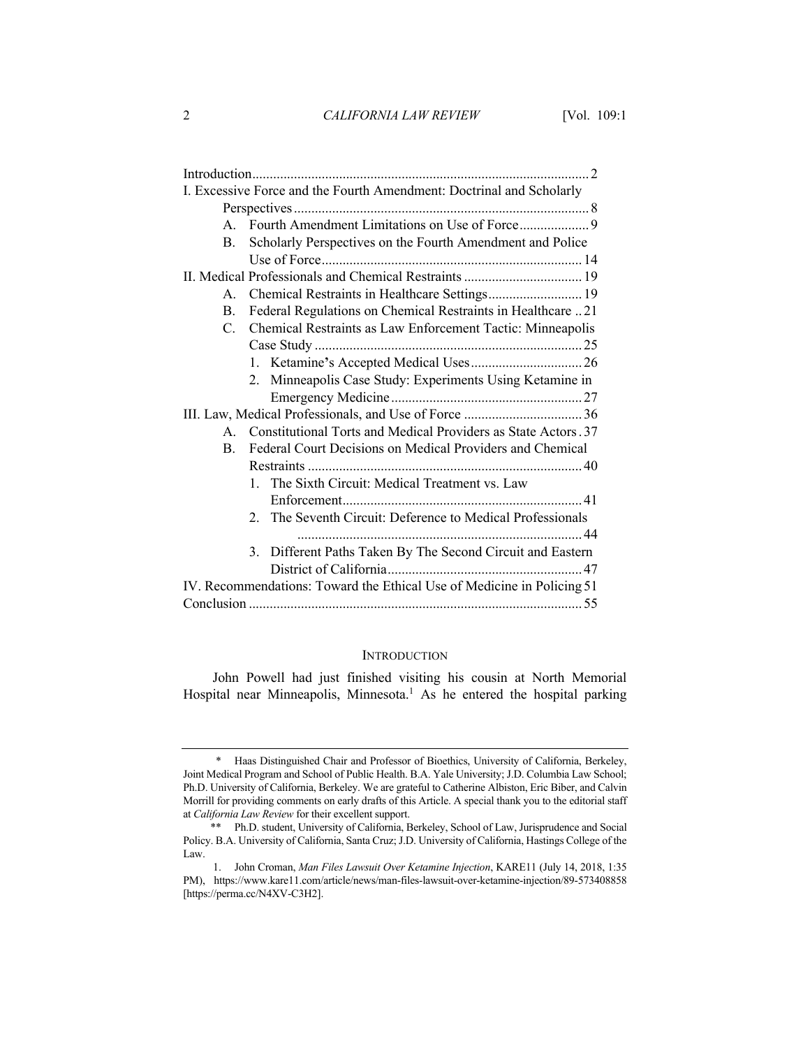Introduction ........................................................................................ 2

I. Excessive Force and the Fourth Amendment: Doctrinal and Scholarly Perspectives ........................................................................................ 8

- A. Fourth Amendment Limitations on Use of Force .................... 9
- B. Scholarly Perspectives on the Fourth Amendment and Police Use of Force ........................................................................ 14

II. Medical Professionals and Chemical Restraints .................................. 19

- A. Chemical Restraints in Healthcare Settings ........................... 19
- B. Federal Regulations on Chemical Restraints in Healthcare .. 21
- C. Chemical Restraints as Law Enforcement Tactic: Minneapolis Case Study ............................................................................ 25
  1. Ketamine's Accepted Medical Uses ................................ 26
  2. Minneapolis Case Study: Experiments Using Ketamine in Emergency Medicine ....................................................... 27

III. Law, Medical Professionals, and Use of Force .................................. 36

- A. Constitutional Torts and Medical Providers as State Actors . 37
- B. Federal Court Decisions on Medical Providers and Chemical Restraints .............................................................................. 40
  1. The Sixth Circuit: Medical Treatment vs. Law Enforcement .................................................................... 41
  2. The Seventh Circuit: Deference to Medical Professionals ........................................................................................ 44
  3. Different Paths Taken By The Second Circuit and Eastern District of California ....................................................... 47

IV. Recommendations: Toward the Ethical Use of Medicine in Policing 51

Conclusion ............................................................................................ 55

## INTRODUCTION

John Powell had just finished visiting his cousin at North Memorial Hospital near Minneapolis, Minnesota.[1] As he entered the hospital parking

---

\* Haas Distinguished Chair and Professor of Bioethics, University of California, Berkeley, Joint Medical Program and School of Public Health. B.A. Yale University; J.D. Columbia Law School; Ph.D. University of California, Berkeley. We are grateful to Catherine Albiston, Eric Biber, and Calvin Morrill for providing comments on early drafts of this Article. A special thank you to the editorial staff at *California Law Review* for their excellent support.

\*\* Ph.D. student, University of California, Berkeley, School of Law, Jurisprudence and Social Policy. B.A. University of California, Santa Cruz; J.D. University of California, Hastings College of the Law.

1. John Croman, *Man Files Lawsuit Over Ketamine Injection*, KARE11 (July 14, 2018, 1:35 PM), https://www.kare11.com/article/news/man-files-lawsuit-over-ketamine-injection/89-573408858 [https://perma.cc/N4XV-C3H2].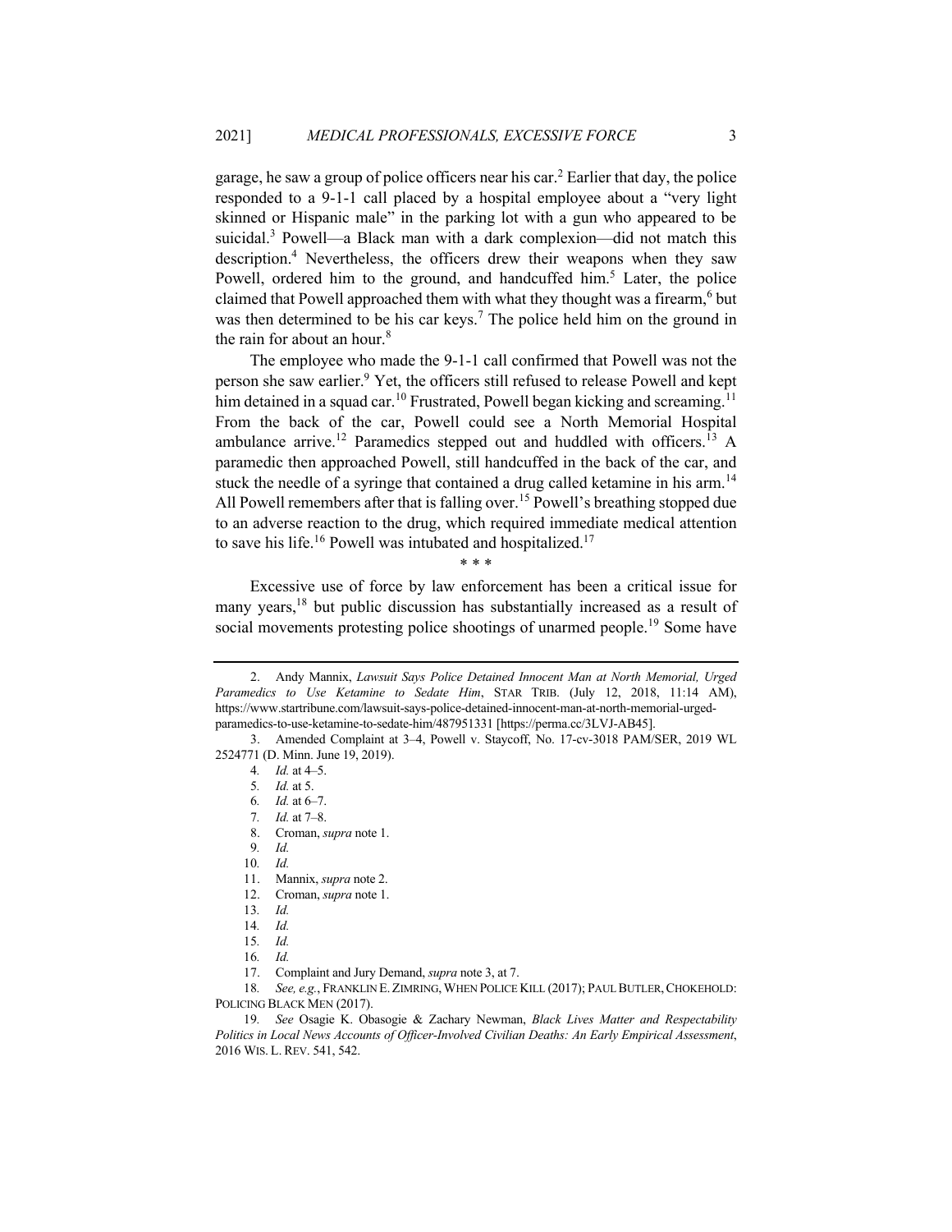garage, he saw a group of police officers near his car.[2] Earlier that day, the police responded to a 9-1-1 call placed by a hospital employee about a "very light skinned or Hispanic male" in the parking lot with a gun who appeared to be suicidal.[3] Powell—a Black man with a dark complexion—did not match this description.[4] Nevertheless, the officers drew their weapons when they saw Powell, ordered him to the ground, and handcuffed him.[5] Later, the police claimed that Powell approached them with what they thought was a firearm,[6] but was then determined to be his car keys.[7] The police held him on the ground in the rain for about an hour.[8]

The employee who made the 9-1-1 call confirmed that Powell was not the person she saw earlier.[9] Yet, the officers still refused to release Powell and kept him detained in a squad car.[10] Frustrated, Powell began kicking and screaming.[11] From the back of the car, Powell could see a North Memorial Hospital ambulance arrive.[12] Paramedics stepped out and huddled with officers.[13] A paramedic then approached Powell, still handcuffed in the back of the car, and stuck the needle of a syringe that contained a drug called ketamine in his arm.[14] All Powell remembers after that is falling over.[15] Powell's breathing stopped due to an adverse reaction to the drug, which required immediate medical attention to save his life.[16] Powell was intubated and hospitalized.[17]

\* \* \*

Excessive use of force by law enforcement has been a critical issue for many years,[18] but public discussion has substantially increased as a result of social movements protesting police shootings of unarmed people.[19] Some have

---

2. Andy Mannix, *Lawsuit Says Police Detained Innocent Man at North Memorial, Urged Paramedics to Use Ketamine to Sedate Him*, STAR TRIB. (July 12, 2018, 11:14 AM), https://www.startribune.com/lawsuit-says-police-detained-innocent-man-at-north-memorial-urged-paramedics-to-use-ketamine-to-sedate-him/487951331 [https://perma.cc/3LVJ-AB45].

3. Amended Complaint at 3–4, Powell v. Staycoff, No. 17-cv-3018 PAM/SER, 2019 WL 2524771 (D. Minn. June 19, 2019).

4. *Id.* at 4–5.

5. *Id.* at 5.

6. *Id.* at 6–7.

7. *Id.* at 7–8.

8. Croman, *supra* note 1.

9. *Id.*

10. *Id.*

11. Mannix, *supra* note 2.

12. Croman, *supra* note 1.

13. *Id.*

14. *Id.*

15. *Id.*

16. *Id.*

17. Complaint and Jury Demand, *supra* note 3, at 7.

18. *See, e.g.*, FRANKLIN E. ZIMRING, WHEN POLICE KILL (2017); PAUL BUTLER, CHOKEHOLD: POLICING BLACK MEN (2017).

19. *See* Osagie K. Obasogie & Zachary Newman, *Black Lives Matter and Respectability Politics in Local News Accounts of Officer-Involved Civilian Deaths: An Early Empirical Assessment*, 2016 WIS. L. REV. 541, 542.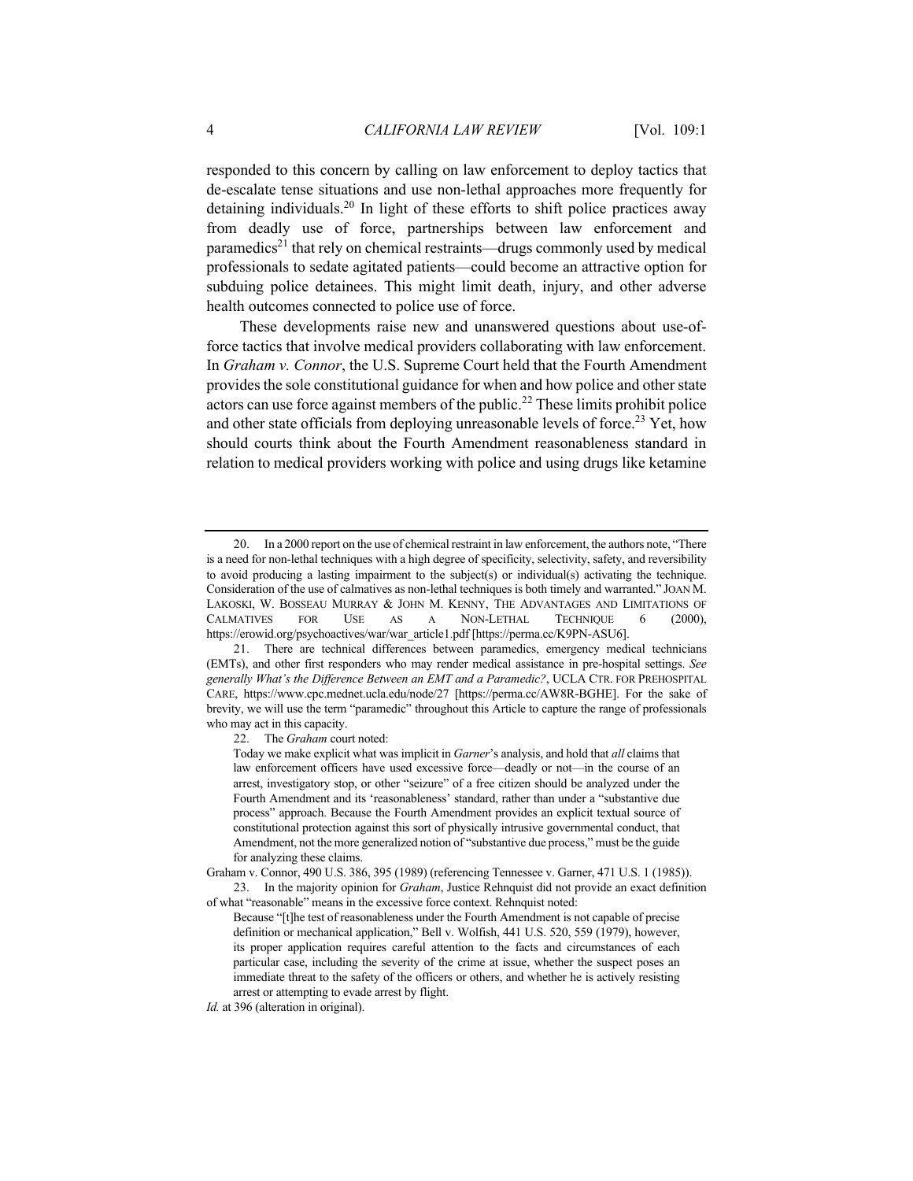responded to this concern by calling on law enforcement to deploy tactics that de-escalate tense situations and use non-lethal approaches more frequently for detaining individuals.[20] In light of these efforts to shift police practices away from deadly use of force, partnerships between law enforcement and paramedics[21] that rely on chemical restraints—drugs commonly used by medical professionals to sedate agitated patients—could become an attractive option for subduing police detainees. This might limit death, injury, and other adverse health outcomes connected to police use of force.

These developments raise new and unanswered questions about use-of-force tactics that involve medical providers collaborating with law enforcement. In *Graham v. Connor*, the U.S. Supreme Court held that the Fourth Amendment provides the sole constitutional guidance for when and how police and other state actors can use force against members of the public.[22] These limits prohibit police and other state officials from deploying unreasonable levels of force.[23] Yet, how should courts think about the Fourth Amendment reasonableness standard in relation to medical providers working with police and using drugs like ketamine

---

20. In a 2000 report on the use of chemical restraint in law enforcement, the authors note, "There is a need for non-lethal techniques with a high degree of specificity, selectivity, safety, and reversibility to avoid producing a lasting impairment to the subject(s) or individual(s) activating the technique. Consideration of the use of calmatives as non-lethal techniques is both timely and warranted." JOAN M. LAKOSKI, W. BOSSEAU MURRAY & JOHN M. KENNY, THE ADVANTAGES AND LIMITATIONS OF CALMATIVES FOR USE AS A NON-LETHAL TECHNIQUE 6 (2000), https://erowid.org/psychoactives/war/war_article1.pdf [https://perma.cc/K9PN-ASU6].

21. There are technical differences between paramedics, emergency medical technicians (EMTs), and other first responders who may render medical assistance in pre-hospital settings. *See generally What's the Difference Between an EMT and a Paramedic?*, UCLA CTR. FOR PREHOSPITAL CARE, https://www.cpc.mednet.ucla.edu/node/27 [https://perma.cc/AW8R-BGHE]. For the sake of brevity, we will use the term "paramedic" throughout this Article to capture the range of professionals who may act in this capacity.

22. The *Graham* court noted:

> Today we make explicit what was implicit in *Garner*'s analysis, and hold that *all* claims that law enforcement officers have used excessive force—deadly or not—in the course of an arrest, investigatory stop, or other "seizure" of a free citizen should be analyzed under the Fourth Amendment and its 'reasonableness' standard, rather than under a "substantive due process" approach. Because the Fourth Amendment provides an explicit textual source of constitutional protection against this sort of physically intrusive governmental conduct, that Amendment, not the more generalized notion of "substantive due process," must be the guide for analyzing these claims.

Graham v. Connor, 490 U.S. 386, 395 (1989) (referencing Tennessee v. Garner, 471 U.S. 1 (1985)).

23. In the majority opinion for *Graham*, Justice Rehnquist did not provide an exact definition of what "reasonable" means in the excessive force context. Rehnquist noted:

> Because "[t]he test of reasonableness under the Fourth Amendment is not capable of precise definition or mechanical application," Bell v. Wolfish, 441 U.S. 520, 559 (1979), however, its proper application requires careful attention to the facts and circumstances of each particular case, including the severity of the crime at issue, whether the suspect poses an immediate threat to the safety of the officers or others, and whether he is actively resisting arrest or attempting to evade arrest by flight.

*Id.* at 396 (alteration in original).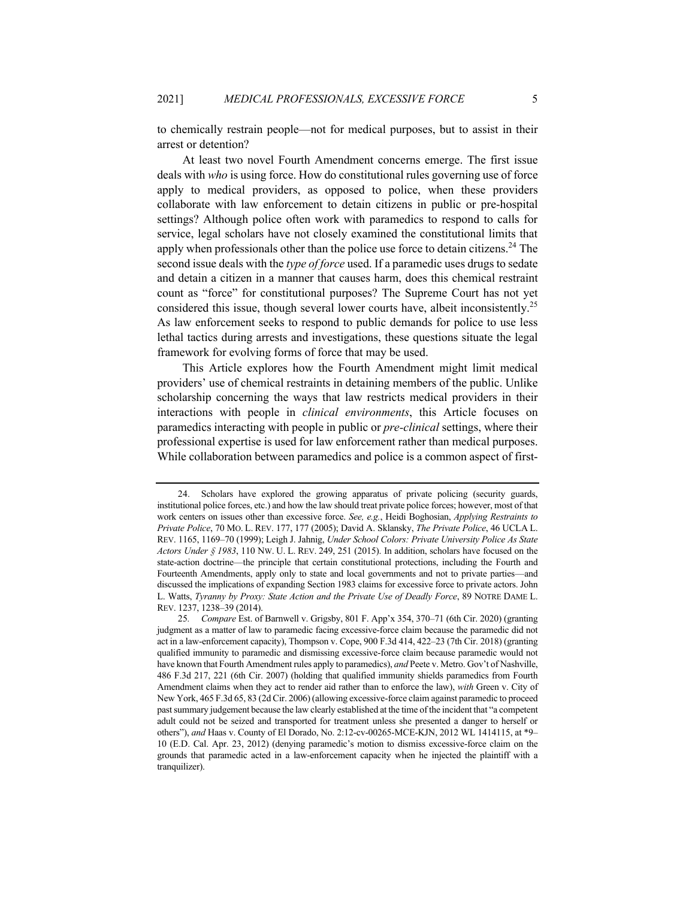to chemically restrain people—not for medical purposes, but to assist in their arrest or detention?

At least two novel Fourth Amendment concerns emerge. The first issue deals with *who* is using force. How do constitutional rules governing use of force apply to medical providers, as opposed to police, when these providers collaborate with law enforcement to detain citizens in public or pre-hospital settings? Although police often work with paramedics to respond to calls for service, legal scholars have not closely examined the constitutional limits that apply when professionals other than the police use force to detain citizens.[24] The second issue deals with the *type of force* used. If a paramedic uses drugs to sedate and detain a citizen in a manner that causes harm, does this chemical restraint count as "force" for constitutional purposes? The Supreme Court has not yet considered this issue, though several lower courts have, albeit inconsistently.[25] As law enforcement seeks to respond to public demands for police to use less lethal tactics during arrests and investigations, these questions situate the legal framework for evolving forms of force that may be used.

This Article explores how the Fourth Amendment might limit medical providers' use of chemical restraints in detaining members of the public. Unlike scholarship concerning the ways that law restricts medical providers in their interactions with people in *clinical environments*, this Article focuses on paramedics interacting with people in public or *pre-clinical* settings, where their professional expertise is used for law enforcement rather than medical purposes. While collaboration between paramedics and police is a common aspect of first-

---

24. Scholars have explored the growing apparatus of private policing (security guards, institutional police forces, etc.) and how the law should treat private police forces; however, most of that work centers on issues other than excessive force. *See, e.g.*, Heidi Boghosian, *Applying Restraints to Private Police*, 70 MO. L. REV. 177, 177 (2005); David A. Sklansky, *The Private Police*, 46 UCLA L. REV. 1165, 1169–70 (1999); Leigh J. Jahnig, *Under School Colors: Private University Police As State Actors Under § 1983*, 110 NW. U. L. REV. 249, 251 (2015). In addition, scholars have focused on the state-action doctrine—the principle that certain constitutional protections, including the Fourth and Fourteenth Amendments, apply only to state and local governments and not to private parties—and discussed the implications of expanding Section 1983 claims for excessive force to private actors. John L. Watts, *Tyranny by Proxy: State Action and the Private Use of Deadly Force*, 89 NOTRE DAME L. REV. 1237, 1238–39 (2014).

25. *Compare* Est. of Barnwell v. Grigsby, 801 F. App'x 354, 370–71 (6th Cir. 2020) (granting judgment as a matter of law to paramedic facing excessive-force claim because the paramedic did not act in a law-enforcement capacity), Thompson v. Cope, 900 F.3d 414, 422–23 (7th Cir. 2018) (granting qualified immunity to paramedic and dismissing excessive-force claim because paramedic would not have known that Fourth Amendment rules apply to paramedics), *and* Peete v. Metro. Gov't of Nashville, 486 F.3d 217, 221 (6th Cir. 2007) (holding that qualified immunity shields paramedics from Fourth Amendment claims when they act to render aid rather than to enforce the law), *with* Green v. City of New York, 465 F.3d 65, 83 (2d Cir. 2006) (allowing excessive-force claim against paramedic to proceed past summary judgement because the law clearly established at the time of the incident that "a competent adult could not be seized and transported for treatment unless she presented a danger to herself or others"), *and* Haas v. County of El Dorado, No. 2:12-cv-00265-MCE-KJN, 2012 WL 1414115, at *9–10 (E.D. Cal. Apr. 23, 2012) (denying paramedic's motion to dismiss excessive-force claim on the grounds that paramedic acted in a law-enforcement capacity when he injected the plaintiff with a tranquilizer).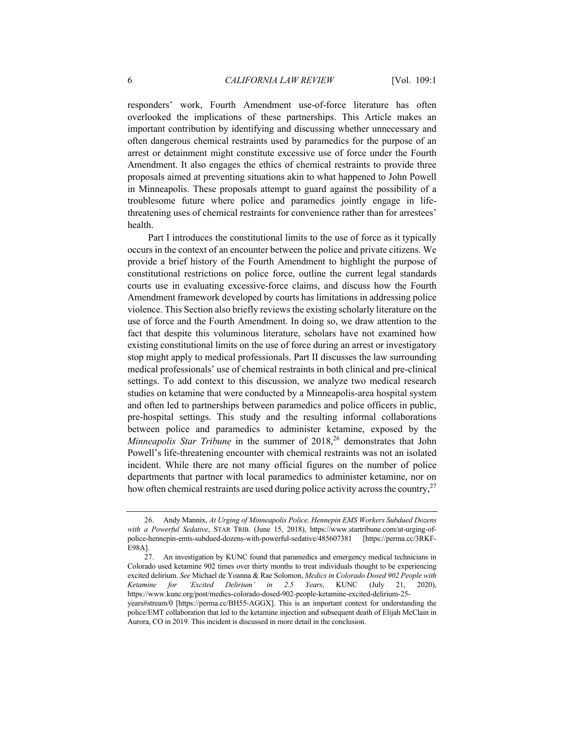responders' work, Fourth Amendment use-of-force literature has often overlooked the implications of these partnerships. This Article makes an important contribution by identifying and discussing whether unnecessary and often dangerous chemical restraints used by paramedics for the purpose of an arrest or detainment might constitute excessive use of force under the Fourth Amendment. It also engages the ethics of chemical restraints to provide three proposals aimed at preventing situations akin to what happened to John Powell in Minneapolis. These proposals attempt to guard against the possibility of a troublesome future where police and paramedics jointly engage in life-threatening uses of chemical restraints for convenience rather than for arrestees' health.

Part I introduces the constitutional limits to the use of force as it typically occurs in the context of an encounter between the police and private citizens. We provide a brief history of the Fourth Amendment to highlight the purpose of constitutional restrictions on police force, outline the current legal standards courts use in evaluating excessive-force claims, and discuss how the Fourth Amendment framework developed by courts has limitations in addressing police violence. This Section also briefly reviews the existing scholarly literature on the use of force and the Fourth Amendment. In doing so, we draw attention to the fact that despite this voluminous literature, scholars have not examined how existing constitutional limits on the use of force during an arrest or investigatory stop might apply to medical professionals. Part II discusses the law surrounding medical professionals' use of chemical restraints in both clinical and pre-clinical settings. To add context to this discussion, we analyze two medical research studies on ketamine that were conducted by a Minneapolis-area hospital system and often led to partnerships between paramedics and police officers in public, pre-hospital settings. This study and the resulting informal collaborations between police and paramedics to administer ketamine, exposed by the *Minneapolis Star Tribune* in the summer of 2018,[26] demonstrates that John Powell's life-threatening encounter with chemical restraints was not an isolated incident. While there are not many official figures on the number of police departments that partner with local paramedics to administer ketamine, nor on how often chemical restraints are used during police activity across the country,[27]

---

26. Andy Mannix, *At Urging of Minneapolis Police, Hennepin EMS Workers Subdued Dozens with a Powerful Sedative*, STAR TRIB. (June 15, 2018), https://www.startribune.com/at-urging-of-police-hennepin-emts-subdued-dozens-with-powerful-sedative/485607381 [https://perma.cc/3RKF-E98A].

27. An investigation by KUNC found that paramedics and emergency medical technicians in Colorado used ketamine 902 times over thirty months to treat individuals thought to be experiencing excited delirium. *See* Michael de Yoanna & Rae Solomon, *Medics in Colorado Dosed 902 People with Ketamine for 'Excited Delirium' in 2.5 Years*, KUNC (July 21, 2020), https://www.kunc.org/post/medics-colorado-dosed-902-people-ketamine-excited-delirium-25-years#stream/0 [https://perma.cc/BH55-AGGX]. This is an important context for understanding the police/EMT collaboration that led to the ketamine injection and subsequent death of Elijah McClain in Aurora, CO in 2019. This incident is discussed in more detail in the conclusion.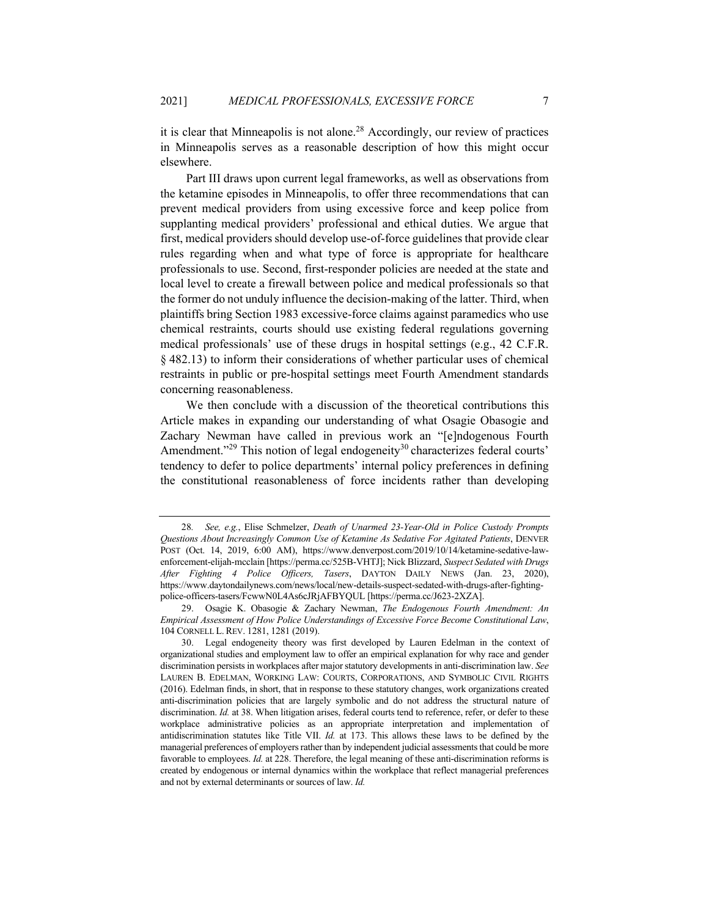it is clear that Minneapolis is not alone.[28] Accordingly, our review of practices in Minneapolis serves as a reasonable description of how this might occur elsewhere.

Part III draws upon current legal frameworks, as well as observations from the ketamine episodes in Minneapolis, to offer three recommendations that can prevent medical providers from using excessive force and keep police from supplanting medical providers' professional and ethical duties. We argue that first, medical providers should develop use-of-force guidelines that provide clear rules regarding when and what type of force is appropriate for healthcare professionals to use. Second, first-responder policies are needed at the state and local level to create a firewall between police and medical professionals so that the former do not unduly influence the decision-making of the latter. Third, when plaintiffs bring Section 1983 excessive-force claims against paramedics who use chemical restraints, courts should use existing federal regulations governing medical professionals' use of these drugs in hospital settings (e.g., 42 C.F.R. § 482.13) to inform their considerations of whether particular uses of chemical restraints in public or pre-hospital settings meet Fourth Amendment standards concerning reasonableness.

We then conclude with a discussion of the theoretical contributions this Article makes in expanding our understanding of what Osagie Obasogie and Zachary Newman have called in previous work an "[e]ndogenous Fourth Amendment."[29] This notion of legal endogeneity[30] characterizes federal courts' tendency to defer to police departments' internal policy preferences in defining the constitutional reasonableness of force incidents rather than developing

---

28. *See, e.g.*, Elise Schmelzer, *Death of Unarmed 23-Year-Old in Police Custody Prompts Questions About Increasingly Common Use of Ketamine As Sedative For Agitated Patients*, DENVER POST (Oct. 14, 2019, 6:00 AM), https://www.denverpost.com/2019/10/14/ketamine-sedative-law-enforcement-elijah-mcclain [https://perma.cc/525B-VHTJ]; Nick Blizzard, *Suspect Sedated with Drugs After Fighting 4 Police Officers, Tasers*, DAYTON DAILY NEWS (Jan. 23, 2020), https://www.daytondailynews.com/news/local/new-details-suspect-sedated-with-drugs-after-fighting-police-officers-tasers/FcwwN0L4As6cJRjAFBYQUL [https://perma.cc/J623-2XZA].

29. Osagie K. Obasogie & Zachary Newman, *The Endogenous Fourth Amendment: An Empirical Assessment of How Police Understandings of Excessive Force Become Constitutional Law*, 104 CORNELL L. REV. 1281, 1281 (2019).

30. Legal endogeneity theory was first developed by Lauren Edelman in the context of organizational studies and employment law to offer an empirical explanation for why race and gender discrimination persists in workplaces after major statutory developments in anti-discrimination law. *See* LAUREN B. EDELMAN, WORKING LAW: COURTS, CORPORATIONS, AND SYMBOLIC CIVIL RIGHTS (2016). Edelman finds, in short, that in response to these statutory changes, work organizations created anti-discrimination policies that are largely symbolic and do not address the structural nature of discrimination. *Id.* at 38. When litigation arises, federal courts tend to reference, refer, or defer to these workplace administrative policies as an appropriate interpretation and implementation of antidiscrimination statutes like Title VII. *Id.* at 173. This allows these laws to be defined by the managerial preferences of employers rather than by independent judicial assessments that could be more favorable to employees. *Id.* at 228. Therefore, the legal meaning of these anti-discrimination reforms is created by endogenous or internal dynamics within the workplace that reflect managerial preferences and not by external determinants or sources of law. *Id.*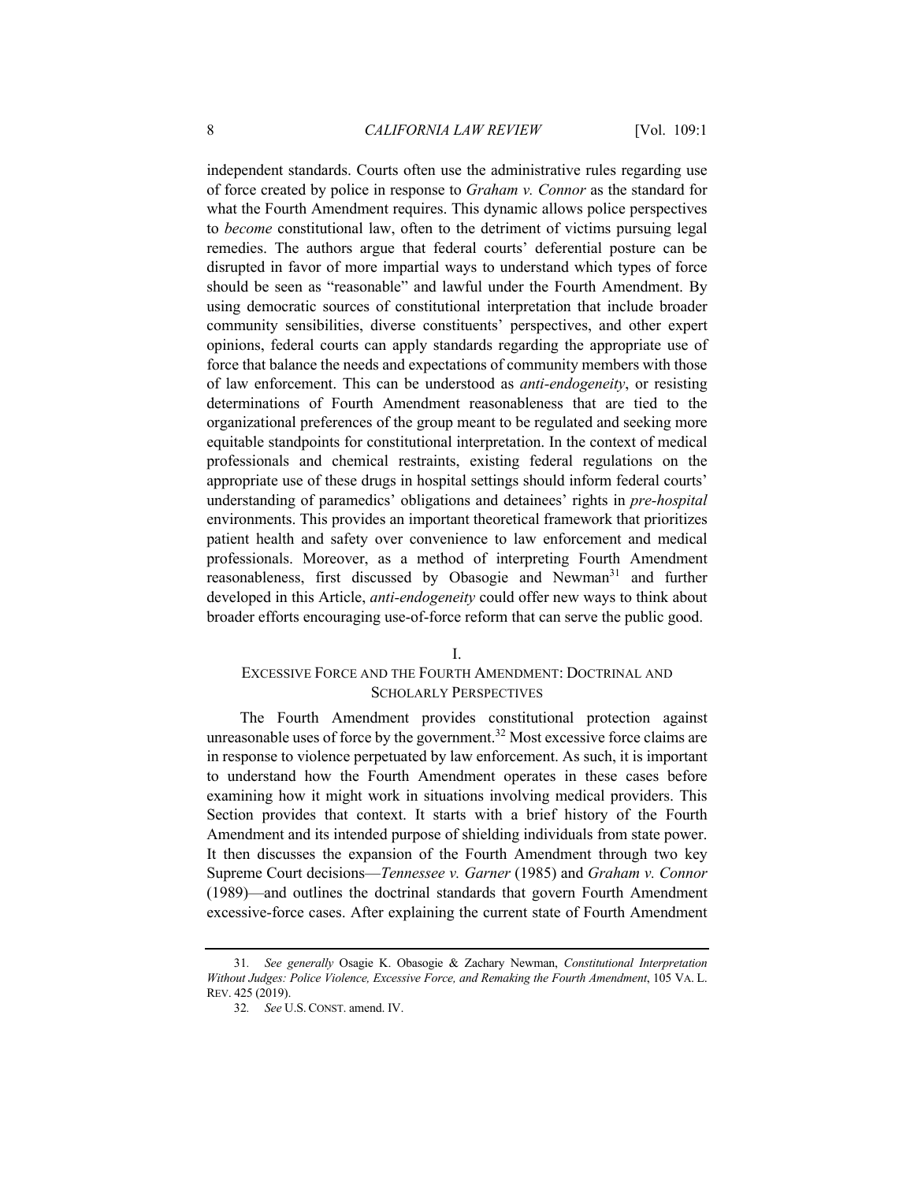independent standards. Courts often use the administrative rules regarding use of force created by police in response to *Graham v. Connor* as the standard for what the Fourth Amendment requires. This dynamic allows police perspectives to *become* constitutional law, often to the detriment of victims pursuing legal remedies. The authors argue that federal courts' deferential posture can be disrupted in favor of more impartial ways to understand which types of force should be seen as "reasonable" and lawful under the Fourth Amendment. By using democratic sources of constitutional interpretation that include broader community sensibilities, diverse constituents' perspectives, and other expert opinions, federal courts can apply standards regarding the appropriate use of force that balance the needs and expectations of community members with those of law enforcement. This can be understood as *anti-endogeneity*, or resisting determinations of Fourth Amendment reasonableness that are tied to the organizational preferences of the group meant to be regulated and seeking more equitable standpoints for constitutional interpretation. In the context of medical professionals and chemical restraints, existing federal regulations on the appropriate use of these drugs in hospital settings should inform federal courts' understanding of paramedics' obligations and detainees' rights in *pre-hospital* environments. This provides an important theoretical framework that prioritizes patient health and safety over convenience to law enforcement and medical professionals. Moreover, as a method of interpreting Fourth Amendment reasonableness, first discussed by Obasogie and Newman[31] and further developed in this Article, *anti-endogeneity* could offer new ways to think about broader efforts encouraging use-of-force reform that can serve the public good.

## I.
## EXCESSIVE FORCE AND THE FOURTH AMENDMENT: DOCTRINAL AND SCHOLARLY PERSPECTIVES

The Fourth Amendment provides constitutional protection against unreasonable uses of force by the government.[32] Most excessive force claims are in response to violence perpetuated by law enforcement. As such, it is important to understand how the Fourth Amendment operates in these cases before examining how it might work in situations involving medical providers. This Section provides that context. It starts with a brief history of the Fourth Amendment and its intended purpose of shielding individuals from state power. It then discusses the expansion of the Fourth Amendment through two key Supreme Court decisions—*Tennessee v. Garner* (1985) and *Graham v. Connor* (1989)—and outlines the doctrinal standards that govern Fourth Amendment excessive-force cases. After explaining the current state of Fourth Amendment

---

31. *See generally* Osagie K. Obasogie & Zachary Newman, *Constitutional Interpretation Without Judges: Police Violence, Excessive Force, and Remaking the Fourth Amendment*, 105 VA. L. REV. 425 (2019).

32. *See* U.S. CONST. amend. IV.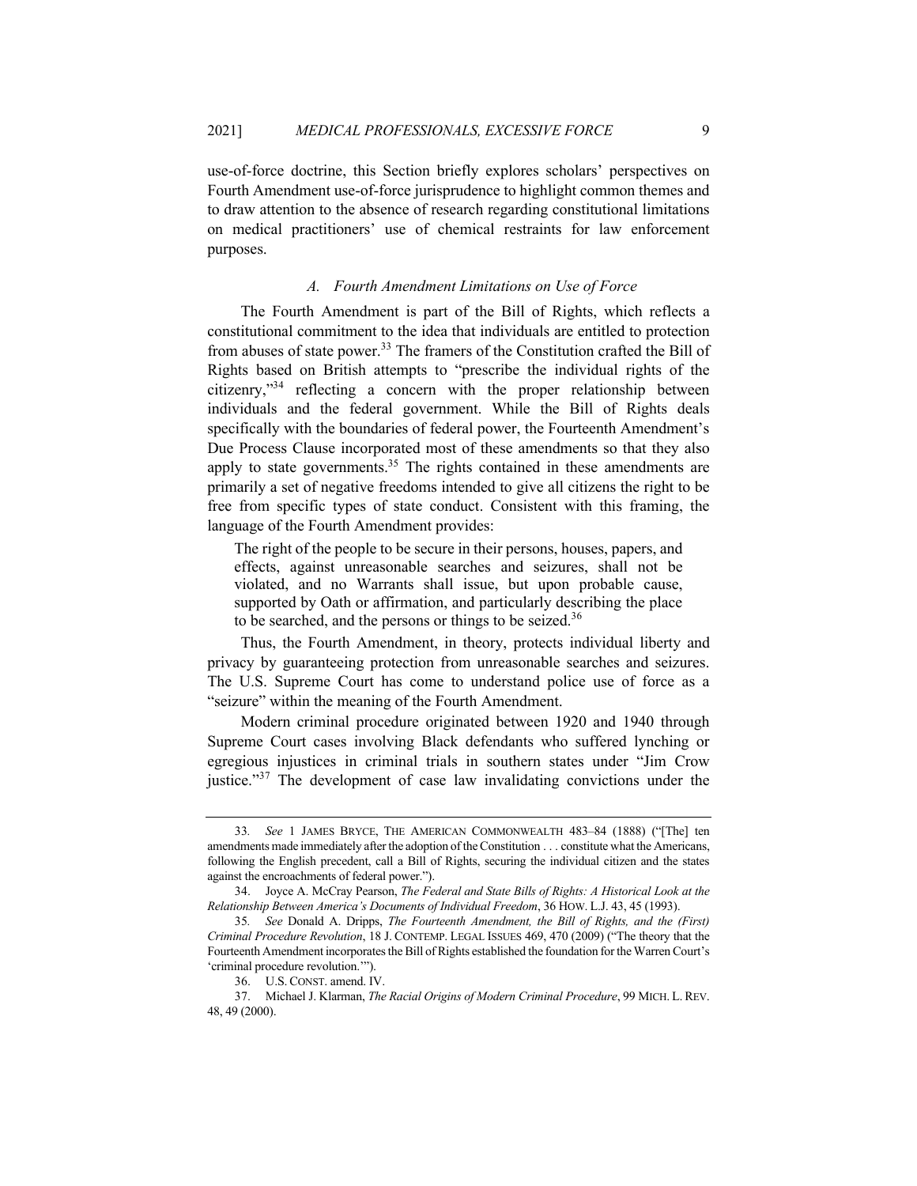use-of-force doctrine, this Section briefly explores scholars' perspectives on Fourth Amendment use-of-force jurisprudence to highlight common themes and to draw attention to the absence of research regarding constitutional limitations on medical practitioners' use of chemical restraints for law enforcement purposes.

### *A. Fourth Amendment Limitations on Use of Force*

The Fourth Amendment is part of the Bill of Rights, which reflects a constitutional commitment to the idea that individuals are entitled to protection from abuses of state power.[33] The framers of the Constitution crafted the Bill of Rights based on British attempts to "prescribe the individual rights of the citizenry,"[34] reflecting a concern with the proper relationship between individuals and the federal government. While the Bill of Rights deals specifically with the boundaries of federal power, the Fourteenth Amendment's Due Process Clause incorporated most of these amendments so that they also apply to state governments.[35] The rights contained in these amendments are primarily a set of negative freedoms intended to give all citizens the right to be free from specific types of state conduct. Consistent with this framing, the language of the Fourth Amendment provides:

> The right of the people to be secure in their persons, houses, papers, and effects, against unreasonable searches and seizures, shall not be violated, and no Warrants shall issue, but upon probable cause, supported by Oath or affirmation, and particularly describing the place to be searched, and the persons or things to be seized.[36]

Thus, the Fourth Amendment, in theory, protects individual liberty and privacy by guaranteeing protection from unreasonable searches and seizures. The U.S. Supreme Court has come to understand police use of force as a "seizure" within the meaning of the Fourth Amendment.

Modern criminal procedure originated between 1920 and 1940 through Supreme Court cases involving Black defendants who suffered lynching or egregious injustices in criminal trials in southern states under "Jim Crow justice."[37] The development of case law invalidating convictions under the

---

33. *See* 1 JAMES BRYCE, THE AMERICAN COMMONWEALTH 483–84 (1888) ("[The] ten amendments made immediately after the adoption of the Constitution . . . constitute what the Americans, following the English precedent, call a Bill of Rights, securing the individual citizen and the states against the encroachments of federal power.").

34. Joyce A. McCray Pearson, *The Federal and State Bills of Rights: A Historical Look at the Relationship Between America's Documents of Individual Freedom*, 36 HOW. L.J. 43, 45 (1993).

35. *See* Donald A. Dripps, *The Fourteenth Amendment, the Bill of Rights, and the (First) Criminal Procedure Revolution*, 18 J. CONTEMP. LEGAL ISSUES 469, 470 (2009) ("The theory that the Fourteenth Amendment incorporates the Bill of Rights established the foundation for the Warren Court's 'criminal procedure revolution.'").

36. U.S. CONST. amend. IV.

37. Michael J. Klarman, *The Racial Origins of Modern Criminal Procedure*, 99 MICH. L. REV. 48, 49 (2000).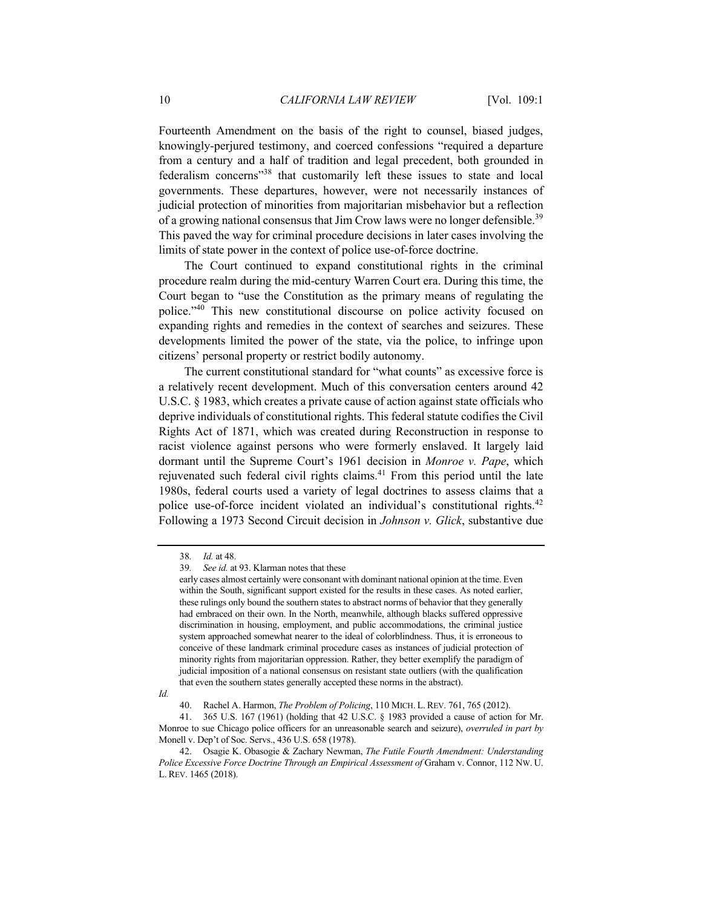Fourteenth Amendment on the basis of the right to counsel, biased judges, knowingly-perjured testimony, and coerced confessions "required a departure from a century and a half of tradition and legal precedent, both grounded in federalism concerns"[38] that customarily left these issues to state and local governments. These departures, however, were not necessarily instances of judicial protection of minorities from majoritarian misbehavior but a reflection of a growing national consensus that Jim Crow laws were no longer defensible.[39] This paved the way for criminal procedure decisions in later cases involving the limits of state power in the context of police use-of-force doctrine.

The Court continued to expand constitutional rights in the criminal procedure realm during the mid-century Warren Court era. During this time, the Court began to "use the Constitution as the primary means of regulating the police."[40] This new constitutional discourse on police activity focused on expanding rights and remedies in the context of searches and seizures. These developments limited the power of the state, via the police, to infringe upon citizens' personal property or restrict bodily autonomy.

The current constitutional standard for "what counts" as excessive force is a relatively recent development. Much of this conversation centers around 42 U.S.C. § 1983, which creates a private cause of action against state officials who deprive individuals of constitutional rights. This federal statute codifies the Civil Rights Act of 1871, which was created during Reconstruction in response to racist violence against persons who were formerly enslaved. It largely laid dormant until the Supreme Court's 1961 decision in *Monroe v. Pape*, which rejuvenated such federal civil rights claims.[41] From this period until the late 1980s, federal courts used a variety of legal doctrines to assess claims that a police use-of-force incident violated an individual's constitutional rights.[42] Following a 1973 Second Circuit decision in *Johnson v. Glick*, substantive due

---

38. *Id.* at 48.

39. *See id.* at 93. Klarman notes that these

> early cases almost certainly were consonant with dominant national opinion at the time. Even within the South, significant support existed for the results in these cases. As noted earlier, these rulings only bound the southern states to abstract norms of behavior that they generally had embraced on their own. In the North, meanwhile, although blacks suffered oppressive discrimination in housing, employment, and public accommodations, the criminal justice system approached somewhat nearer to the ideal of colorblindness. Thus, it is erroneous to conceive of these landmark criminal procedure cases as instances of judicial protection of minority rights from majoritarian oppression. Rather, they better exemplify the paradigm of judicial imposition of a national consensus on resistant state outliers (with the qualification that even the southern states generally accepted these norms in the abstract).

*Id.*

40. Rachel A. Harmon, *The Problem of Policing*, 110 MICH. L. REV. 761, 765 (2012).

41. 365 U.S. 167 (1961) (holding that 42 U.S.C. § 1983 provided a cause of action for Mr. Monroe to sue Chicago police officers for an unreasonable search and seizure), *overruled in part by* Monell v. Dep't of Soc. Servs., 436 U.S. 658 (1978).

42. Osagie K. Obasogie & Zachary Newman, *The Futile Fourth Amendment: Understanding Police Excessive Force Doctrine Through an Empirical Assessment of* Graham v. Connor, 112 NW. U. L. REV. 1465 (2018).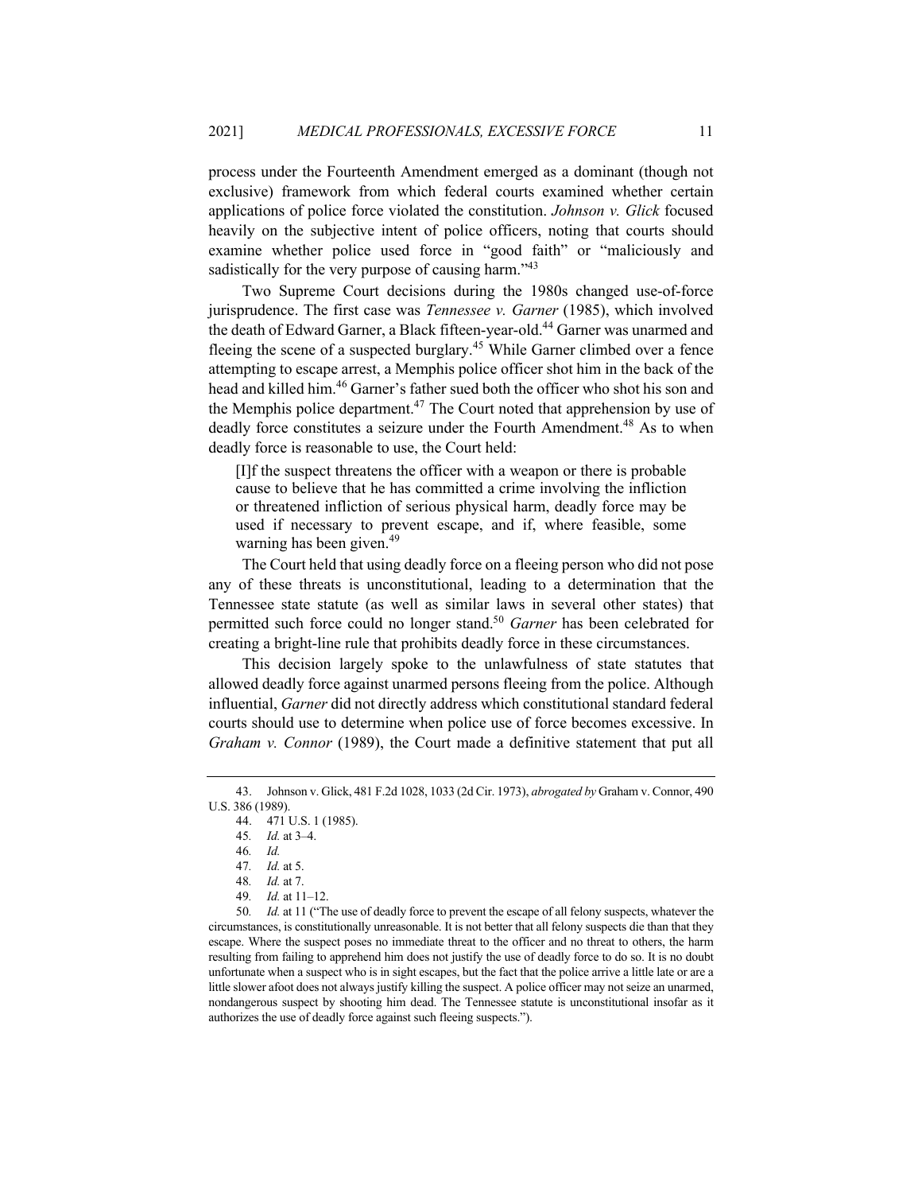process under the Fourteenth Amendment emerged as a dominant (though not exclusive) framework from which federal courts examined whether certain applications of police force violated the constitution. *Johnson v. Glick* focused heavily on the subjective intent of police officers, noting that courts should examine whether police used force in "good faith" or "maliciously and sadistically for the very purpose of causing harm."[43]

Two Supreme Court decisions during the 1980s changed use-of-force jurisprudence. The first case was *Tennessee v. Garner* (1985), which involved the death of Edward Garner, a Black fifteen-year-old.[44] Garner was unarmed and fleeing the scene of a suspected burglary.[45] While Garner climbed over a fence attempting to escape arrest, a Memphis police officer shot him in the back of the head and killed him.[46] Garner's father sued both the officer who shot his son and the Memphis police department.[47] The Court noted that apprehension by use of deadly force constitutes a seizure under the Fourth Amendment.[48] As to when deadly force is reasonable to use, the Court held:

> [I]f the suspect threatens the officer with a weapon or there is probable cause to believe that he has committed a crime involving the infliction or threatened infliction of serious physical harm, deadly force may be used if necessary to prevent escape, and if, where feasible, some warning has been given.[49]

The Court held that using deadly force on a fleeing person who did not pose any of these threats is unconstitutional, leading to a determination that the Tennessee state statute (as well as similar laws in several other states) that permitted such force could no longer stand.[50] *Garner* has been celebrated for creating a bright-line rule that prohibits deadly force in these circumstances.

This decision largely spoke to the unlawfulness of state statutes that allowed deadly force against unarmed persons fleeing from the police. Although influential, *Garner* did not directly address which constitutional standard federal courts should use to determine when police use of force becomes excessive. In *Graham v. Connor* (1989), the Court made a definitive statement that put all

---

43. Johnson v. Glick, 481 F.2d 1028, 1033 (2d Cir. 1973), *abrogated by* Graham v. Connor, 490 U.S. 386 (1989).

44. 471 U.S. 1 (1985).

45. *Id.* at 3–4.

46. *Id.*

47. *Id.* at 5.

48. *Id.* at 7.

49. *Id.* at 11–12.

50. *Id.* at 11 ("The use of deadly force to prevent the escape of all felony suspects, whatever the circumstances, is constitutionally unreasonable. It is not better that all felony suspects die than that they escape. Where the suspect poses no immediate threat to the officer and no threat to others, the harm resulting from failing to apprehend him does not justify the use of deadly force to do so. It is no doubt unfortunate when a suspect who is in sight escapes, but the fact that the police arrive a little late or are a little slower afoot does not always justify killing the suspect. A police officer may not seize an unarmed, nondangerous suspect by shooting him dead. The Tennessee statute is unconstitutional insofar as it authorizes the use of deadly force against such fleeing suspects.").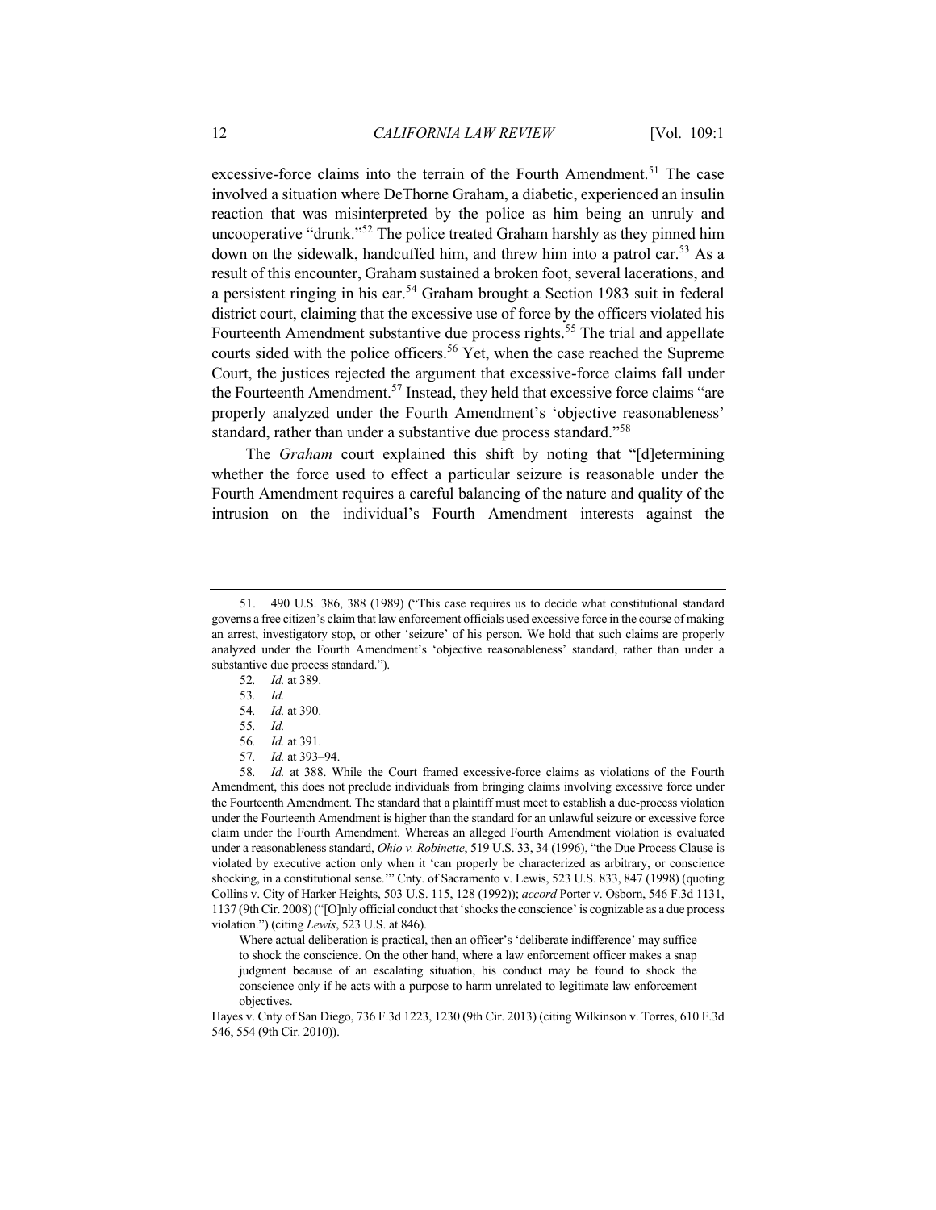excessive-force claims into the terrain of the Fourth Amendment.[51] The case involved a situation where DeThorne Graham, a diabetic, experienced an insulin reaction that was misinterpreted by the police as him being an unruly and uncooperative "drunk."[52] The police treated Graham harshly as they pinned him down on the sidewalk, handcuffed him, and threw him into a patrol car.[53] As a result of this encounter, Graham sustained a broken foot, several lacerations, and a persistent ringing in his ear.[54] Graham brought a Section 1983 suit in federal district court, claiming that the excessive use of force by the officers violated his Fourteenth Amendment substantive due process rights.[55] The trial and appellate courts sided with the police officers.[56] Yet, when the case reached the Supreme Court, the justices rejected the argument that excessive-force claims fall under the Fourteenth Amendment.[57] Instead, they held that excessive force claims "are properly analyzed under the Fourth Amendment's 'objective reasonableness' standard, rather than under a substantive due process standard."[58]

The *Graham* court explained this shift by noting that "[d]etermining whether the force used to effect a particular seizure is reasonable under the Fourth Amendment requires a careful balancing of the nature and quality of the intrusion on the individual's Fourth Amendment interests against the

---

51. 490 U.S. 386, 388 (1989) ("This case requires us to decide what constitutional standard governs a free citizen's claim that law enforcement officials used excessive force in the course of making an arrest, investigatory stop, or other 'seizure' of his person. We hold that such claims are properly analyzed under the Fourth Amendment's 'objective reasonableness' standard, rather than under a substantive due process standard.").

52. *Id.* at 389.

53. *Id.*

54. *Id.* at 390.

55. *Id.*

56. *Id.* at 391.

57. *Id.* at 393–94.

58. *Id.* at 388. While the Court framed excessive-force claims as violations of the Fourth Amendment, this does not preclude individuals from bringing claims involving excessive force under the Fourteenth Amendment. The standard that a plaintiff must meet to establish a due-process violation under the Fourteenth Amendment is higher than the standard for an unlawful seizure or excessive force claim under the Fourth Amendment. Whereas an alleged Fourth Amendment violation is evaluated under a reasonableness standard, *Ohio v. Robinette*, 519 U.S. 33, 34 (1996), "the Due Process Clause is violated by executive action only when it 'can properly be characterized as arbitrary, or conscience shocking, in a constitutional sense.'" Cnty. of Sacramento v. Lewis, 523 U.S. 833, 847 (1998) (quoting Collins v. City of Harker Heights, 503 U.S. 115, 128 (1992)); *accord* Porter v. Osborn, 546 F.3d 1131, 1137 (9th Cir. 2008) ("[O]nly official conduct that 'shocks the conscience' is cognizable as a due process violation.") (citing *Lewis*, 523 U.S. at 846).

> Where actual deliberation is practical, then an officer's 'deliberate indifference' may suffice to shock the conscience. On the other hand, where a law enforcement officer makes a snap judgment because of an escalating situation, his conduct may be found to shock the conscience only if he acts with a purpose to harm unrelated to legitimate law enforcement objectives.

Hayes v. Cnty of San Diego, 736 F.3d 1223, 1230 (9th Cir. 2013) (citing Wilkinson v. Torres, 610 F.3d 546, 554 (9th Cir. 2010)).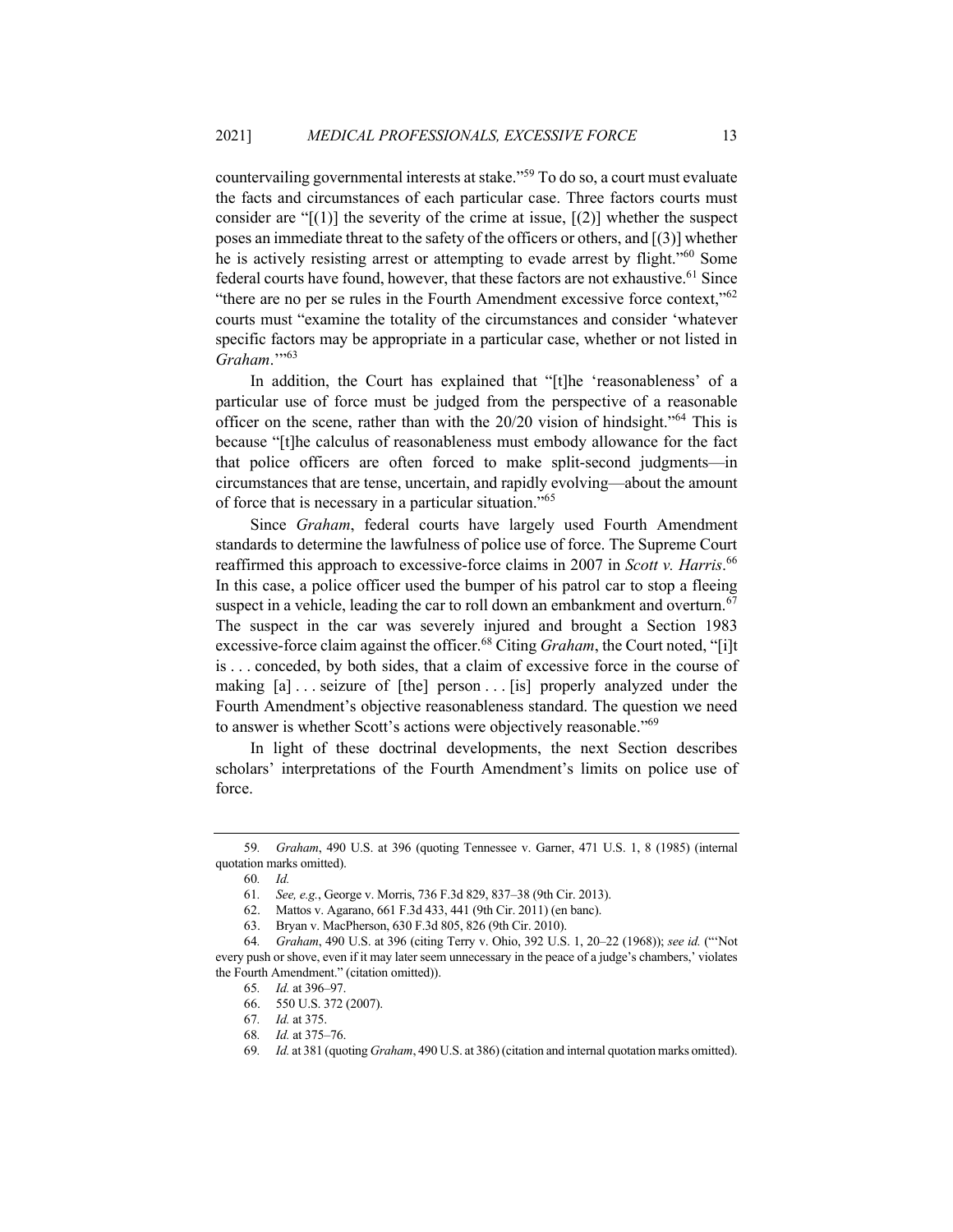countervailing governmental interests at stake."[59] To do so, a court must evaluate the facts and circumstances of each particular case. Three factors courts must consider are "[(1)] the severity of the crime at issue, [(2)] whether the suspect poses an immediate threat to the safety of the officers or others, and [(3)] whether he is actively resisting arrest or attempting to evade arrest by flight."[60] Some federal courts have found, however, that these factors are not exhaustive.[61] Since "there are no per se rules in the Fourth Amendment excessive force context,"[62] courts must "examine the totality of the circumstances and consider 'whatever specific factors may be appropriate in a particular case, whether or not listed in *Graham*.'"[63]

In addition, the Court has explained that "[t]he 'reasonableness' of a particular use of force must be judged from the perspective of a reasonable officer on the scene, rather than with the 20/20 vision of hindsight."[64] This is because "[t]he calculus of reasonableness must embody allowance for the fact that police officers are often forced to make split-second judgments—in circumstances that are tense, uncertain, and rapidly evolving—about the amount of force that is necessary in a particular situation."[65]

Since *Graham*, federal courts have largely used Fourth Amendment standards to determine the lawfulness of police use of force. The Supreme Court reaffirmed this approach to excessive-force claims in 2007 in *Scott v. Harris*.[66] In this case, a police officer used the bumper of his patrol car to stop a fleeing suspect in a vehicle, leading the car to roll down an embankment and overturn.[67] The suspect in the car was severely injured and brought a Section 1983 excessive-force claim against the officer.[68] Citing *Graham*, the Court noted, "[i]t is . . . conceded, by both sides, that a claim of excessive force in the course of making [a] . . . seizure of [the] person . . . [is] properly analyzed under the Fourth Amendment's objective reasonableness standard. The question we need to answer is whether Scott's actions were objectively reasonable."[69]

In light of these doctrinal developments, the next Section describes scholars' interpretations of the Fourth Amendment's limits on police use of force.

---

59. *Graham*, 490 U.S. at 396 (quoting Tennessee v. Garner, 471 U.S. 1, 8 (1985) (internal quotation marks omitted).

60. *Id.*

61. *See, e.g.*, George v. Morris, 736 F.3d 829, 837–38 (9th Cir. 2013).

62. Mattos v. Agarano, 661 F.3d 433, 441 (9th Cir. 2011) (en banc).

63. Bryan v. MacPherson, 630 F.3d 805, 826 (9th Cir. 2010).

64. *Graham*, 490 U.S. at 396 (citing Terry v. Ohio, 392 U.S. 1, 20–22 (1968)); *see id.* ("'Not every push or shove, even if it may later seem unnecessary in the peace of a judge's chambers,' violates the Fourth Amendment." (citation omitted)).

65. *Id.* at 396–97.

66. 550 U.S. 372 (2007).

67. *Id.* at 375.

68. *Id.* at 375–76.

69. *Id.* at 381 (quoting *Graham*, 490 U.S. at 386) (citation and internal quotation marks omitted).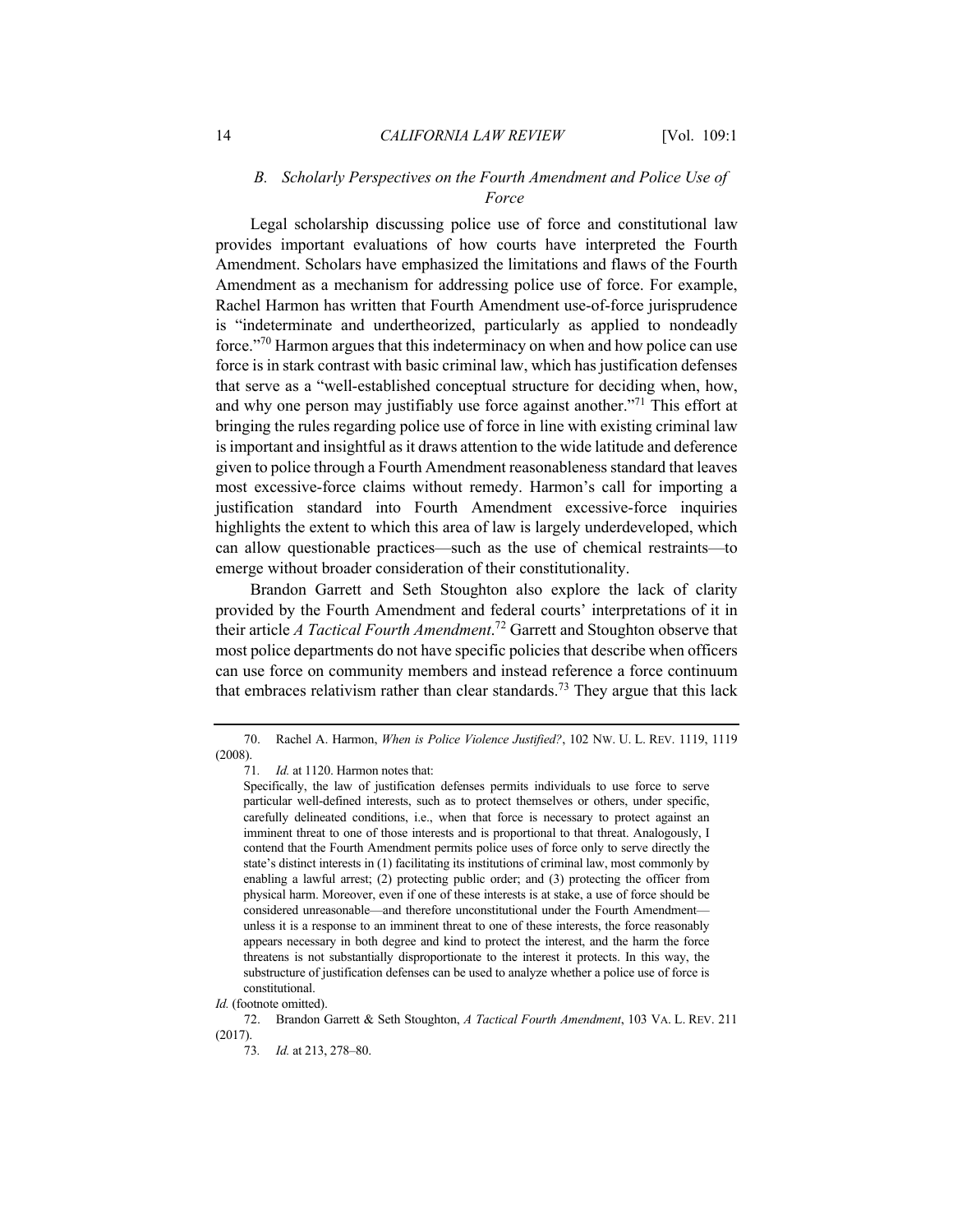### *B. Scholarly Perspectives on the Fourth Amendment and Police Use of Force*

Legal scholarship discussing police use of force and constitutional law provides important evaluations of how courts have interpreted the Fourth Amendment. Scholars have emphasized the limitations and flaws of the Fourth Amendment as a mechanism for addressing police use of force. For example, Rachel Harmon has written that Fourth Amendment use-of-force jurisprudence is "indeterminate and undertheorized, particularly as applied to nondeadly force."[70] Harmon argues that this indeterminacy on when and how police can use force is in stark contrast with basic criminal law, which has justification defenses that serve as a "well-established conceptual structure for deciding when, how, and why one person may justifiably use force against another."[71] This effort at bringing the rules regarding police use of force in line with existing criminal law is important and insightful as it draws attention to the wide latitude and deference given to police through a Fourth Amendment reasonableness standard that leaves most excessive-force claims without remedy. Harmon's call for importing a justification standard into Fourth Amendment excessive-force inquiries highlights the extent to which this area of law is largely underdeveloped, which can allow questionable practices—such as the use of chemical restraints—to emerge without broader consideration of their constitutionality.

Brandon Garrett and Seth Stoughton also explore the lack of clarity provided by the Fourth Amendment and federal courts' interpretations of it in their article *A Tactical Fourth Amendment*.[72] Garrett and Stoughton observe that most police departments do not have specific policies that describe when officers can use force on community members and instead reference a force continuum that embraces relativism rather than clear standards.[73] They argue that this lack

---

70. Rachel A. Harmon, *When is Police Violence Justified?*, 102 NW. U. L. REV. 1119, 1119 (2008).

71. *Id.* at 1120. Harmon notes that:

> Specifically, the law of justification defenses permits individuals to use force to serve particular well-defined interests, such as to protect themselves or others, under specific, carefully delineated conditions, i.e., when that force is necessary to protect against an imminent threat to one of those interests and is proportional to that threat. Analogously, I contend that the Fourth Amendment permits police uses of force only to serve directly the state's distinct interests in (1) facilitating its institutions of criminal law, most commonly by enabling a lawful arrest; (2) protecting public order; and (3) protecting the officer from physical harm. Moreover, even if one of these interests is at stake, a use of force should be considered unreasonable—and therefore unconstitutional under the Fourth Amendment—unless it is a response to an imminent threat to one of these interests, the force reasonably appears necessary in both degree and kind to protect the interest, and the harm the force threatens is not substantially disproportionate to the interest it protects. In this way, the substructure of justification defenses can be used to analyze whether a police use of force is constitutional.

*Id.* (footnote omitted).

72. Brandon Garrett & Seth Stoughton, *A Tactical Fourth Amendment*, 103 VA. L. REV. 211 (2017).

73. *Id.* at 213, 278–80.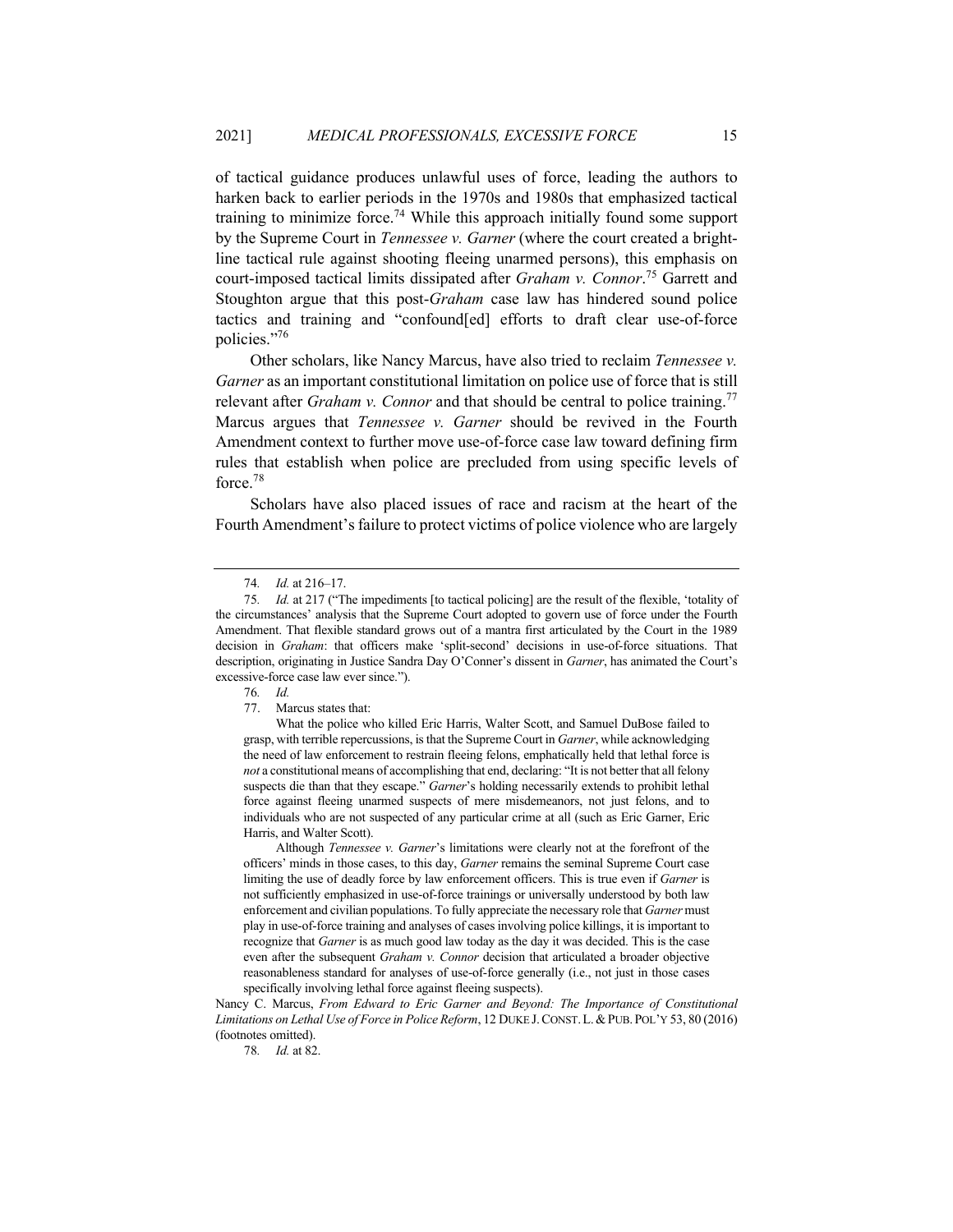of tactical guidance produces unlawful uses of force, leading the authors to harken back to earlier periods in the 1970s and 1980s that emphasized tactical training to minimize force.[74] While this approach initially found some support by the Supreme Court in *Tennessee v. Garner* (where the court created a bright-line tactical rule against shooting fleeing unarmed persons), this emphasis on court-imposed tactical limits dissipated after *Graham v. Connor*.[75] Garrett and Stoughton argue that this post-*Graham* case law has hindered sound police tactics and training and "confound[ed] efforts to draft clear use-of-force policies."[76]

Other scholars, like Nancy Marcus, have also tried to reclaim *Tennessee v. Garner* as an important constitutional limitation on police use of force that is still relevant after *Graham v. Connor* and that should be central to police training.[77] Marcus argues that *Tennessee v. Garner* should be revived in the Fourth Amendment context to further move use-of-force case law toward defining firm rules that establish when police are precluded from using specific levels of force.[78]

Scholars have also placed issues of race and racism at the heart of the Fourth Amendment's failure to protect victims of police violence who are largely

---

74. *Id.* at 216–17.

75. *Id.* at 217 ("The impediments [to tactical policing] are the result of the flexible, 'totality of the circumstances' analysis that the Supreme Court adopted to govern use of force under the Fourth Amendment. That flexible standard grows out of a mantra first articulated by the Court in the 1989 decision in *Graham*: that officers make 'split-second' decisions in use-of-force situations. That description, originating in Justice Sandra Day O'Conner's dissent in *Garner*, has animated the Court's excessive-force case law ever since.").

76. *Id.*

77. Marcus states that:

> What the police who killed Eric Harris, Walter Scott, and Samuel DuBose failed to grasp, with terrible repercussions, is that the Supreme Court in *Garner*, while acknowledging the need of law enforcement to restrain fleeing felons, emphatically held that lethal force is *not* a constitutional means of accomplishing that end, declaring: "It is not better that all felony suspects die than that they escape." *Garner*'s holding necessarily extends to prohibit lethal force against fleeing unarmed suspects of mere misdemeanors, not just felons, and to individuals who are not suspected of any particular crime at all (such as Eric Garner, Eric Harris, and Walter Scott).
>
> Although *Tennessee v. Garner*'s limitations were clearly not at the forefront of the officers' minds in those cases, to this day, *Garner* remains the seminal Supreme Court case limiting the use of deadly force by law enforcement officers. This is true even if *Garner* is not sufficiently emphasized in use-of-force trainings or universally understood by both law enforcement and civilian populations. To fully appreciate the necessary role that *Garner* must play in use-of-force training and analyses of cases involving police killings, it is important to recognize that *Garner* is as much good law today as the day it was decided. This is the case even after the subsequent *Graham v. Connor* decision that articulated a broader objective reasonableness standard for analyses of use-of-force generally (i.e., not just in those cases specifically involving lethal force against fleeing suspects).

Nancy C. Marcus, *From Edward to Eric Garner and Beyond: The Importance of Constitutional Limitations on Lethal Use of Force in Police Reform*, 12 DUKE J. CONST. L. & PUB. POL'Y 53, 80 (2016) (footnotes omitted).

78. *Id.* at 82.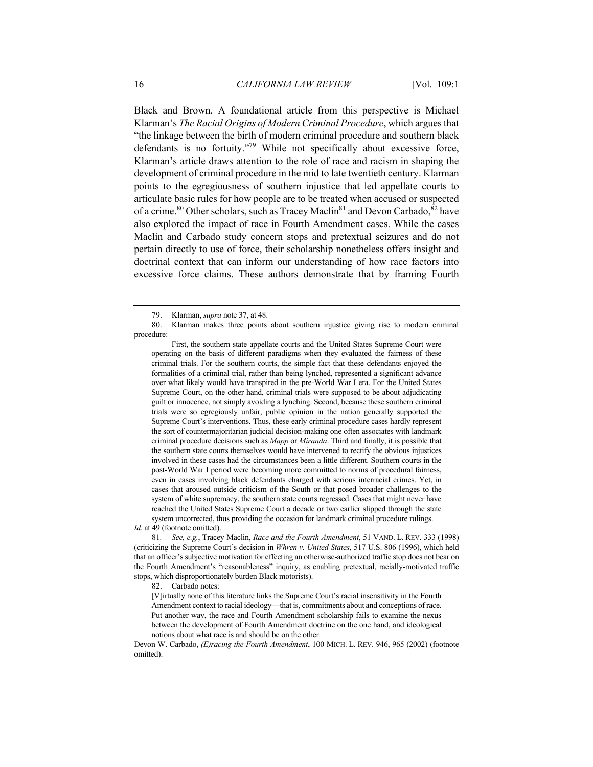Black and Brown. A foundational article from this perspective is Michael Klarman's *The Racial Origins of Modern Criminal Procedure*, which argues that "the linkage between the birth of modern criminal procedure and southern black defendants is no fortuity."[79] While not specifically about excessive force, Klarman's article draws attention to the role of race and racism in shaping the development of criminal procedure in the mid to late twentieth century. Klarman points to the egregiousness of southern injustice that led appellate courts to articulate basic rules for how people are to be treated when accused or suspected of a crime.[80] Other scholars, such as Tracey Maclin[81] and Devon Carbado,[82] have also explored the impact of race in Fourth Amendment cases. While the cases Maclin and Carbado study concern stops and pretextual seizures and do not pertain directly to use of force, their scholarship nonetheless offers insight and doctrinal context that can inform our understanding of how race factors into excessive force claims. These authors demonstrate that by framing Fourth

---

79. Klarman, *supra* note 37, at 48.

80. Klarman makes three points about southern injustice giving rise to modern criminal procedure:

> First, the southern state appellate courts and the United States Supreme Court were operating on the basis of different paradigms when they evaluated the fairness of these criminal trials. For the southern courts, the simple fact that these defendants enjoyed the formalities of a criminal trial, rather than being lynched, represented a significant advance over what likely would have transpired in the pre-World War I era. For the United States Supreme Court, on the other hand, criminal trials were supposed to be about adjudicating guilt or innocence, not simply avoiding a lynching. Second, because these southern criminal trials were so egregiously unfair, public opinion in the nation generally supported the Supreme Court's interventions. Thus, these early criminal procedure cases hardly represent the sort of countermajoritarian judicial decision-making one often associates with landmark criminal procedure decisions such as *Mapp* or *Miranda*. Third and finally, it is possible that the southern state courts themselves would have intervened to rectify the obvious injustices involved in these cases had the circumstances been a little different. Southern courts in the post-World War I period were becoming more committed to norms of procedural fairness, even in cases involving black defendants charged with serious interracial crimes. Yet, in cases that aroused outside criticism of the South or that posed broader challenges to the system of white supremacy, the southern state courts regressed. Cases that might never have reached the United States Supreme Court a decade or two earlier slipped through the state system uncorrected, thus providing the occasion for landmark criminal procedure rulings.

*Id.* at 49 (footnote omitted).

81. *See, e.g.*, Tracey Maclin, *Race and the Fourth Amendment*, 51 VAND. L. REV. 333 (1998) (criticizing the Supreme Court's decision in *Whren v. United States*, 517 U.S. 806 (1996), which held that an officer's subjective motivation for effecting an otherwise-authorized traffic stop does not bear on the Fourth Amendment's "reasonableness" inquiry, as enabling pretextual, racially-motivated traffic stops, which disproportionately burden Black motorists).

82. Carbado notes:

> [V]irtually none of this literature links the Supreme Court's racial insensitivity in the Fourth Amendment context to racial ideology—that is, commitments about and conceptions of race. Put another way, the race and Fourth Amendment scholarship fails to examine the nexus between the development of Fourth Amendment doctrine on the one hand, and ideological notions about what race is and should be on the other.

Devon W. Carbado, *(E)racing the Fourth Amendment*, 100 MICH. L. REV. 946, 965 (2002) (footnote omitted).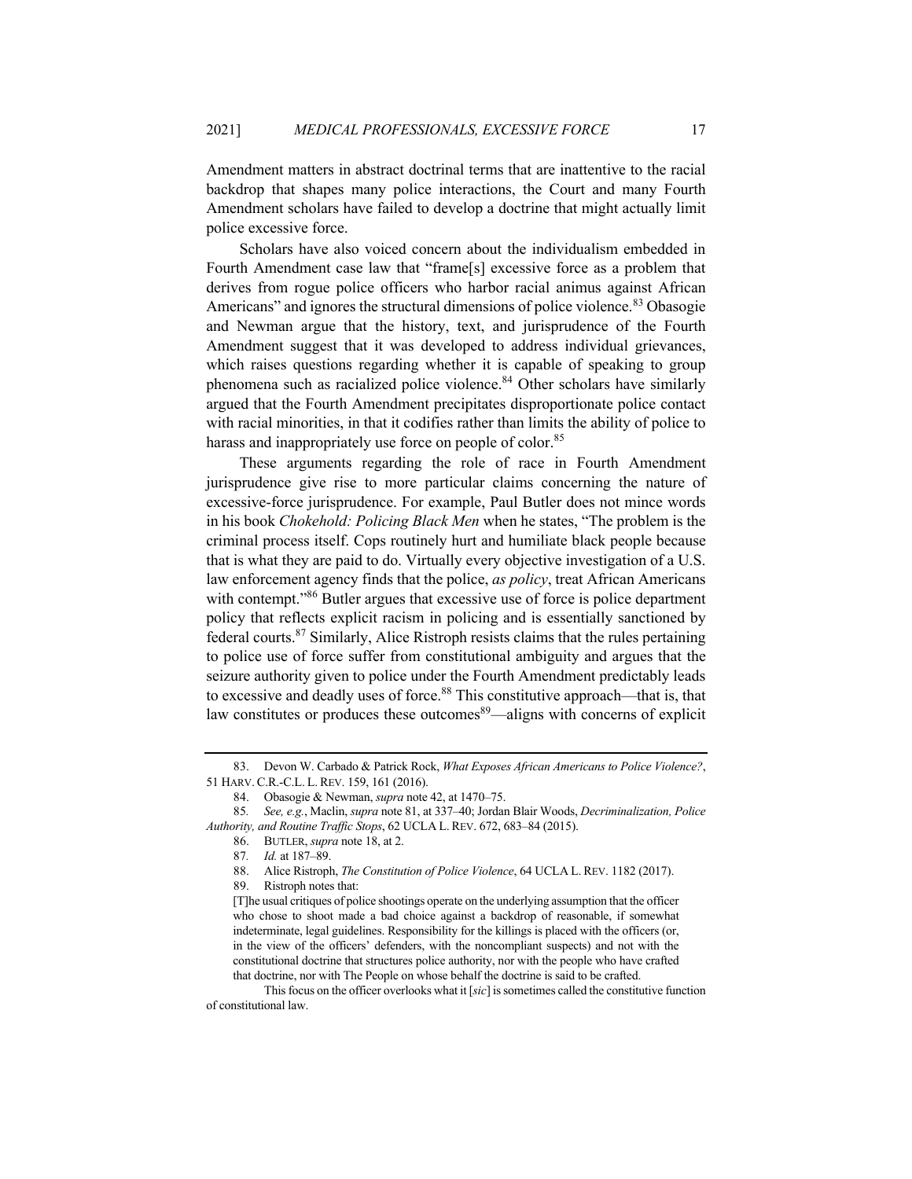Amendment matters in abstract doctrinal terms that are inattentive to the racial backdrop that shapes many police interactions, the Court and many Fourth Amendment scholars have failed to develop a doctrine that might actually limit police excessive force.

Scholars have also voiced concern about the individualism embedded in Fourth Amendment case law that "frame[s] excessive force as a problem that derives from rogue police officers who harbor racial animus against African Americans" and ignores the structural dimensions of police violence.[83] Obasogie and Newman argue that the history, text, and jurisprudence of the Fourth Amendment suggest that it was developed to address individual grievances, which raises questions regarding whether it is capable of speaking to group phenomena such as racialized police violence.[84] Other scholars have similarly argued that the Fourth Amendment precipitates disproportionate police contact with racial minorities, in that it codifies rather than limits the ability of police to harass and inappropriately use force on people of color.[85]

These arguments regarding the role of race in Fourth Amendment jurisprudence give rise to more particular claims concerning the nature of excessive-force jurisprudence. For example, Paul Butler does not mince words in his book *Chokehold: Policing Black Men* when he states, "The problem is the criminal process itself. Cops routinely hurt and humiliate black people because that is what they are paid to do. Virtually every objective investigation of a U.S. law enforcement agency finds that the police, *as policy*, treat African Americans with contempt."[86] Butler argues that excessive use of force is police department policy that reflects explicit racism in policing and is essentially sanctioned by federal courts.[87] Similarly, Alice Ristroph resists claims that the rules pertaining to police use of force suffer from constitutional ambiguity and argues that the seizure authority given to police under the Fourth Amendment predictably leads to excessive and deadly uses of force.[88] This constitutive approach—that is, that law constitutes or produces these outcomes[89]—aligns with concerns of explicit

---

83. Devon W. Carbado & Patrick Rock, *What Exposes African Americans to Police Violence?*, 51 HARV. C.R.-C.L. L. REV. 159, 161 (2016).

84. Obasogie & Newman, *supra* note 42, at 1470–75.

85. *See, e.g.*, Maclin, *supra* note 81, at 337–40; Jordan Blair Woods, *Decriminalization, Police Authority, and Routine Traffic Stops*, 62 UCLA L. REV. 672, 683–84 (2015).

86. BUTLER, *supra* note 18, at 2.

87. *Id.* at 187–89.

88. Alice Ristroph, *The Constitution of Police Violence*, 64 UCLA L. REV. 1182 (2017).

89. Ristroph notes that:

> [T]he usual critiques of police shootings operate on the underlying assumption that the officer who chose to shoot made a bad choice against a backdrop of reasonable, if somewhat indeterminate, legal guidelines. Responsibility for the killings is placed with the officers (or, in the view of the officers' defenders, with the noncompliant suspects) and not with the constitutional doctrine that structures police authority, nor with the people who have crafted that doctrine, nor with The People on whose behalf the doctrine is said to be crafted.
>
> This focus on the officer overlooks what it [*sic*] is sometimes called the constitutive function of constitutional law.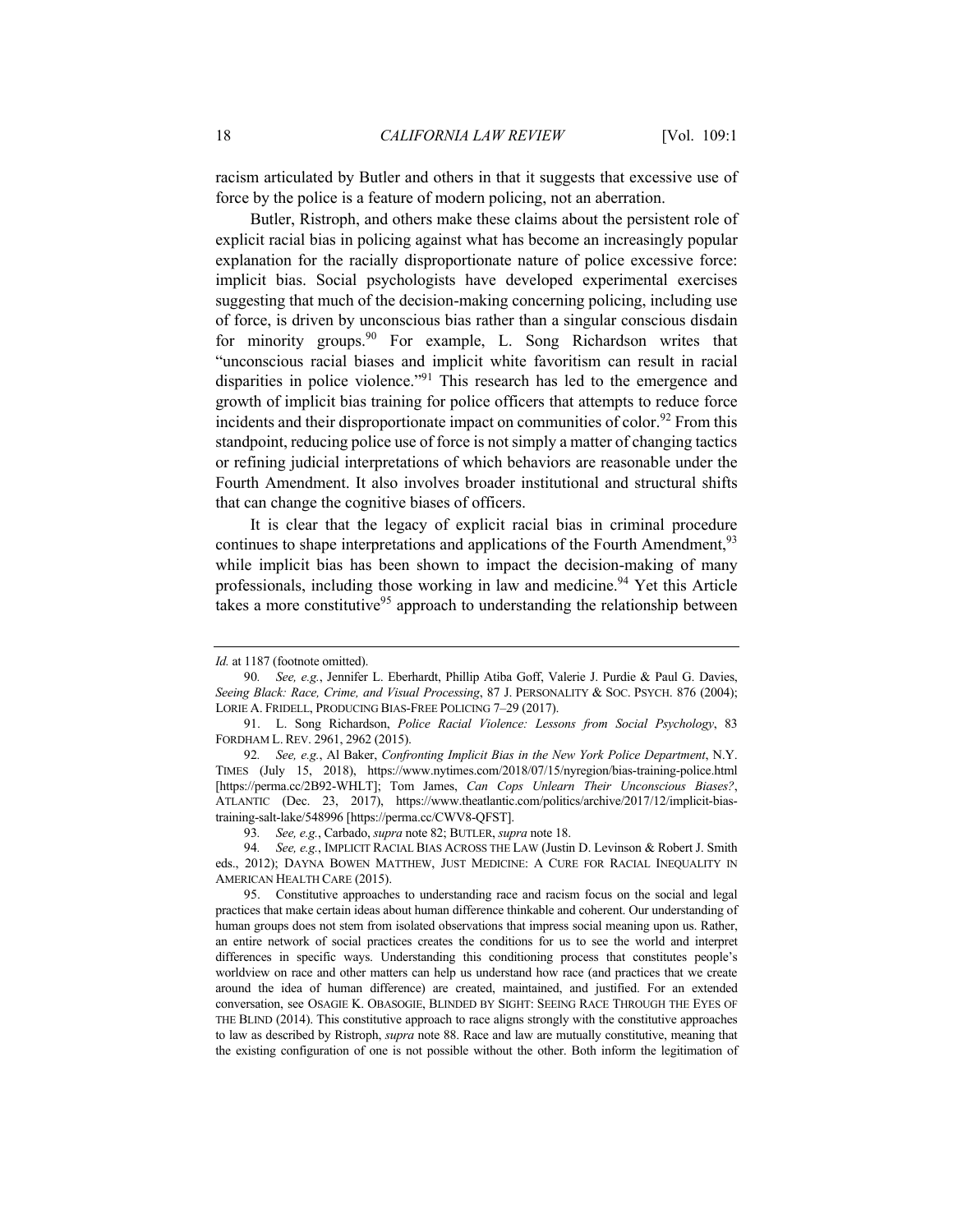racism articulated by Butler and others in that it suggests that excessive use of force by the police is a feature of modern policing, not an aberration.

Butler, Ristroph, and others make these claims about the persistent role of explicit racial bias in policing against what has become an increasingly popular explanation for the racially disproportionate nature of police excessive force: implicit bias. Social psychologists have developed experimental exercises suggesting that much of the decision-making concerning policing, including use of force, is driven by unconscious bias rather than a singular conscious disdain for minority groups.[90] For example, L. Song Richardson writes that "unconscious racial biases and implicit white favoritism can result in racial disparities in police violence."[91] This research has led to the emergence and growth of implicit bias training for police officers that attempts to reduce force incidents and their disproportionate impact on communities of color.[92] From this standpoint, reducing police use of force is not simply a matter of changing tactics or refining judicial interpretations of which behaviors are reasonable under the Fourth Amendment. It also involves broader institutional and structural shifts that can change the cognitive biases of officers.

It is clear that the legacy of explicit racial bias in criminal procedure continues to shape interpretations and applications of the Fourth Amendment,[93] while implicit bias has been shown to impact the decision-making of many professionals, including those working in law and medicine.[94] Yet this Article takes a more constitutive[95] approach to understanding the relationship between

---

*Id.* at 1187 (footnote omitted).

90. *See, e.g.*, Jennifer L. Eberhardt, Phillip Atiba Goff, Valerie J. Purdie & Paul G. Davies, *Seeing Black: Race, Crime, and Visual Processing*, 87 J. PERSONALITY & SOC. PSYCH. 876 (2004); LORIE A. FRIDELL, PRODUCING BIAS-FREE POLICING 7–29 (2017).

91. L. Song Richardson, *Police Racial Violence: Lessons from Social Psychology*, 83 FORDHAM L. REV. 2961, 2962 (2015).

92. *See, e.g.*, Al Baker, *Confronting Implicit Bias in the New York Police Department*, N.Y. TIMES (July 15, 2018), https://www.nytimes.com/2018/07/15/nyregion/bias-training-police.html [https://perma.cc/2B92-WHLT]; Tom James, *Can Cops Unlearn Their Unconscious Biases?*, ATLANTIC (Dec. 23, 2017), https://www.theatlantic.com/politics/archive/2017/12/implicit-bias-training-salt-lake/548996 [https://perma.cc/CWV8-QFST].

93. *See, e.g.*, Carbado, *supra* note 82; BUTLER, *supra* note 18.

94. *See, e.g.*, IMPLICIT RACIAL BIAS ACROSS THE LAW (Justin D. Levinson & Robert J. Smith eds., 2012); DAYNA BOWEN MATTHEW, JUST MEDICINE: A CURE FOR RACIAL INEQUALITY IN AMERICAN HEALTH CARE (2015).

95. Constitutive approaches to understanding race and racism focus on the social and legal practices that make certain ideas about human difference thinkable and coherent. Our understanding of human groups does not stem from isolated observations that impress social meaning upon us. Rather, an entire network of social practices creates the conditions for us to see the world and interpret differences in specific ways. Understanding this conditioning process that constitutes people's worldview on race and other matters can help us understand how race (and practices that we create around the idea of human difference) are created, maintained, and justified. For an extended conversation, see OSAGIE K. OBASOGIE, BLINDED BY SIGHT: SEEING RACE THROUGH THE EYES OF THE BLIND (2014). This constitutive approach to race aligns strongly with the constitutive approaches to law as described by Ristroph, *supra* note 88. Race and law are mutually constitutive, meaning that the existing configuration of one is not possible without the other. Both inform the legitimation of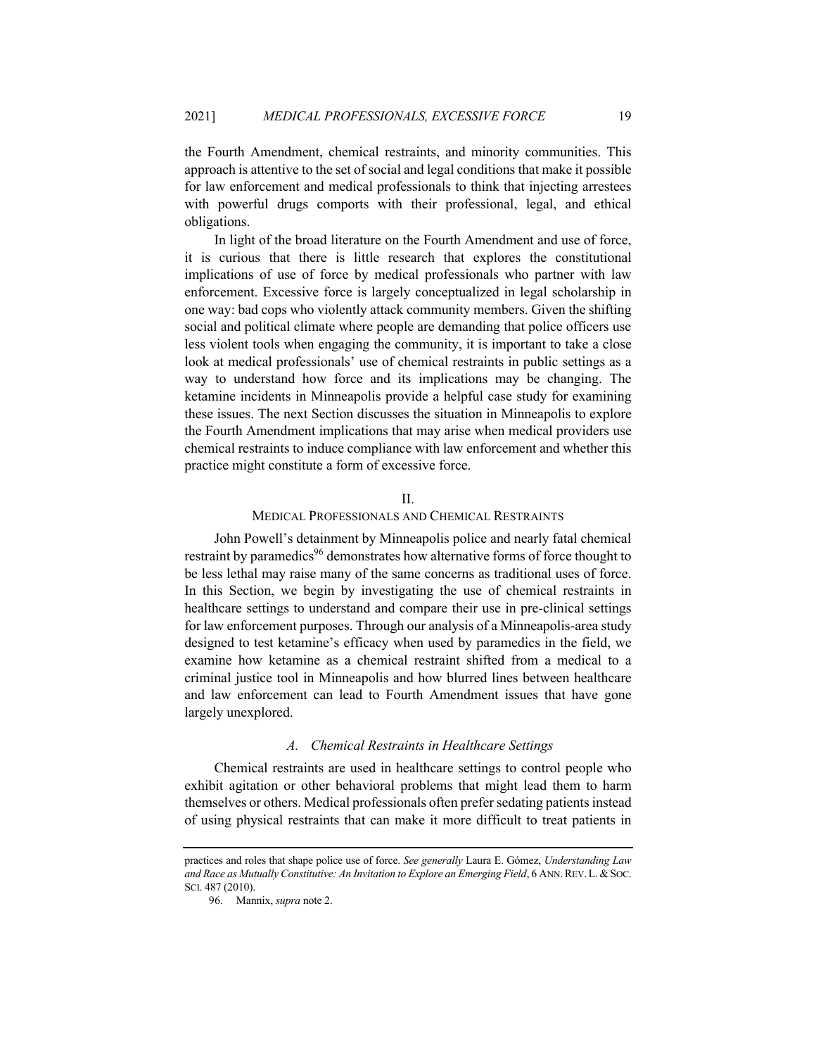the Fourth Amendment, chemical restraints, and minority communities. This approach is attentive to the set of social and legal conditions that make it possible for law enforcement and medical professionals to think that injecting arrestees with powerful drugs comports with their professional, legal, and ethical obligations.

In light of the broad literature on the Fourth Amendment and use of force, it is curious that there is little research that explores the constitutional implications of use of force by medical professionals who partner with law enforcement. Excessive force is largely conceptualized in legal scholarship in one way: bad cops who violently attack community members. Given the shifting social and political climate where people are demanding that police officers use less violent tools when engaging the community, it is important to take a close look at medical professionals' use of chemical restraints in public settings as a way to understand how force and its implications may be changing. The ketamine incidents in Minneapolis provide a helpful case study for examining these issues. The next Section discusses the situation in Minneapolis to explore the Fourth Amendment implications that may arise when medical providers use chemical restraints to induce compliance with law enforcement and whether this practice might constitute a form of excessive force.

## II.
## MEDICAL PROFESSIONALS AND CHEMICAL RESTRAINTS

John Powell's detainment by Minneapolis police and nearly fatal chemical restraint by paramedics[96] demonstrates how alternative forms of force thought to be less lethal may raise many of the same concerns as traditional uses of force. In this Section, we begin by investigating the use of chemical restraints in healthcare settings to understand and compare their use in pre-clinical settings for law enforcement purposes. Through our analysis of a Minneapolis-area study designed to test ketamine's efficacy when used by paramedics in the field, we examine how ketamine as a chemical restraint shifted from a medical to a criminal justice tool in Minneapolis and how blurred lines between healthcare and law enforcement can lead to Fourth Amendment issues that have gone largely unexplored.

### *A. Chemical Restraints in Healthcare Settings*

Chemical restraints are used in healthcare settings to control people who exhibit agitation or other behavioral problems that might lead them to harm themselves or others. Medical professionals often prefer sedating patients instead of using physical restraints that can make it more difficult to treat patients in

---

practices and roles that shape police use of force. *See generally* Laura E. Gómez, *Understanding Law and Race as Mutually Constitutive: An Invitation to Explore an Emerging Field*, 6 ANN. REV. L. & SOC. SCI. 487 (2010).

96. Mannix, *supra* note 2.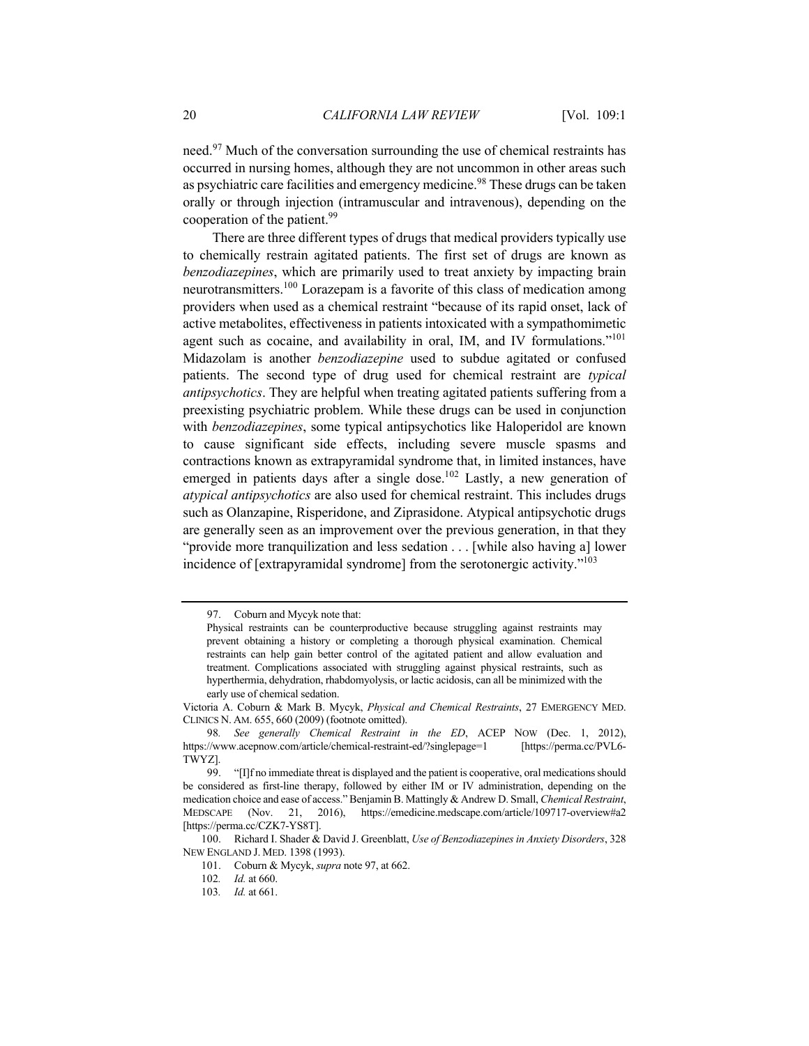need.[97] Much of the conversation surrounding the use of chemical restraints has occurred in nursing homes, although they are not uncommon in other areas such as psychiatric care facilities and emergency medicine.[98] These drugs can be taken orally or through injection (intramuscular and intravenous), depending on the cooperation of the patient.[99]

There are three different types of drugs that medical providers typically use to chemically restrain agitated patients. The first set of drugs are known as *benzodiazepines*, which are primarily used to treat anxiety by impacting brain neurotransmitters.[100] Lorazepam is a favorite of this class of medication among providers when used as a chemical restraint "because of its rapid onset, lack of active metabolites, effectiveness in patients intoxicated with a sympathomimetic agent such as cocaine, and availability in oral, IM, and IV formulations."[101] Midazolam is another *benzodiazepine* used to subdue agitated or confused patients. The second type of drug used for chemical restraint are *typical antipsychotics*. They are helpful when treating agitated patients suffering from a preexisting psychiatric problem. While these drugs can be used in conjunction with *benzodiazepines*, some typical antipsychotics like Haloperidol are known to cause significant side effects, including severe muscle spasms and contractions known as extrapyramidal syndrome that, in limited instances, have emerged in patients days after a single dose.[102] Lastly, a new generation of *atypical antipsychotics* are also used for chemical restraint. This includes drugs such as Olanzapine, Risperidone, and Ziprasidone. Atypical antipsychotic drugs are generally seen as an improvement over the previous generation, in that they "provide more tranquilization and less sedation . . . [while also having a] lower incidence of [extrapyramidal syndrome] from the serotonergic activity."[103]

---

97. Coburn and Mycyk note that:

> Physical restraints can be counterproductive because struggling against restraints may prevent obtaining a history or completing a thorough physical examination. Chemical restraints can help gain better control of the agitated patient and allow evaluation and treatment. Complications associated with struggling against physical restraints, such as hyperthermia, dehydration, rhabdomyolysis, or lactic acidosis, can all be minimized with the early use of chemical sedation.

Victoria A. Coburn & Mark B. Mycyk, *Physical and Chemical Restraints*, 27 EMERGENCY MED. CLINICS N. AM. 655, 660 (2009) (footnote omitted).

98. *See generally Chemical Restraint in the ED*, ACEP NOW (Dec. 1, 2012), https://www.acepnow.com/article/chemical-restraint-ed/?singlepage=1 [https://perma.cc/PVL6-TWYZ].

99. "[I]f no immediate threat is displayed and the patient is cooperative, oral medications should be considered as first-line therapy, followed by either IM or IV administration, depending on the medication choice and ease of access." Benjamin B. Mattingly & Andrew D. Small, *Chemical Restraint*, MEDSCAPE (Nov. 21, 2016), https://emedicine.medscape.com/article/109717-overview#a2 [https://perma.cc/CZK7-YS8T].

100. Richard I. Shader & David J. Greenblatt, *Use of Benzodiazepines in Anxiety Disorders*, 328 NEW ENGLAND J. MED. 1398 (1993).

101. Coburn & Mycyk, *supra* note 97, at 662.

102. *Id.* at 660.

103. *Id.* at 661.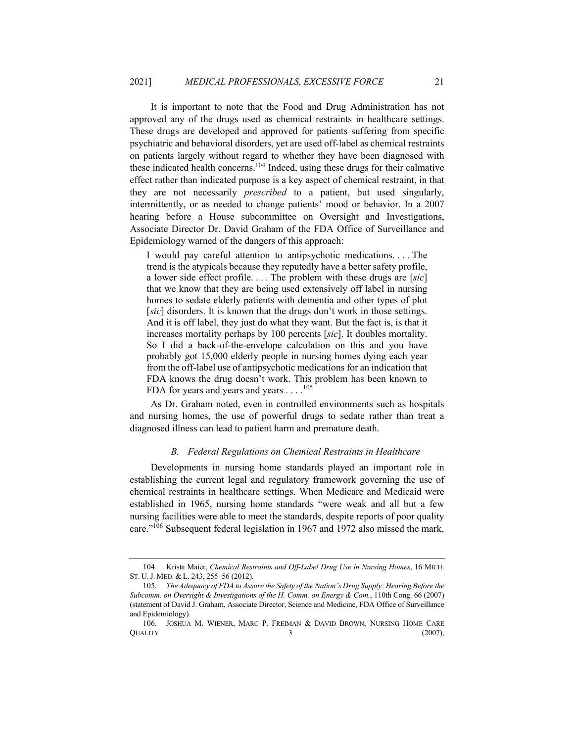It is important to note that the Food and Drug Administration has not approved any of the drugs used as chemical restraints in healthcare settings. These drugs are developed and approved for patients suffering from specific psychiatric and behavioral disorders, yet are used off-label as chemical restraints on patients largely without regard to whether they have been diagnosed with these indicated health concerns.[104] Indeed, using these drugs for their calmative effect rather than indicated purpose is a key aspect of chemical restraint, in that they are not necessarily *prescribed* to a patient, but used singularly, intermittently, or as needed to change patients' mood or behavior. In a 2007 hearing before a House subcommittee on Oversight and Investigations, Associate Director Dr. David Graham of the FDA Office of Surveillance and Epidemiology warned of the dangers of this approach:

> I would pay careful attention to antipsychotic medications. . . . The trend is the atypicals because they reputedly have a better safety profile, a lower side effect profile. . . . The problem with these drugs are [*sic*] that we know that they are being used extensively off label in nursing homes to sedate elderly patients with dementia and other types of plot [*sic*] disorders. It is known that the drugs don't work in those settings. And it is off label, they just do what they want. But the fact is, is that it increases mortality perhaps by 100 percents [*sic*]. It doubles mortality. So I did a back-of-the-envelope calculation on this and you have probably got 15,000 elderly people in nursing homes dying each year from the off-label use of antipsychotic medications for an indication that FDA knows the drug doesn't work. This problem has been known to FDA for years and years and years . . . .[105]

As Dr. Graham noted, even in controlled environments such as hospitals and nursing homes, the use of powerful drugs to sedate rather than treat a diagnosed illness can lead to patient harm and premature death.

### *B. Federal Regulations on Chemical Restraints in Healthcare*

Developments in nursing home standards played an important role in establishing the current legal and regulatory framework governing the use of chemical restraints in healthcare settings. When Medicare and Medicaid were established in 1965, nursing home standards "were weak and all but a few nursing facilities were able to meet the standards, despite reports of poor quality care."[106] Subsequent federal legislation in 1967 and 1972 also missed the mark,

---

104. Krista Maier, *Chemical Restraints and Off-Label Drug Use in Nursing Homes*, 16 MICH. ST. U. J. MED. & L. 243, 255–56 (2012).

105. *The Adequacy of FDA to Assure the Safety of the Nation's Drug Supply: Hearing Before the Subcomm. on Oversight & Investigations of the H. Comm. on Energy & Com.*, 110th Cong. 66 (2007) (statement of David J. Graham, Associate Director, Science and Medicine, FDA Office of Surveillance and Epidemiology).

106. JOSHUA M. WIENER, MARC P. FREIMAN & DAVID BROWN, NURSING HOME CARE QUALITY 3 (2007),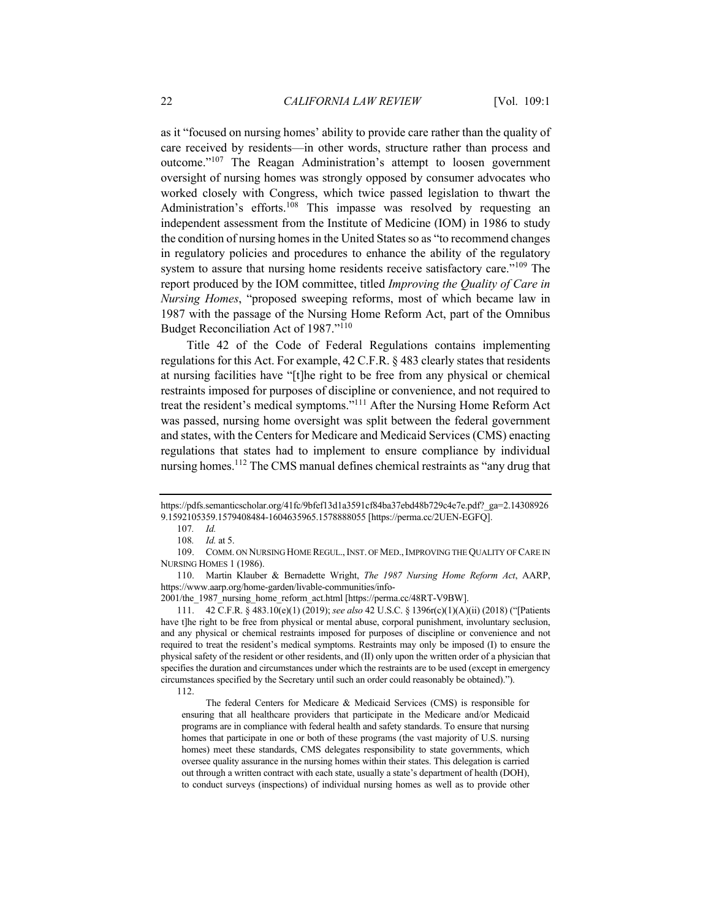as it "focused on nursing homes' ability to provide care rather than the quality of care received by residents—in other words, structure rather than process and outcome."[107] The Reagan Administration's attempt to loosen government oversight of nursing homes was strongly opposed by consumer advocates who worked closely with Congress, which twice passed legislation to thwart the Administration's efforts.[108] This impasse was resolved by requesting an independent assessment from the Institute of Medicine (IOM) in 1986 to study the condition of nursing homes in the United States so as "to recommend changes in regulatory policies and procedures to enhance the ability of the regulatory system to assure that nursing home residents receive satisfactory care."[109] The report produced by the IOM committee, titled *Improving the Quality of Care in Nursing Homes*, "proposed sweeping reforms, most of which became law in 1987 with the passage of the Nursing Home Reform Act, part of the Omnibus Budget Reconciliation Act of 1987."[110]

Title 42 of the Code of Federal Regulations contains implementing regulations for this Act. For example, 42 C.F.R. § 483 clearly states that residents at nursing facilities have "[t]he right to be free from any physical or chemical restraints imposed for purposes of discipline or convenience, and not required to treat the resident's medical symptoms."[111] After the Nursing Home Reform Act was passed, nursing home oversight was split between the federal government and states, with the Centers for Medicare and Medicaid Services (CMS) enacting regulations that states had to implement to ensure compliance by individual nursing homes.[112] The CMS manual defines chemical restraints as "any drug that

---

https://pdfs.semanticscholar.org/41fc/9bfef13d1a3591cf84ba37ebd48b729c4e7e.pdf?_ga=2.143089269.1592105359.1579408484-1604635965.1578888055 [https://perma.cc/2UEN-EGFQ].

107. *Id.*

108. *Id.* at 5.

109. COMM. ON NURSING HOME REGUL., INST. OF MED., IMPROVING THE QUALITY OF CARE IN NURSING HOMES 1 (1986).

110. Martin Klauber & Bernadette Wright, *The 1987 Nursing Home Reform Act*, AARP, https://www.aarp.org/home-garden/livable-communities/info-2001/the_1987_nursing_home_reform_act.html [https://perma.cc/48RT-V9BW].

111. 42 C.F.R. § 483.10(e)(1) (2019); *see also* 42 U.S.C. § 1396r(c)(1)(A)(ii) (2018) ("[Patients have t]he right to be free from physical or mental abuse, corporal punishment, involuntary seclusion, and any physical or chemical restraints imposed for purposes of discipline or convenience and not required to treat the resident's medical symptoms. Restraints may only be imposed (I) to ensure the physical safety of the resident or other residents, and (II) only upon the written order of a physician that specifies the duration and circumstances under which the restraints are to be used (except in emergency circumstances specified by the Secretary until such an order could reasonably be obtained).").

112.

> The federal Centers for Medicare & Medicaid Services (CMS) is responsible for ensuring that all healthcare providers that participate in the Medicare and/or Medicaid programs are in compliance with federal health and safety standards. To ensure that nursing homes that participate in one or both of these programs (the vast majority of U.S. nursing homes) meet these standards, CMS delegates responsibility to state governments, which oversee quality assurance in the nursing homes within their states. This delegation is carried out through a written contract with each state, usually a state's department of health (DOH), to conduct surveys (inspections) of individual nursing homes as well as to provide other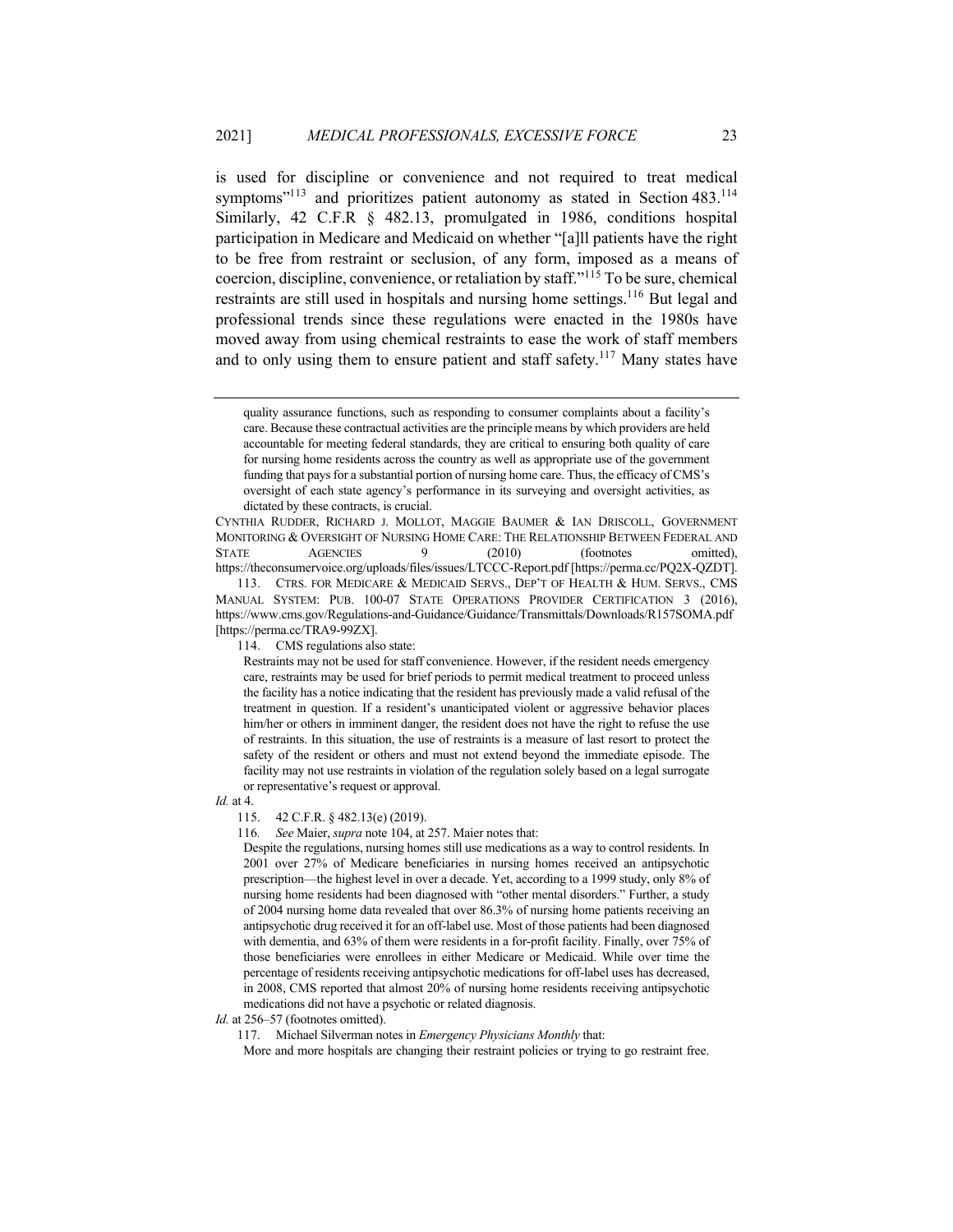is used for discipline or convenience and not required to treat medical symptoms"[113] and prioritizes patient autonomy as stated in Section 483.[114] Similarly, 42 C.F.R § 482.13, promulgated in 1986, conditions hospital participation in Medicare and Medicaid on whether "[a]ll patients have the right to be free from restraint or seclusion, of any form, imposed as a means of coercion, discipline, convenience, or retaliation by staff."[115] To be sure, chemical restraints are still used in hospitals and nursing home settings.[116] But legal and professional trends since these regulations were enacted in the 1980s have moved away from using chemical restraints to ease the work of staff members and to only using them to ensure patient and staff safety.[117] Many states have

---

> quality assurance functions, such as responding to consumer complaints about a facility's care. Because these contractual activities are the principle means by which providers are held accountable for meeting federal standards, they are critical to ensuring both quality of care for nursing home residents across the country as well as appropriate use of the government funding that pays for a substantial portion of nursing home care. Thus, the efficacy of CMS's oversight of each state agency's performance in its surveying and oversight activities, as dictated by these contracts, is crucial.

CYNTHIA RUDDER, RICHARD J. MOLLOT, MAGGIE BAUMER & IAN DRISCOLL, GOVERNMENT MONITORING & OVERSIGHT OF NURSING HOME CARE: THE RELATIONSHIP BETWEEN FEDERAL AND STATE AGENCIES 9 (2010) (footnotes omitted), https://theconsumervoice.org/uploads/files/issues/LTCCC-Report.pdf [https://perma.cc/PQ2X-QZDT].

113. CTRS. FOR MEDICARE & MEDICAID SERVS., DEP'T OF HEALTH & HUM. SERVS., CMS MANUAL SYSTEM: PUB. 100-07 STATE OPERATIONS PROVIDER CERTIFICATION 3 (2016), https://www.cms.gov/Regulations-and-Guidance/Guidance/Transmittals/Downloads/R157SOMA.pdf [https://perma.cc/TRA9-99ZX].

114. CMS regulations also state:

> Restraints may not be used for staff convenience. However, if the resident needs emergency care, restraints may be used for brief periods to permit medical treatment to proceed unless the facility has a notice indicating that the resident has previously made a valid refusal of the treatment in question. If a resident's unanticipated violent or aggressive behavior places him/her or others in imminent danger, the resident does not have the right to refuse the use of restraints. In this situation, the use of restraints is a measure of last resort to protect the safety of the resident or others and must not extend beyond the immediate episode. The facility may not use restraints in violation of the regulation solely based on a legal surrogate or representative's request or approval.

*Id.* at 4.

115. 42 C.F.R. § 482.13(e) (2019).

116. *See* Maier, *supra* note 104, at 257. Maier notes that:

> Despite the regulations, nursing homes still use medications as a way to control residents. In 2001 over 27% of Medicare beneficiaries in nursing homes received an antipsychotic prescription—the highest level in over a decade. Yet, according to a 1999 study, only 8% of nursing home residents had been diagnosed with "other mental disorders." Further, a study of 2004 nursing home data revealed that over 86.3% of nursing home patients receiving an antipsychotic drug received it for an off-label use. Most of those patients had been diagnosed with dementia, and 63% of them were residents in a for-profit facility. Finally, over 75% of those beneficiaries were enrollees in either Medicare or Medicaid. While over time the percentage of residents receiving antipsychotic medications for off-label uses has decreased, in 2008, CMS reported that almost 20% of nursing home residents receiving antipsychotic medications did not have a psychotic or related diagnosis.

*Id.* at 256–57 (footnotes omitted).

117. Michael Silverman notes in *Emergency Physicians Monthly* that:

> More and more hospitals are changing their restraint policies or trying to go restraint free.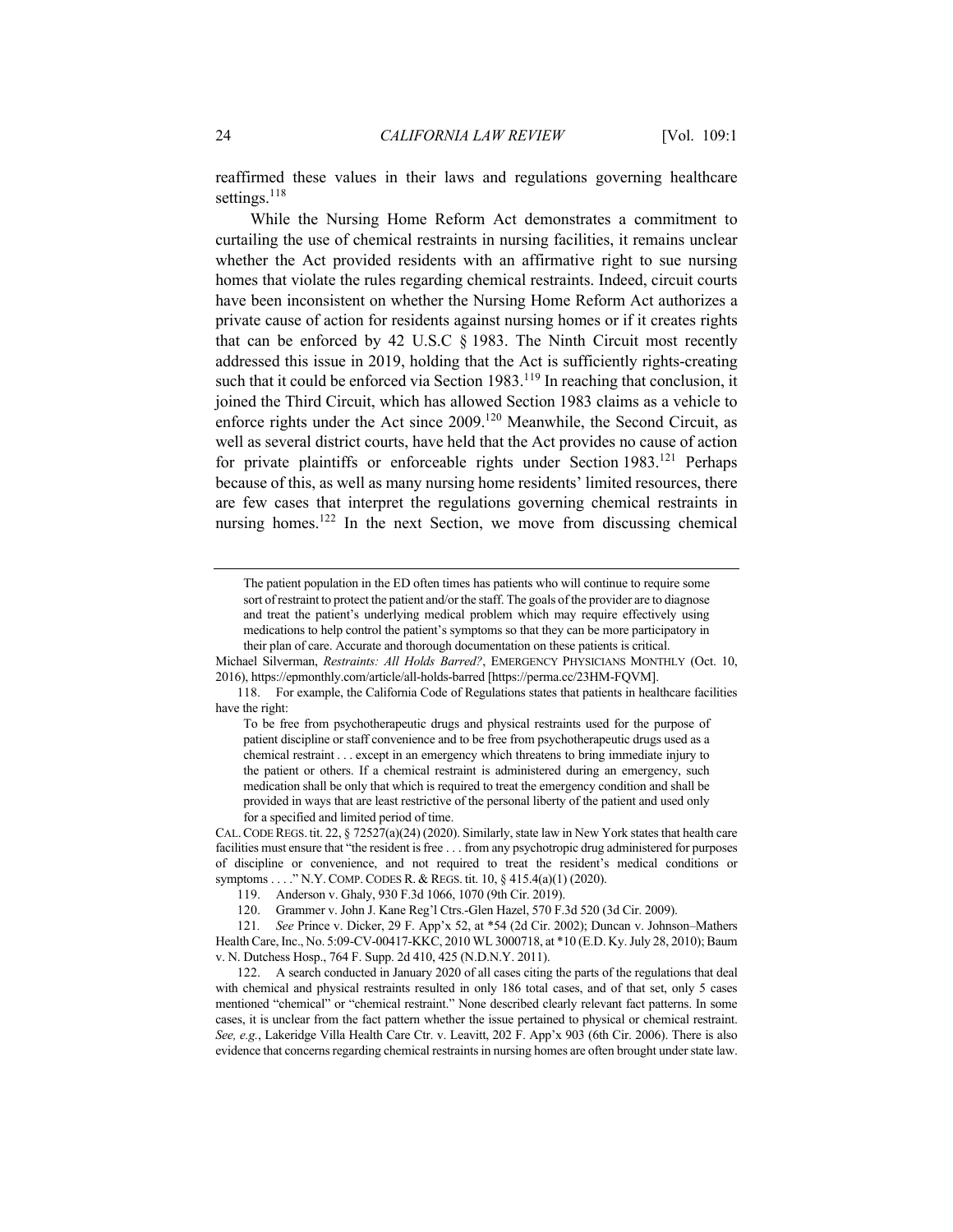reaffirmed these values in their laws and regulations governing healthcare settings.[118]

While the Nursing Home Reform Act demonstrates a commitment to curtailing the use of chemical restraints in nursing facilities, it remains unclear whether the Act provided residents with an affirmative right to sue nursing homes that violate the rules regarding chemical restraints. Indeed, circuit courts have been inconsistent on whether the Nursing Home Reform Act authorizes a private cause of action for residents against nursing homes or if it creates rights that can be enforced by 42 U.S.C § 1983. The Ninth Circuit most recently addressed this issue in 2019, holding that the Act is sufficiently rights-creating such that it could be enforced via Section 1983.[119] In reaching that conclusion, it joined the Third Circuit, which has allowed Section 1983 claims as a vehicle to enforce rights under the Act since 2009.[120] Meanwhile, the Second Circuit, as well as several district courts, have held that the Act provides no cause of action for private plaintiffs or enforceable rights under Section 1983.[121] Perhaps because of this, as well as many nursing home residents' limited resources, there are few cases that interpret the regulations governing chemical restraints in nursing homes.[122] In the next Section, we move from discussing chemical

---

> The patient population in the ED often times has patients who will continue to require some sort of restraint to protect the patient and/or the staff. The goals of the provider are to diagnose and treat the patient's underlying medical problem which may require effectively using medications to help control the patient's symptoms so that they can be more participatory in their plan of care. Accurate and thorough documentation on these patients is critical.

Michael Silverman, *Restraints: All Holds Barred?*, EMERGENCY PHYSICIANS MONTHLY (Oct. 10, 2016), https://epmonthly.com/article/all-holds-barred [https://perma.cc/23HM-FQVM].

118. For example, the California Code of Regulations states that patients in healthcare facilities have the right:

> To be free from psychotherapeutic drugs and physical restraints used for the purpose of patient discipline or staff convenience and to be free from psychotherapeutic drugs used as a chemical restraint . . . except in an emergency which threatens to bring immediate injury to the patient or others. If a chemical restraint is administered during an emergency, such medication shall be only that which is required to treat the emergency condition and shall be provided in ways that are least restrictive of the personal liberty of the patient and used only for a specified and limited period of time.

CAL. CODE REGS. tit. 22, § 72527(a)(24) (2020). Similarly, state law in New York states that health care facilities must ensure that "the resident is free . . . from any psychotropic drug administered for purposes of discipline or convenience, and not required to treat the resident's medical conditions or symptoms . . . ." N.Y. COMP. CODES R. & REGS. tit. 10, § 415.4(a)(1) (2020).

119. Anderson v. Ghaly, 930 F.3d 1066, 1070 (9th Cir. 2019).

120. Grammer v. John J. Kane Reg'l Ctrs.-Glen Hazel, 570 F.3d 520 (3d Cir. 2009).

121. *See* Prince v. Dicker, 29 F. App'x 52, at *54 (2d Cir. 2002); Duncan v. Johnson–Mathers Health Care, Inc., No. 5:09-CV-00417-KKC, 2010 WL 3000718, at *10 (E.D. Ky. July 28, 2010); Baum v. N. Dutchess Hosp., 764 F. Supp. 2d 410, 425 (N.D.N.Y. 2011).

122. A search conducted in January 2020 of all cases citing the parts of the regulations that deal with chemical and physical restraints resulted in only 186 total cases, and of that set, only 5 cases mentioned "chemical" or "chemical restraint." None described clearly relevant fact patterns. In some cases, it is unclear from the fact pattern whether the issue pertained to physical or chemical restraint. *See, e.g.*, Lakeridge Villa Health Care Ctr. v. Leavitt, 202 F. App'x 903 (6th Cir. 2006). There is also evidence that concerns regarding chemical restraints in nursing homes are often brought under state law.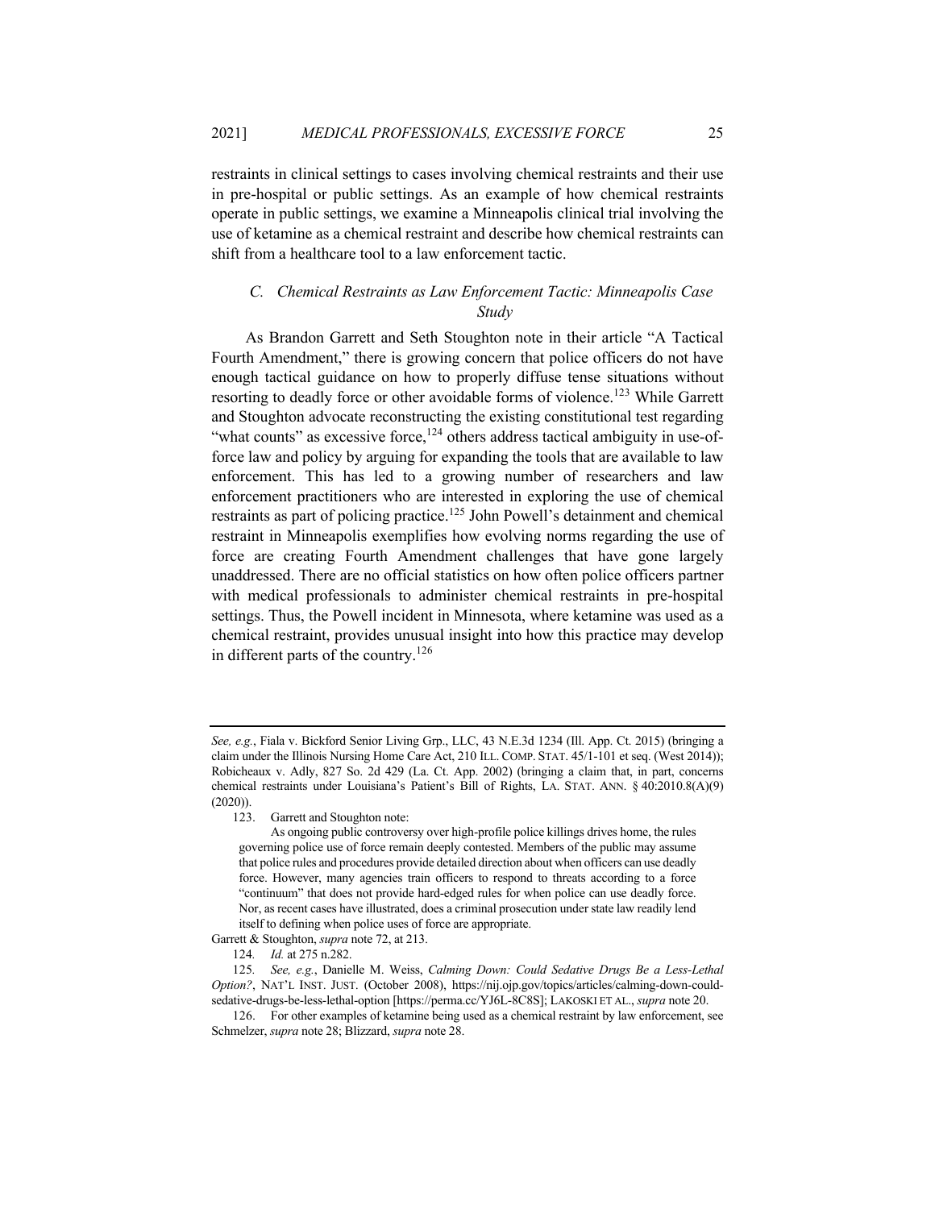restraints in clinical settings to cases involving chemical restraints and their use in pre-hospital or public settings. As an example of how chemical restraints operate in public settings, we examine a Minneapolis clinical trial involving the use of ketamine as a chemical restraint and describe how chemical restraints can shift from a healthcare tool to a law enforcement tactic.

### *C. Chemical Restraints as Law Enforcement Tactic: Minneapolis Case Study*

As Brandon Garrett and Seth Stoughton note in their article "A Tactical Fourth Amendment," there is growing concern that police officers do not have enough tactical guidance on how to properly diffuse tense situations without resorting to deadly force or other avoidable forms of violence.[123] While Garrett and Stoughton advocate reconstructing the existing constitutional test regarding "what counts" as excessive force,[124] others address tactical ambiguity in use-of-force law and policy by arguing for expanding the tools that are available to law enforcement. This has led to a growing number of researchers and law enforcement practitioners who are interested in exploring the use of chemical restraints as part of policing practice.[125] John Powell's detainment and chemical restraint in Minneapolis exemplifies how evolving norms regarding the use of force are creating Fourth Amendment challenges that have gone largely unaddressed. There are no official statistics on how often police officers partner with medical professionals to administer chemical restraints in pre-hospital settings. Thus, the Powell incident in Minnesota, where ketamine was used as a chemical restraint, provides unusual insight into how this practice may develop in different parts of the country.[126]

---

*See, e.g.*, Fiala v. Bickford Senior Living Grp., LLC, 43 N.E.3d 1234 (Ill. App. Ct. 2015) (bringing a claim under the Illinois Nursing Home Care Act, 210 ILL. COMP. STAT. 45/1-101 et seq. (West 2014)); Robicheaux v. Adly, 827 So. 2d 429 (La. Ct. App. 2002) (bringing a claim that, in part, concerns chemical restraints under Louisiana's Patient's Bill of Rights, LA. STAT. ANN. § 40:2010.8(A)(9) (2020)).

123. Garrett and Stoughton note:

> As ongoing public controversy over high-profile police killings drives home, the rules governing police use of force remain deeply contested. Members of the public may assume that police rules and procedures provide detailed direction about when officers can use deadly force. However, many agencies train officers to respond to threats according to a force "continuum" that does not provide hard-edged rules for when police can use deadly force. Nor, as recent cases have illustrated, does a criminal prosecution under state law readily lend itself to defining when police uses of force are appropriate.

Garrett & Stoughton, *supra* note 72, at 213.

124. *Id.* at 275 n.282.

125. *See, e.g.*, Danielle M. Weiss, *Calming Down: Could Sedative Drugs Be a Less-Lethal Option?*, NAT'L INST. JUST. (October 2008), https://nij.ojp.gov/topics/articles/calming-down-could-sedative-drugs-be-less-lethal-option [https://perma.cc/YJ6L-8C8S]; LAKOSKI ET AL., *supra* note 20.

126. For other examples of ketamine being used as a chemical restraint by law enforcement, see Schmelzer, *supra* note 28; Blizzard, *supra* note 28.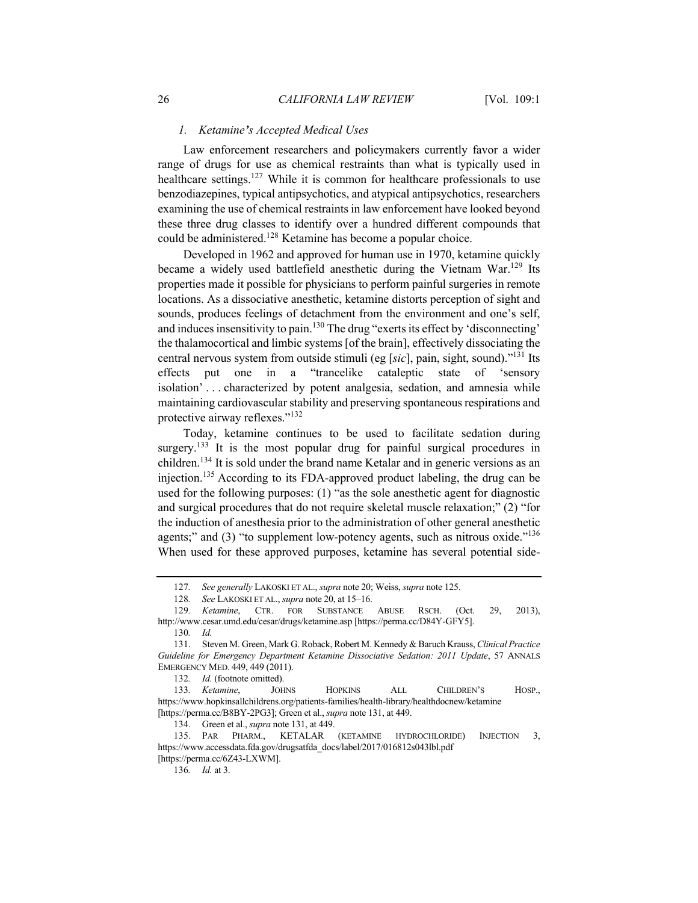### *1. Ketamine's Accepted Medical Uses*

Law enforcement researchers and policymakers currently favor a wider range of drugs for use as chemical restraints than what is typically used in healthcare settings.[127] While it is common for healthcare professionals to use benzodiazepines, typical antipsychotics, and atypical antipsychotics, researchers examining the use of chemical restraints in law enforcement have looked beyond these three drug classes to identify over a hundred different compounds that could be administered.[128] Ketamine has become a popular choice.

Developed in 1962 and approved for human use in 1970, ketamine quickly became a widely used battlefield anesthetic during the Vietnam War.[129] Its properties made it possible for physicians to perform painful surgeries in remote locations. As a dissociative anesthetic, ketamine distorts perception of sight and sounds, produces feelings of detachment from the environment and one's self, and induces insensitivity to pain.[130] The drug "exerts its effect by 'disconnecting' the thalamocortical and limbic systems [of the brain], effectively dissociating the central nervous system from outside stimuli (eg [*sic*], pain, sight, sound)."[131] Its effects put one in a "trancelike cataleptic state of 'sensory isolation' . . . characterized by potent analgesia, sedation, and amnesia while maintaining cardiovascular stability and preserving spontaneous respirations and protective airway reflexes."[132]

Today, ketamine continues to be used to facilitate sedation during surgery.[133] It is the most popular drug for painful surgical procedures in children.[134] It is sold under the brand name Ketalar and in generic versions as an injection.[135] According to its FDA-approved product labeling, the drug can be used for the following purposes: (1) "as the sole anesthetic agent for diagnostic and surgical procedures that do not require skeletal muscle relaxation;" (2) "for the induction of anesthesia prior to the administration of other general anesthetic agents;" and (3) "to supplement low-potency agents, such as nitrous oxide."[136] When used for these approved purposes, ketamine has several potential side-

---

127. *See generally* LAKOSKI ET AL., *supra* note 20; Weiss, *supra* note 125.

128. *See* LAKOSKI ET AL., *supra* note 20, at 15–16.

129. *Ketamine*, CTR. FOR SUBSTANCE ABUSE RSCH. (Oct. 29, 2013), http://www.cesar.umd.edu/cesar/drugs/ketamine.asp [https://perma.cc/D84Y-GFY5].

130. *Id.*

131. Steven M. Green, Mark G. Roback, Robert M. Kennedy & Baruch Krauss, *Clinical Practice Guideline for Emergency Department Ketamine Dissociative Sedation: 2011 Update*, 57 ANNALS EMERGENCY MED. 449, 449 (2011).

132. *Id.* (footnote omitted).

133. *Ketamine*, JOHNS HOPKINS ALL CHILDREN'S HOSP., https://www.hopkinsallchildrens.org/patients-families/health-library/healthdocnew/ketamine [https://perma.cc/B8BY-2PG3]; Green et al., *supra* note 131, at 449.

134. Green et al., *supra* note 131, at 449.

135. PAR PHARM., KETALAR (KETAMINE HYDROCHLORIDE) INJECTION 3, https://www.accessdata.fda.gov/drugsatfda_docs/label/2017/016812s043lbl.pdf [https://perma.cc/6Z43-LXWM].

136. *Id.* at 3.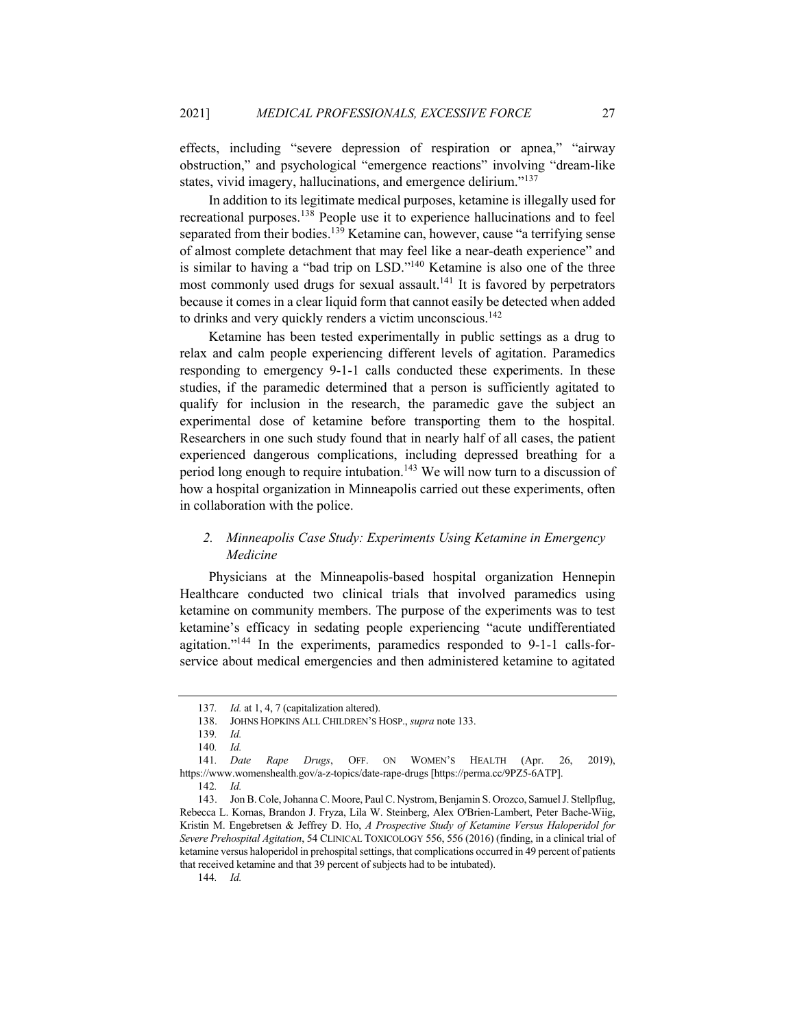effects, including "severe depression of respiration or apnea," "airway obstruction," and psychological "emergence reactions" involving "dream-like states, vivid imagery, hallucinations, and emergence delirium."[137]

In addition to its legitimate medical purposes, ketamine is illegally used for recreational purposes.[138] People use it to experience hallucinations and to feel separated from their bodies.[139] Ketamine can, however, cause "a terrifying sense of almost complete detachment that may feel like a near-death experience" and is similar to having a "bad trip on LSD."[140] Ketamine is also one of the three most commonly used drugs for sexual assault.[141] It is favored by perpetrators because it comes in a clear liquid form that cannot easily be detected when added to drinks and very quickly renders a victim unconscious.[142]

Ketamine has been tested experimentally in public settings as a drug to relax and calm people experiencing different levels of agitation. Paramedics responding to emergency 9-1-1 calls conducted these experiments. In these studies, if the paramedic determined that a person is sufficiently agitated to qualify for inclusion in the research, the paramedic gave the subject an experimental dose of ketamine before transporting them to the hospital. Researchers in one such study found that in nearly half of all cases, the patient experienced dangerous complications, including depressed breathing for a period long enough to require intubation.[143] We will now turn to a discussion of how a hospital organization in Minneapolis carried out these experiments, often in collaboration with the police.

### *2. Minneapolis Case Study: Experiments Using Ketamine in Emergency Medicine*

Physicians at the Minneapolis-based hospital organization Hennepin Healthcare conducted two clinical trials that involved paramedics using ketamine on community members. The purpose of the experiments was to test ketamine's efficacy in sedating people experiencing "acute undifferentiated agitation."[144] In the experiments, paramedics responded to 9-1-1 calls-for-service about medical emergencies and then administered ketamine to agitated

---

137. *Id.* at 1, 4, 7 (capitalization altered).

138. JOHNS HOPKINS ALL CHILDREN'S HOSP., *supra* note 133.

139. *Id.*

140. *Id.*

141. *Date Rape Drugs*, OFF. ON WOMEN'S HEALTH (Apr. 26, 2019), https://www.womenshealth.gov/a-z-topics/date-rape-drugs [https://perma.cc/9PZ5-6ATP].

142. *Id.*

143. Jon B. Cole, Johanna C. Moore, Paul C. Nystrom, Benjamin S. Orozco, Samuel J. Stellpflug, Rebecca L. Kornas, Brandon J. Fryza, Lila W. Steinberg, Alex O'Brien-Lambert, Peter Bache-Wiig, Kristin M. Engebretsen & Jeffrey D. Ho, *A Prospective Study of Ketamine Versus Haloperidol for Severe Prehospital Agitation*, 54 CLINICAL TOXICOLOGY 556, 556 (2016) (finding, in a clinical trial of ketamine versus haloperidol in prehospital settings, that complications occurred in 49 percent of patients that received ketamine and that 39 percent of subjects had to be intubated).

144. *Id.*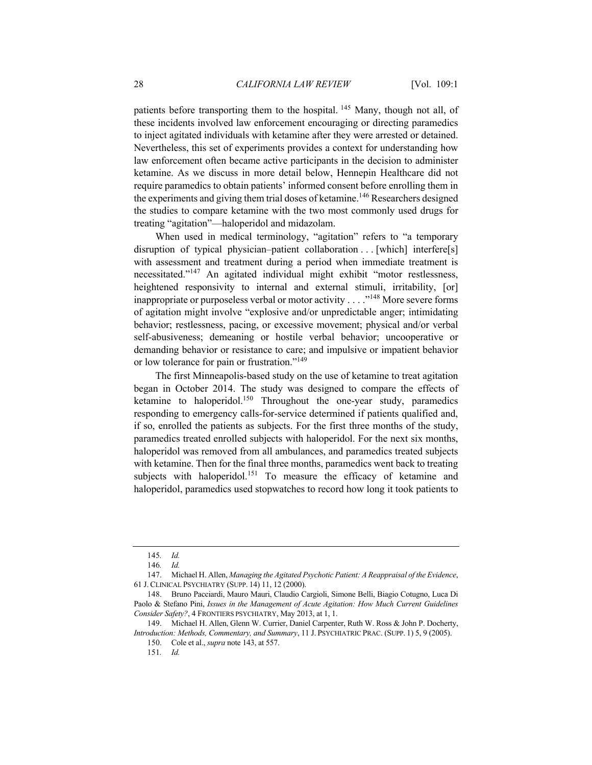patients before transporting them to the hospital.[145] Many, though not all, of these incidents involved law enforcement encouraging or directing paramedics to inject agitated individuals with ketamine after they were arrested or detained. Nevertheless, this set of experiments provides a context for understanding how law enforcement often became active participants in the decision to administer ketamine. As we discuss in more detail below, Hennepin Healthcare did not require paramedics to obtain patients' informed consent before enrolling them in the experiments and giving them trial doses of ketamine.[146] Researchers designed the studies to compare ketamine with the two most commonly used drugs for treating "agitation"—haloperidol and midazolam.

When used in medical terminology, "agitation" refers to "a temporary disruption of typical physician–patient collaboration . . . [which] interfere[s] with assessment and treatment during a period when immediate treatment is necessitated."[147] An agitated individual might exhibit "motor restlessness, heightened responsivity to internal and external stimuli, irritability, [or] inappropriate or purposeless verbal or motor activity . . . ."[148] More severe forms of agitation might involve "explosive and/or unpredictable anger; intimidating behavior; restlessness, pacing, or excessive movement; physical and/or verbal self-abusiveness; demeaning or hostile verbal behavior; uncooperative or demanding behavior or resistance to care; and impulsive or impatient behavior or low tolerance for pain or frustration."[149]

The first Minneapolis-based study on the use of ketamine to treat agitation began in October 2014. The study was designed to compare the effects of ketamine to haloperidol.[150] Throughout the one-year study, paramedics responding to emergency calls-for-service determined if patients qualified and, if so, enrolled the patients as subjects. For the first three months of the study, paramedics treated enrolled subjects with haloperidol. For the next six months, haloperidol was removed from all ambulances, and paramedics treated subjects with ketamine. Then for the final three months, paramedics went back to treating subjects with haloperidol.[151] To measure the efficacy of ketamine and haloperidol, paramedics used stopwatches to record how long it took patients to

---

145. *Id.*

146. *Id.*

147. Michael H. Allen, *Managing the Agitated Psychotic Patient: A Reappraisal of the Evidence*, 61 J. CLINICAL PSYCHIATRY (SUPP. 14) 11, 12 (2000).

148. Bruno Pacciardi, Mauro Mauri, Claudio Cargioli, Simone Belli, Biagio Cotugno, Luca Di Paolo & Stefano Pini, *Issues in the Management of Acute Agitation: How Much Current Guidelines Consider Safety?*, 4 FRONTIERS PSYCHIATRY, May 2013, at 1, 1.

149. Michael H. Allen, Glenn W. Currier, Daniel Carpenter, Ruth W. Ross & John P. Docherty, *Introduction: Methods, Commentary, and Summary*, 11 J. PSYCHIATRIC PRAC. (SUPP. 1) 5, 9 (2005).

150. Cole et al., *supra* note 143, at 557.

151. *Id.*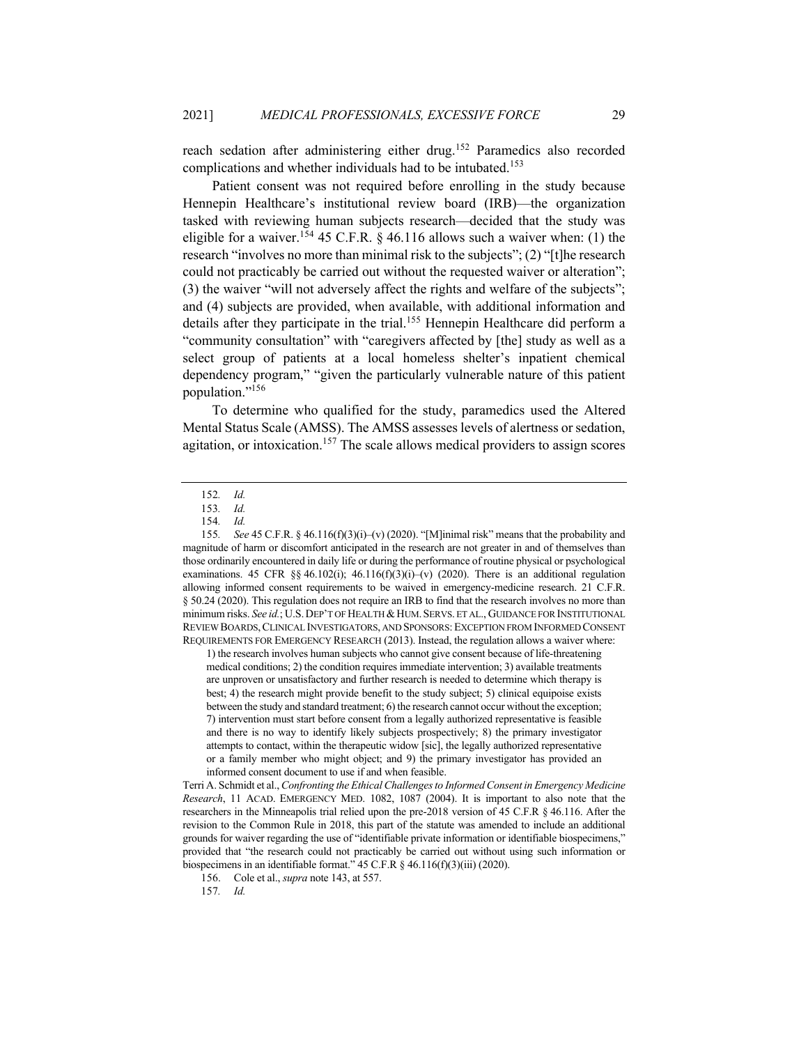reach sedation after administering either drug.[152] Paramedics also recorded complications and whether individuals had to be intubated.[153]

Patient consent was not required before enrolling in the study because Hennepin Healthcare's institutional review board (IRB)—the organization tasked with reviewing human subjects research—decided that the study was eligible for a waiver.[154] 45 C.F.R. § 46.116 allows such a waiver when: (1) the research "involves no more than minimal risk to the subjects"; (2) "[t]he research could not practicably be carried out without the requested waiver or alteration"; (3) the waiver "will not adversely affect the rights and welfare of the subjects"; and (4) subjects are provided, when available, with additional information and details after they participate in the trial.[155] Hennepin Healthcare did perform a "community consultation" with "caregivers affected by [the] study as well as a select group of patients at a local homeless shelter's inpatient chemical dependency program," "given the particularly vulnerable nature of this patient population."[156]

To determine who qualified for the study, paramedics used the Altered Mental Status Scale (AMSS). The AMSS assesses levels of alertness or sedation, agitation, or intoxication.[157] The scale allows medical providers to assign scores

---

152. *Id.*

153. *Id.*

154. *Id.*

155. *See* 45 C.F.R. § 46.116(f)(3)(i)–(v) (2020). "[M]inimal risk" means that the probability and magnitude of harm or discomfort anticipated in the research are not greater in and of themselves than those ordinarily encountered in daily life or during the performance of routine physical or psychological examinations. 45 CFR §§ 46.102(i); 46.116(f)(3)(i)–(v) (2020). There is an additional regulation allowing informed consent requirements to be waived in emergency-medicine research. 21 C.F.R. § 50.24 (2020). This regulation does not require an IRB to find that the research involves no more than minimum risks. *See id.*; U.S. DEP'T OF HEALTH & HUM. SERVS. ET AL., GUIDANCE FOR INSTITUTIONAL REVIEW BOARDS, CLINICAL INVESTIGATORS, AND SPONSORS: EXCEPTION FROM INFORMED CONSENT REQUIREMENTS FOR EMERGENCY RESEARCH (2013). Instead, the regulation allows a waiver where:

> 1) the research involves human subjects who cannot give consent because of life-threatening medical conditions; 2) the condition requires immediate intervention; 3) available treatments are unproven or unsatisfactory and further research is needed to determine which therapy is best; 4) the research might provide benefit to the study subject; 5) clinical equipoise exists between the study and standard treatment; 6) the research cannot occur without the exception; 7) intervention must start before consent from a legally authorized representative is feasible and there is no way to identify likely subjects prospectively; 8) the primary investigator attempts to contact, within the therapeutic widow [sic], the legally authorized representative or a family member who might object; and 9) the primary investigator has provided an informed consent document to use if and when feasible.

Terri A. Schmidt et al., *Confronting the Ethical Challenges to Informed Consent in Emergency Medicine Research*, 11 ACAD. EMERGENCY MED. 1082, 1087 (2004). It is important to also note that the researchers in the Minneapolis trial relied upon the pre-2018 version of 45 C.F.R § 46.116. After the revision to the Common Rule in 2018, this part of the statute was amended to include an additional grounds for waiver regarding the use of "identifiable private information or identifiable biospecimens," provided that "the research could not practicably be carried out without using such information or biospecimens in an identifiable format." 45 C.F.R § 46.116(f)(3)(iii) (2020).

156. Cole et al., *supra* note 143, at 557.

157. *Id.*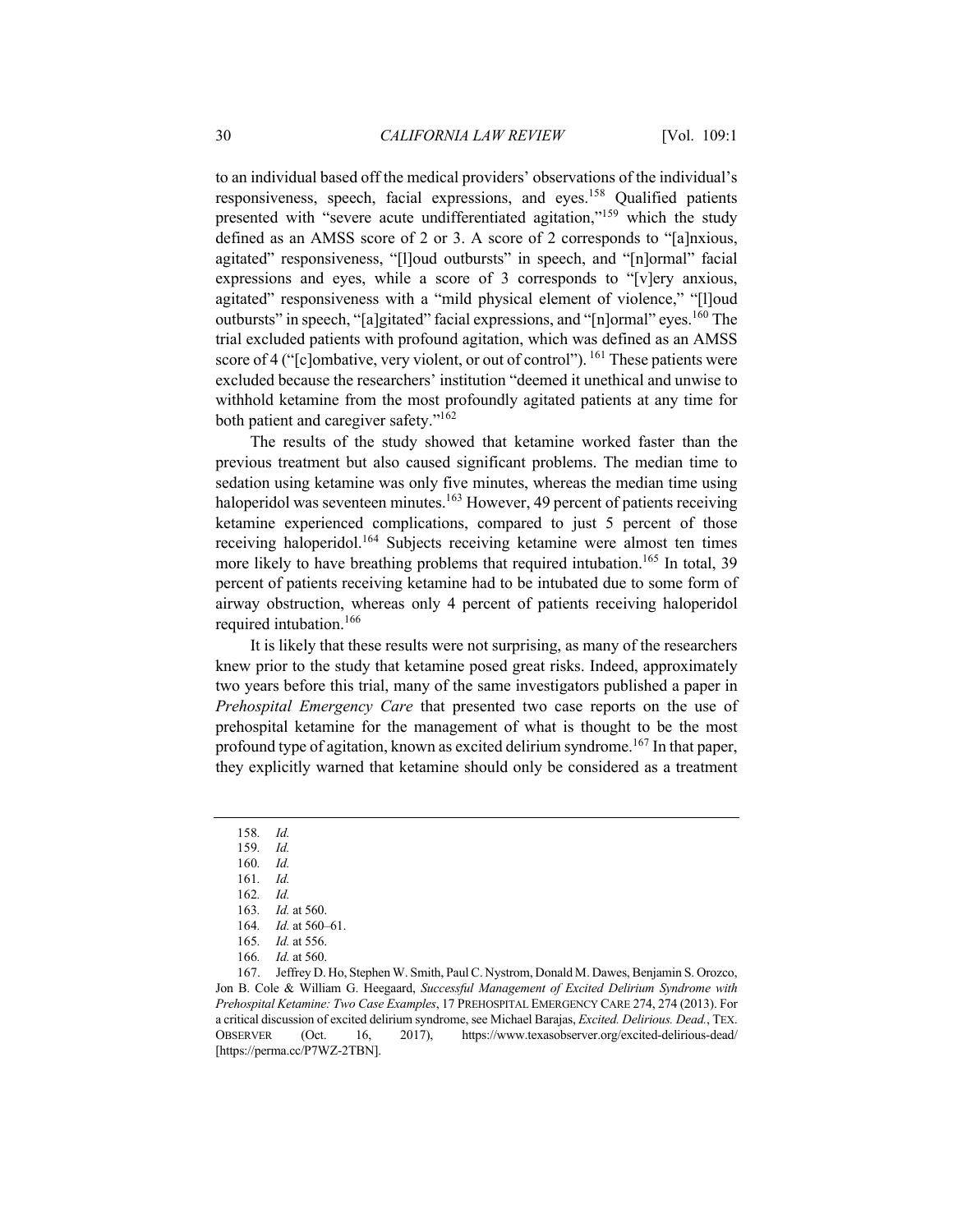to an individual based off the medical providers' observations of the individual's responsiveness, speech, facial expressions, and eyes.[158] Qualified patients presented with "severe acute undifferentiated agitation,"[159] which the study defined as an AMSS score of 2 or 3. A score of 2 corresponds to "[a]nxious, agitated" responsiveness, "[l]oud outbursts" in speech, and "[n]ormal" facial expressions and eyes, while a score of 3 corresponds to "[v]ery anxious, agitated" responsiveness with a "mild physical element of violence," "[l]oud outbursts" in speech, "[a]gitated" facial expressions, and "[n]ormal" eyes.[160] The trial excluded patients with profound agitation, which was defined as an AMSS score of 4 ("[c]ombative, very violent, or out of control").[161] These patients were excluded because the researchers' institution "deemed it unethical and unwise to withhold ketamine from the most profoundly agitated patients at any time for both patient and caregiver safety."[162]

The results of the study showed that ketamine worked faster than the previous treatment but also caused significant problems. The median time to sedation using ketamine was only five minutes, whereas the median time using haloperidol was seventeen minutes.[163] However, 49 percent of patients receiving ketamine experienced complications, compared to just 5 percent of those receiving haloperidol.[164] Subjects receiving ketamine were almost ten times more likely to have breathing problems that required intubation.[165] In total, 39 percent of patients receiving ketamine had to be intubated due to some form of airway obstruction, whereas only 4 percent of patients receiving haloperidol required intubation.[166]

It is likely that these results were not surprising, as many of the researchers knew prior to the study that ketamine posed great risks. Indeed, approximately two years before this trial, many of the same investigators published a paper in *Prehospital Emergency Care* that presented two case reports on the use of prehospital ketamine for the management of what is thought to be the most profound type of agitation, known as excited delirium syndrome.[167] In that paper, they explicitly warned that ketamine should only be considered as a treatment

---

158. *Id.*

159. *Id.*

160. *Id.*

161. *Id.*

162. *Id.*

163. *Id.* at 560.

164. *Id.* at 560–61.

165. *Id.* at 556.

166. *Id.* at 560.

167. Jeffrey D. Ho, Stephen W. Smith, Paul C. Nystrom, Donald M. Dawes, Benjamin S. Orozco, Jon B. Cole & William G. Heegaard, *Successful Management of Excited Delirium Syndrome with Prehospital Ketamine: Two Case Examples*, 17 PREHOSPITAL EMERGENCY CARE 274, 274 (2013). For a critical discussion of excited delirium syndrome, see Michael Barajas, *Excited. Delirious. Dead.*, TEX. OBSERVER (Oct. 16, 2017), https://www.texasobserver.org/excited-delirious-dead/ [https://perma.cc/P7WZ-2TBN].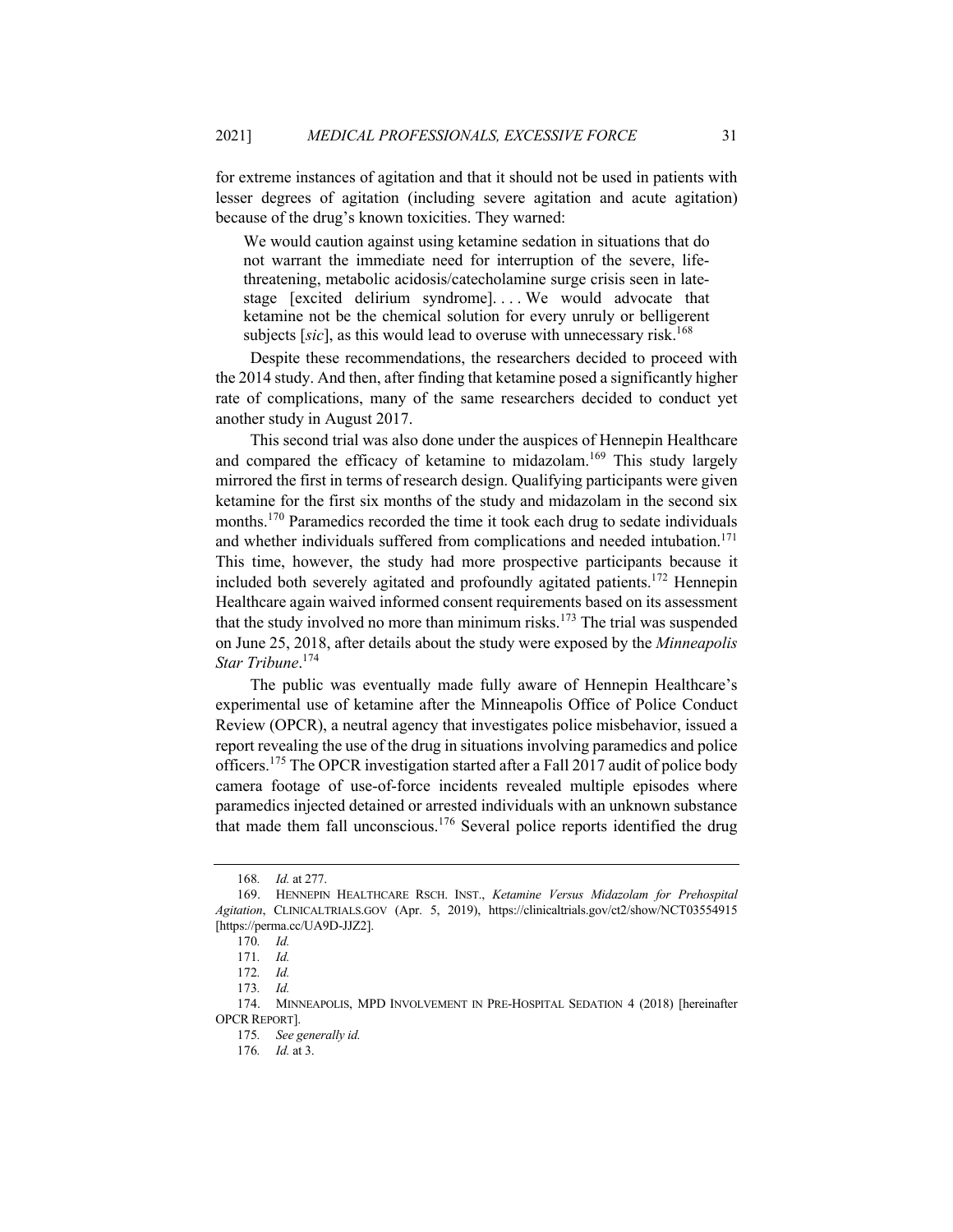for extreme instances of agitation and that it should not be used in patients with lesser degrees of agitation (including severe agitation and acute agitation) because of the drug's known toxicities. They warned:

> We would caution against using ketamine sedation in situations that do not warrant the immediate need for interruption of the severe, life-threatening, metabolic acidosis/catecholamine surge crisis seen in late-stage [excited delirium syndrome]. . . . We would advocate that ketamine not be the chemical solution for every unruly or belligerent subjects [*sic*], as this would lead to overuse with unnecessary risk.[168]

Despite these recommendations, the researchers decided to proceed with the 2014 study. And then, after finding that ketamine posed a significantly higher rate of complications, many of the same researchers decided to conduct yet another study in August 2017.

This second trial was also done under the auspices of Hennepin Healthcare and compared the efficacy of ketamine to midazolam.[169] This study largely mirrored the first in terms of research design. Qualifying participants were given ketamine for the first six months of the study and midazolam in the second six months.[170] Paramedics recorded the time it took each drug to sedate individuals and whether individuals suffered from complications and needed intubation.[171] This time, however, the study had more prospective participants because it included both severely agitated and profoundly agitated patients.[172] Hennepin Healthcare again waived informed consent requirements based on its assessment that the study involved no more than minimum risks.[173] The trial was suspended on June 25, 2018, after details about the study were exposed by the *Minneapolis Star Tribune*.[174]

The public was eventually made fully aware of Hennepin Healthcare's experimental use of ketamine after the Minneapolis Office of Police Conduct Review (OPCR), a neutral agency that investigates police misbehavior, issued a report revealing the use of the drug in situations involving paramedics and police officers.[175] The OPCR investigation started after a Fall 2017 audit of police body camera footage of use-of-force incidents revealed multiple episodes where paramedics injected detained or arrested individuals with an unknown substance that made them fall unconscious.[176] Several police reports identified the drug

---

168. *Id.* at 277.

169. HENNEPIN HEALTHCARE RSCH. INST., *Ketamine Versus Midazolam for Prehospital Agitation*, CLINICALTRIALS.GOV (Apr. 5, 2019), https://clinicaltrials.gov/ct2/show/NCT03554915 [https://perma.cc/UA9D-JJZ2].

170. *Id.*

171. *Id.*

172. *Id.*

173. *Id.*

174. MINNEAPOLIS, MPD INVOLVEMENT IN PRE-HOSPITAL SEDATION 4 (2018) [hereinafter OPCR REPORT].

175. *See generally id.*

176. *Id.* at 3.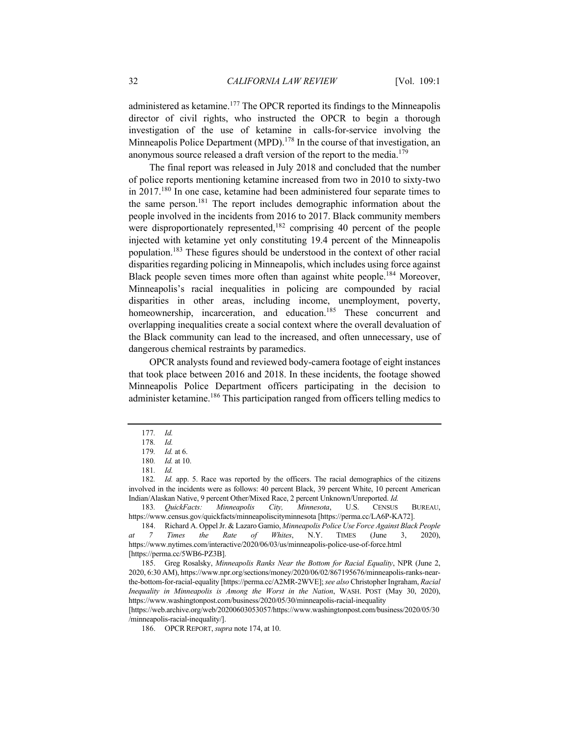administered as ketamine.[177] The OPCR reported its findings to the Minneapolis director of civil rights, who instructed the OPCR to begin a thorough investigation of the use of ketamine in calls-for-service involving the Minneapolis Police Department (MPD).[178] In the course of that investigation, an anonymous source released a draft version of the report to the media.[179]

The final report was released in July 2018 and concluded that the number of police reports mentioning ketamine increased from two in 2010 to sixty-two in 2017.[180] In one case, ketamine had been administered four separate times to the same person.[181] The report includes demographic information about the people involved in the incidents from 2016 to 2017. Black community members were disproportionately represented,[182] comprising 40 percent of the people injected with ketamine yet only constituting 19.4 percent of the Minneapolis population.[183] These figures should be understood in the context of other racial disparities regarding policing in Minneapolis, which includes using force against Black people seven times more often than against white people.[184] Moreover, Minneapolis's racial inequalities in policing are compounded by racial disparities in other areas, including income, unemployment, poverty, homeownership, incarceration, and education.[185] These concurrent and overlapping inequalities create a social context where the overall devaluation of the Black community can lead to the increased, and often unnecessary, use of dangerous chemical restraints by paramedics.

OPCR analysts found and reviewed body-camera footage of eight instances that took place between 2016 and 2018. In these incidents, the footage showed Minneapolis Police Department officers participating in the decision to administer ketamine.[186] This participation ranged from officers telling medics to

---

177. *Id.*

178. *Id.*

179. *Id.* at 6.

180. *Id.* at 10.

181. *Id.*

182. *Id.* app. 5. Race was reported by the officers. The racial demographics of the citizens involved in the incidents were as follows: 40 percent Black, 39 percent White, 10 percent American Indian/Alaskan Native, 9 percent Other/Mixed Race, 2 percent Unknown/Unreported. *Id.*

183. *QuickFacts: Minneapolis City, Minnesota*, U.S. CENSUS BUREAU, https://www.census.gov/quickfacts/minneapoliscityminnesota [https://perma.cc/LA6P-KA72].

184. Richard A. Oppel Jr. & Lazaro Gamio, *Minneapolis Police Use Force Against Black People at 7 Times the Rate of Whites*, N.Y. TIMES (June 3, 2020), https://www.nytimes.com/interactive/2020/06/03/us/minneapolis-police-use-of-force.html [https://perma.cc/5WB6-PZ3B].

185. Greg Rosalsky, *Minneapolis Ranks Near the Bottom for Racial Equality*, NPR (June 2, 2020, 6:30 AM), https://www.npr.org/sections/money/2020/06/02/867195676/minneapolis-ranks-near-the-bottom-for-racial-equality [https://perma.cc/A2MR-2WVE]; *see also* Christopher Ingraham, *Racial Inequality in Minneapolis is Among the Worst in the Nation*, WASH. POST (May 30, 2020), https://www.washingtonpost.com/business/2020/05/30/minneapolis-racial-inequality [https://web.archive.org/web/20200603053057/https://www.washingtonpost.com/business/2020/05/30/minneapolis-racial-inequality/].

186. OPCR REPORT, *supra* note 174, at 10.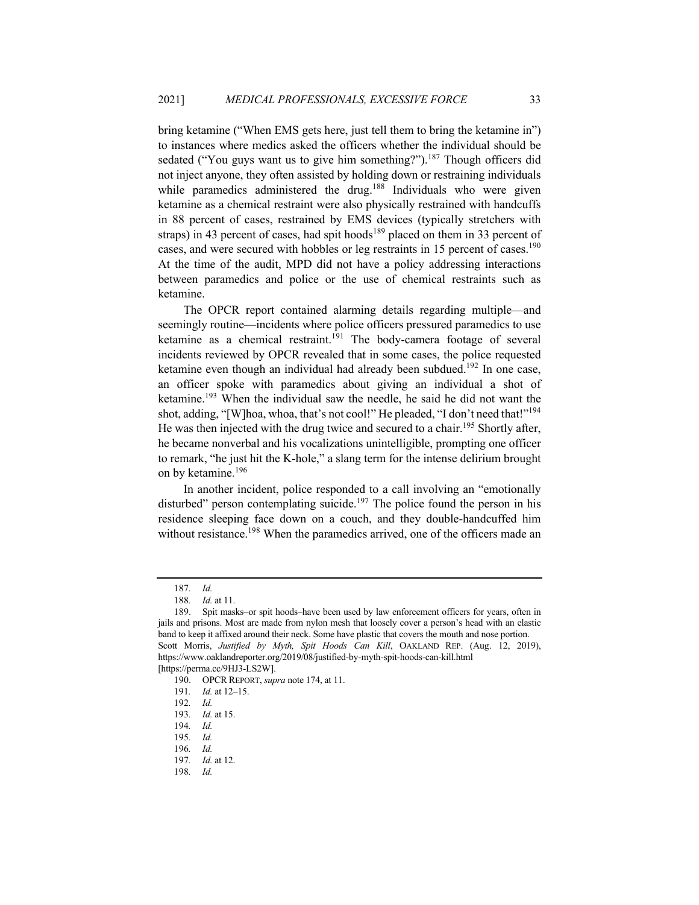bring ketamine ("When EMS gets here, just tell them to bring the ketamine in") to instances where medics asked the officers whether the individual should be sedated ("You guys want us to give him something?").[187] Though officers did not inject anyone, they often assisted by holding down or restraining individuals while paramedics administered the drug.[188] Individuals who were given ketamine as a chemical restraint were also physically restrained with handcuffs in 88 percent of cases, restrained by EMS devices (typically stretchers with straps) in 43 percent of cases, had spit hoods[189] placed on them in 33 percent of cases, and were secured with hobbles or leg restraints in 15 percent of cases.[190] At the time of the audit, MPD did not have a policy addressing interactions between paramedics and police or the use of chemical restraints such as ketamine.

The OPCR report contained alarming details regarding multiple—and seemingly routine—incidents where police officers pressured paramedics to use ketamine as a chemical restraint.[191] The body-camera footage of several incidents reviewed by OPCR revealed that in some cases, the police requested ketamine even though an individual had already been subdued.[192] In one case, an officer spoke with paramedics about giving an individual a shot of ketamine.[193] When the individual saw the needle, he said he did not want the shot, adding, "[W]hoa, whoa, that's not cool!" He pleaded, "I don't need that!"[194] He was then injected with the drug twice and secured to a chair.[195] Shortly after, he became nonverbal and his vocalizations unintelligible, prompting one officer to remark, "he just hit the K-hole," a slang term for the intense delirium brought on by ketamine.[196]

In another incident, police responded to a call involving an "emotionally disturbed" person contemplating suicide.[197] The police found the person in his residence sleeping face down on a couch, and they double-handcuffed him without resistance.[198] When the paramedics arrived, one of the officers made an

---

187. *Id.*

188. *Id.* at 11.

189. Spit masks–or spit hoods–have been used by law enforcement officers for years, often in jails and prisons. Most are made from nylon mesh that loosely cover a person's head with an elastic band to keep it affixed around their neck. Some have plastic that covers the mouth and nose portion. Scott Morris, *Justified by Myth, Spit Hoods Can Kill*, OAKLAND REP. (Aug. 12, 2019), https://www.oaklandreporter.org/2019/08/justified-by-myth-spit-hoods-can-kill.html [https://perma.cc/9HJ3-LS2W].

190. OPCR REPORT, *supra* note 174, at 11.

191. *Id.* at 12–15.

192. *Id.*

193. *Id.* at 15.

194. *Id.*

195. *Id.*

196. *Id.*

197. *Id.* at 12.

198. *Id.*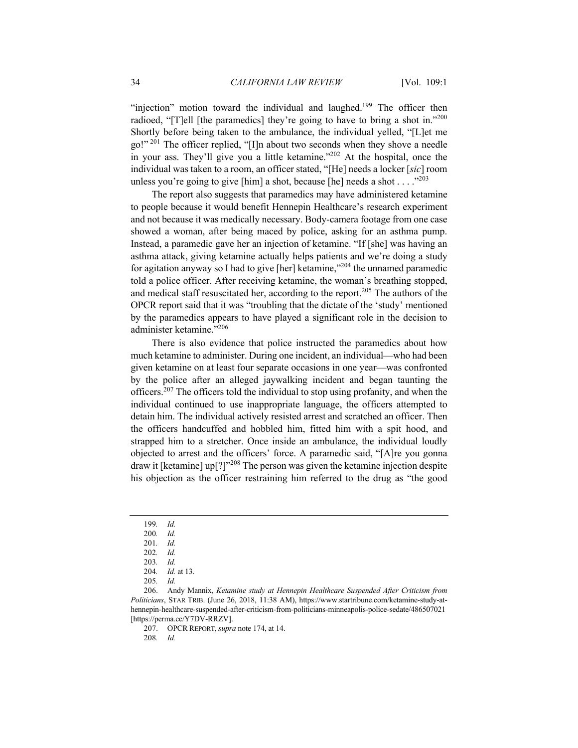"injection" motion toward the individual and laughed.[199] The officer then radioed, "[T]ell [the paramedics] they're going to have to bring a shot in."[200] Shortly before being taken to the ambulance, the individual yelled, "[L]et me go!"[201] The officer replied, "[I]n about two seconds when they shove a needle in your ass. They'll give you a little ketamine."[202] At the hospital, once the individual was taken to a room, an officer stated, "[He] needs a locker [*sic*] room unless you're going to give [him] a shot, because [he] needs a shot . . . ."[203]

The report also suggests that paramedics may have administered ketamine to people because it would benefit Hennepin Healthcare's research experiment and not because it was medically necessary. Body-camera footage from one case showed a woman, after being maced by police, asking for an asthma pump. Instead, a paramedic gave her an injection of ketamine. "If [she] was having an asthma attack, giving ketamine actually helps patients and we're doing a study for agitation anyway so I had to give [her] ketamine,"[204] the unnamed paramedic told a police officer. After receiving ketamine, the woman's breathing stopped, and medical staff resuscitated her, according to the report.[205] The authors of the OPCR report said that it was "troubling that the dictate of the 'study' mentioned by the paramedics appears to have played a significant role in the decision to administer ketamine."[206]

There is also evidence that police instructed the paramedics about how much ketamine to administer. During one incident, an individual—who had been given ketamine on at least four separate occasions in one year—was confronted by the police after an alleged jaywalking incident and began taunting the officers.[207] The officers told the individual to stop using profanity, and when the individual continued to use inappropriate language, the officers attempted to detain him. The individual actively resisted arrest and scratched an officer. Then the officers handcuffed and hobbled him, fitted him with a spit hood, and strapped him to a stretcher. Once inside an ambulance, the individual loudly objected to arrest and the officers' force. A paramedic said, "[A]re you gonna draw it [ketamine] up[?]"[208] The person was given the ketamine injection despite his objection as the officer restraining him referred to the drug as "the good

---

199. *Id.*
200. *Id.*
201. *Id.*
202. *Id.*
203. *Id.*
204. *Id.* at 13.
205. *Id.*
206. Andy Mannix, *Ketamine study at Hennepin Healthcare Suspended After Criticism from Politicians*, STAR TRIB. (June 26, 2018, 11:38 AM), https://www.startribune.com/ketamine-study-at-hennepin-healthcare-suspended-after-criticism-from-politicians-minneapolis-police-sedate/486507021 [https://perma.cc/Y7DV-RRZV].
207. OPCR REPORT, *supra* note 174, at 14.
208. *Id.*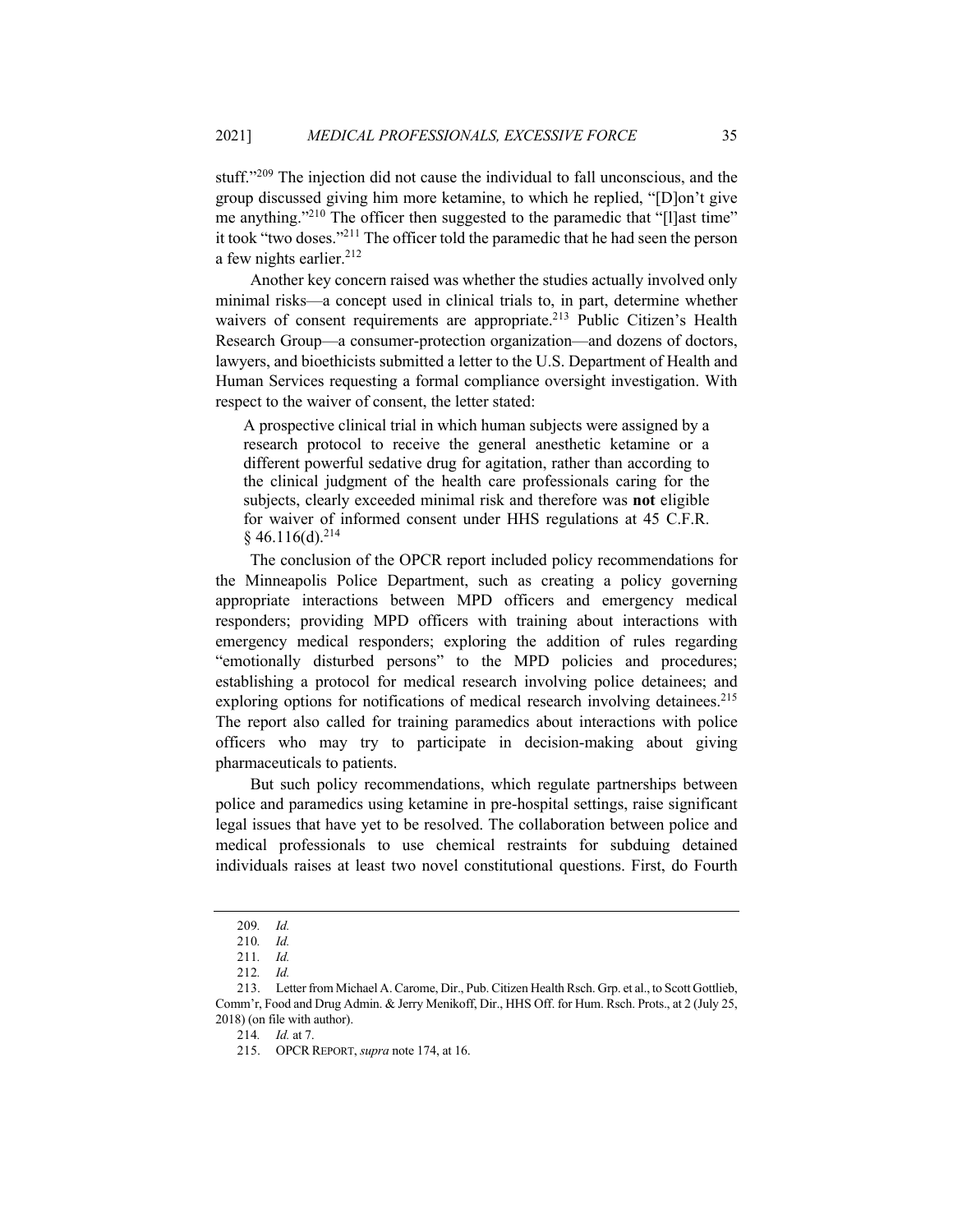stuff."[209] The injection did not cause the individual to fall unconscious, and the group discussed giving him more ketamine, to which he replied, "[D]on't give me anything."[210] The officer then suggested to the paramedic that "[l]ast time" it took "two doses."[211] The officer told the paramedic that he had seen the person a few nights earlier.[212]

Another key concern raised was whether the studies actually involved only minimal risks—a concept used in clinical trials to, in part, determine whether waivers of consent requirements are appropriate.[213] Public Citizen's Health Research Group—a consumer-protection organization—and dozens of doctors, lawyers, and bioethicists submitted a letter to the U.S. Department of Health and Human Services requesting a formal compliance oversight investigation. With respect to the waiver of consent, the letter stated:

> A prospective clinical trial in which human subjects were assigned by a research protocol to receive the general anesthetic ketamine or a different powerful sedative drug for agitation, rather than according to the clinical judgment of the health care professionals caring for the subjects, clearly exceeded minimal risk and therefore was **not** eligible for waiver of informed consent under HHS regulations at 45 C.F.R. § 46.116(d).[214]

The conclusion of the OPCR report included policy recommendations for the Minneapolis Police Department, such as creating a policy governing appropriate interactions between MPD officers and emergency medical responders; providing MPD officers with training about interactions with emergency medical responders; exploring the addition of rules regarding "emotionally disturbed persons" to the MPD policies and procedures; establishing a protocol for medical research involving police detainees; and exploring options for notifications of medical research involving detainees.[215] The report also called for training paramedics about interactions with police officers who may try to participate in decision-making about giving pharmaceuticals to patients.

But such policy recommendations, which regulate partnerships between police and paramedics using ketamine in pre-hospital settings, raise significant legal issues that have yet to be resolved. The collaboration between police and medical professionals to use chemical restraints for subduing detained individuals raises at least two novel constitutional questions. First, do Fourth

---

209. *Id.*

210. *Id.*

211. *Id.*

212. *Id.*

213. Letter from Michael A. Carome, Dir., Pub. Citizen Health Rsch. Grp. et al., to Scott Gottlieb, Comm'r, Food and Drug Admin. & Jerry Menikoff, Dir., HHS Off. for Hum. Rsch. Prots., at 2 (July 25, 2018) (on file with author).

214. *Id.* at 7.

215. OPCR REPORT, *supra* note 174, at 16.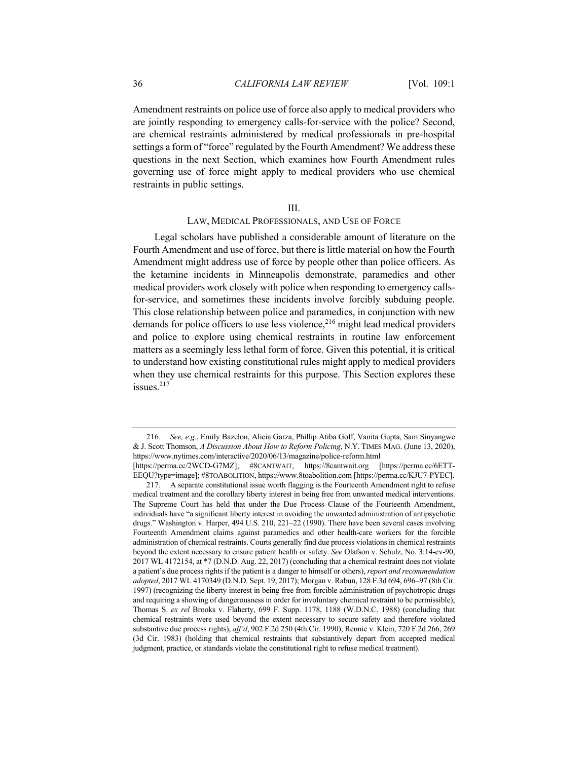Amendment restraints on police use of force also apply to medical providers who are jointly responding to emergency calls-for-service with the police? Second, are chemical restraints administered by medical professionals in pre-hospital settings a form of "force" regulated by the Fourth Amendment? We address these questions in the next Section, which examines how Fourth Amendment rules governing use of force might apply to medical providers who use chemical restraints in public settings.

## III.
## LAW, MEDICAL PROFESSIONALS, AND USE OF FORCE

Legal scholars have published a considerable amount of literature on the Fourth Amendment and use of force, but there is little material on how the Fourth Amendment might address use of force by people other than police officers. As the ketamine incidents in Minneapolis demonstrate, paramedics and other medical providers work closely with police when responding to emergency calls-for-service, and sometimes these incidents involve forcibly subduing people. This close relationship between police and paramedics, in conjunction with new demands for police officers to use less violence,[216] might lead medical providers and police to explore using chemical restraints in routine law enforcement matters as a seemingly less lethal form of force. Given this potential, it is critical to understand how existing constitutional rules might apply to medical providers when they use chemical restraints for this purpose. This Section explores these issues.[217]

---

216. *See, e.g.*, Emily Bazelon, Alicia Garza, Phillip Atiba Goff, Vanita Gupta, Sam Sinyangwe & J. Scott Thomson, *A Discussion About How to Reform Policing*, N.Y. TIMES MAG. (June 13, 2020), https://www.nytimes.com/interactive/2020/06/13/magazine/police-reform.html [https://perma.cc/2WCD-G7MZ]; #8CANTWAIT, https://8cantwait.org [https://perma.cc/6ETT-EEQU?type=image]; #8TOABOLITION, https://www.8toabolition.com [https://perma.cc/KJU7-PYEC].

217. A separate constitutional issue worth flagging is the Fourteenth Amendment right to refuse medical treatment and the corollary liberty interest in being free from unwanted medical interventions. The Supreme Court has held that under the Due Process Clause of the Fourteenth Amendment, individuals have "a significant liberty interest in avoiding the unwanted administration of antipsychotic drugs." Washington v. Harper, 494 U.S. 210, 221–22 (1990). There have been several cases involving Fourteenth Amendment claims against paramedics and other health-care workers for the forcible administration of chemical restraints. Courts generally find due process violations in chemical restraints beyond the extent necessary to ensure patient health or safety. *See* Olafson v. Schulz, No. 3:14-cv-90, 2017 WL 4172154, at *7 (D.N.D. Aug. 22, 2017) (concluding that a chemical restraint does not violate a patient's due process rights if the patient is a danger to himself or others), *report and recommendation adopted*, 2017 WL 4170349 (D.N.D. Sept. 19, 2017); Morgan v. Rabun, 128 F.3d 694, 696–97 (8th Cir. 1997) (recognizing the liberty interest in being free from forcible administration of psychotropic drugs and requiring a showing of dangerousness in order for involuntary chemical restraint to be permissible); Thomas S. *ex rel* Brooks v. Flaherty, 699 F. Supp. 1178, 1188 (W.D.N.C. 1988) (concluding that chemical restraints were used beyond the extent necessary to secure safety and therefore violated substantive due process rights), *aff'd*, 902 F.2d 250 (4th Cir. 1990); Rennie v. Klein, 720 F.2d 266, 269 (3d Cir. 1983) (holding that chemical restraints that substantively depart from accepted medical judgment, practice, or standards violate the constitutional right to refuse medical treatment).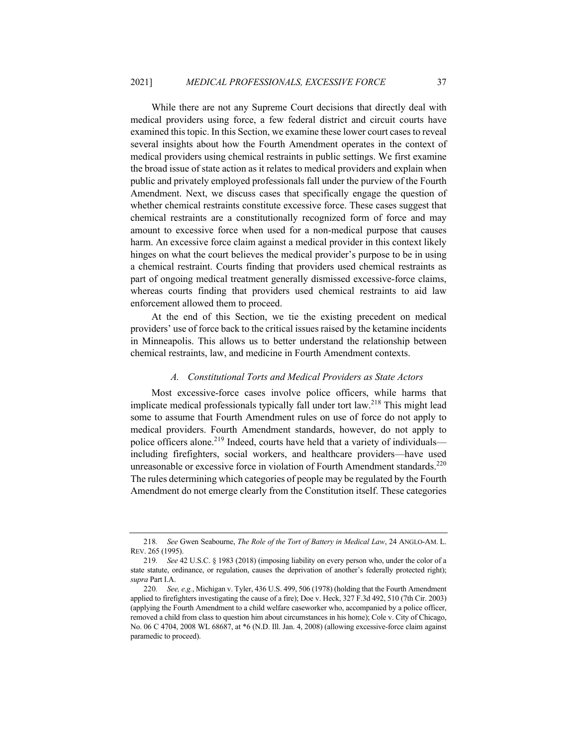While there are not any Supreme Court decisions that directly deal with medical providers using force, a few federal district and circuit courts have examined this topic. In this Section, we examine these lower court cases to reveal several insights about how the Fourth Amendment operates in the context of medical providers using chemical restraints in public settings. We first examine the broad issue of state action as it relates to medical providers and explain when public and privately employed professionals fall under the purview of the Fourth Amendment. Next, we discuss cases that specifically engage the question of whether chemical restraints constitute excessive force. These cases suggest that chemical restraints are a constitutionally recognized form of force and may amount to excessive force when used for a non-medical purpose that causes harm. An excessive force claim against a medical provider in this context likely hinges on what the court believes the medical provider's purpose to be in using a chemical restraint. Courts finding that providers used chemical restraints as part of ongoing medical treatment generally dismissed excessive-force claims, whereas courts finding that providers used chemical restraints to aid law enforcement allowed them to proceed.

At the end of this Section, we tie the existing precedent on medical providers' use of force back to the critical issues raised by the ketamine incidents in Minneapolis. This allows us to better understand the relationship between chemical restraints, law, and medicine in Fourth Amendment contexts.

### *A. Constitutional Torts and Medical Providers as State Actors*

Most excessive-force cases involve police officers, while harms that implicate medical professionals typically fall under tort law.[218] This might lead some to assume that Fourth Amendment rules on use of force do not apply to medical providers. Fourth Amendment standards, however, do not apply to police officers alone.[219] Indeed, courts have held that a variety of individuals—including firefighters, social workers, and healthcare providers—have used unreasonable or excessive force in violation of Fourth Amendment standards.[220] The rules determining which categories of people may be regulated by the Fourth Amendment do not emerge clearly from the Constitution itself. These categories

---

218. *See* Gwen Seabourne, *The Role of the Tort of Battery in Medical Law*, 24 ANGLO-AM. L. REV. 265 (1995).

219. *See* 42 U.S.C. § 1983 (2018) (imposing liability on every person who, under the color of a state statute, ordinance, or regulation, causes the deprivation of another's federally protected right); *supra* Part I.A.

220. *See, e.g.*, Michigan v. Tyler, 436 U.S. 499, 506 (1978) (holding that the Fourth Amendment applied to firefighters investigating the cause of a fire); Doe v. Heck, 327 F.3d 492, 510 (7th Cir. 2003) (applying the Fourth Amendment to a child welfare caseworker who, accompanied by a police officer, removed a child from class to question him about circumstances in his home); Cole v. City of Chicago, No. 06 C 4704, 2008 WL 68687, at *6 (N.D. Ill. Jan. 4, 2008) (allowing excessive-force claim against paramedic to proceed).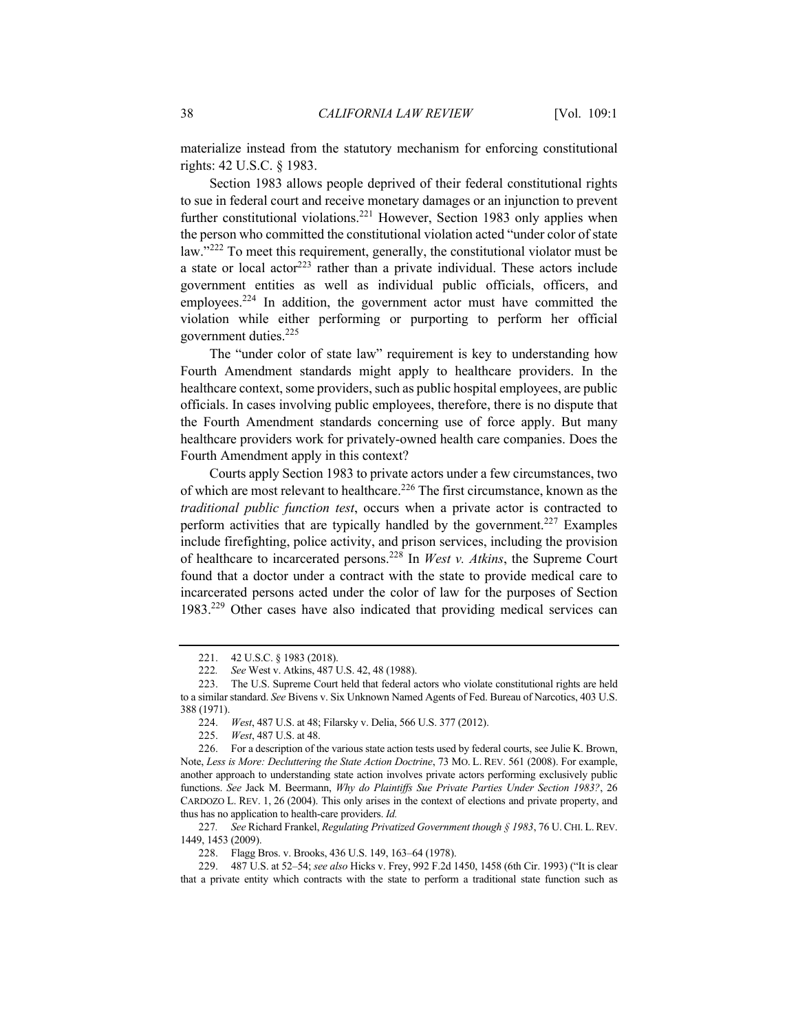materialize instead from the statutory mechanism for enforcing constitutional rights: 42 U.S.C. § 1983.

Section 1983 allows people deprived of their federal constitutional rights to sue in federal court and receive monetary damages or an injunction to prevent further constitutional violations.[221] However, Section 1983 only applies when the person who committed the constitutional violation acted "under color of state law."[222] To meet this requirement, generally, the constitutional violator must be a state or local actor[223] rather than a private individual. These actors include government entities as well as individual public officials, officers, and employees.[224] In addition, the government actor must have committed the violation while either performing or purporting to perform her official government duties.[225]

The "under color of state law" requirement is key to understanding how Fourth Amendment standards might apply to healthcare providers. In the healthcare context, some providers, such as public hospital employees, are public officials. In cases involving public employees, therefore, there is no dispute that the Fourth Amendment standards concerning use of force apply. But many healthcare providers work for privately-owned health care companies. Does the Fourth Amendment apply in this context?

Courts apply Section 1983 to private actors under a few circumstances, two of which are most relevant to healthcare.[226] The first circumstance, known as the *traditional public function test*, occurs when a private actor is contracted to perform activities that are typically handled by the government.[227] Examples include firefighting, police activity, and prison services, including the provision of healthcare to incarcerated persons.[228] In *West v. Atkins*, the Supreme Court found that a doctor under a contract with the state to provide medical care to incarcerated persons acted under the color of law for the purposes of Section 1983.[229] Other cases have also indicated that providing medical services can

---

221. 42 U.S.C. § 1983 (2018).

222. *See* West v. Atkins, 487 U.S. 42, 48 (1988).

223. The U.S. Supreme Court held that federal actors who violate constitutional rights are held to a similar standard. *See* Bivens v. Six Unknown Named Agents of Fed. Bureau of Narcotics, 403 U.S. 388 (1971).

224. *West*, 487 U.S. at 48; Filarsky v. Delia, 566 U.S. 377 (2012).

225. *West*, 487 U.S. at 48.

226. For a description of the various state action tests used by federal courts, see Julie K. Brown, Note, *Less is More: Decluttering the State Action Doctrine*, 73 MO. L. REV. 561 (2008). For example, another approach to understanding state action involves private actors performing exclusively public functions. *See* Jack M. Beermann, *Why do Plaintiffs Sue Private Parties Under Section 1983?*, 26 CARDOZO L. REV. 1, 26 (2004). This only arises in the context of elections and private property, and thus has no application to health-care providers. *Id.*

227. *See* Richard Frankel, *Regulating Privatized Government though § 1983*, 76 U. CHI. L. REV. 1449, 1453 (2009).

228. Flagg Bros. v. Brooks, 436 U.S. 149, 163–64 (1978).

229. 487 U.S. at 52–54; *see also* Hicks v. Frey, 992 F.2d 1450, 1458 (6th Cir. 1993) ("It is clear that a private entity which contracts with the state to perform a traditional state function such as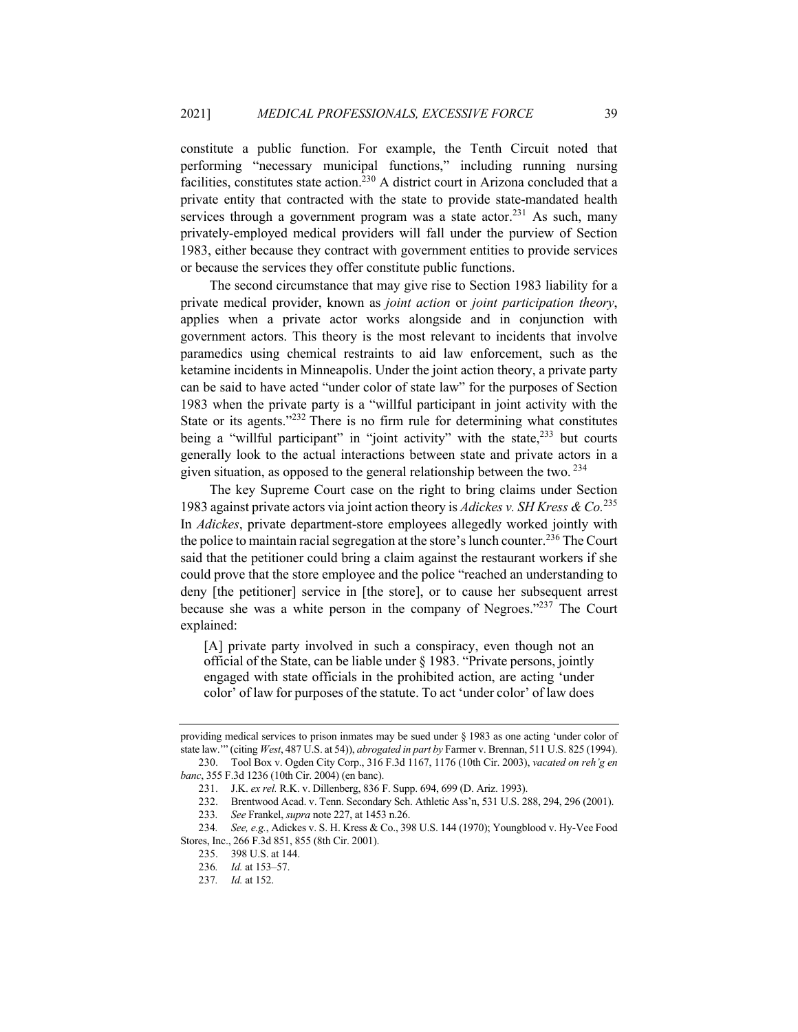constitute a public function. For example, the Tenth Circuit noted that performing "necessary municipal functions," including running nursing facilities, constitutes state action.[230] A district court in Arizona concluded that a private entity that contracted with the state to provide state-mandated health services through a government program was a state actor.[231] As such, many privately-employed medical providers will fall under the purview of Section 1983, either because they contract with government entities to provide services or because the services they offer constitute public functions.

The second circumstance that may give rise to Section 1983 liability for a private medical provider, known as *joint action* or *joint participation theory*, applies when a private actor works alongside and in conjunction with government actors. This theory is the most relevant to incidents that involve paramedics using chemical restraints to aid law enforcement, such as the ketamine incidents in Minneapolis. Under the joint action theory, a private party can be said to have acted "under color of state law" for the purposes of Section 1983 when the private party is a "willful participant in joint activity with the State or its agents."[232] There is no firm rule for determining what constitutes being a "willful participant" in "joint activity" with the state,[233] but courts generally look to the actual interactions between state and private actors in a given situation, as opposed to the general relationship between the two.[234]

The key Supreme Court case on the right to bring claims under Section 1983 against private actors via joint action theory is *Adickes v. SH Kress & Co.*[235] In *Adickes*, private department-store employees allegedly worked jointly with the police to maintain racial segregation at the store's lunch counter.[236] The Court said that the petitioner could bring a claim against the restaurant workers if she could prove that the store employee and the police "reached an understanding to deny [the petitioner] service in [the store], or to cause her subsequent arrest because she was a white person in the company of Negroes."[237] The Court explained:

> [A] private party involved in such a conspiracy, even though not an official of the State, can be liable under § 1983. "Private persons, jointly engaged with state officials in the prohibited action, are acting 'under color' of law for purposes of the statute. To act 'under color' of law does

---

providing medical services to prison inmates may be sued under § 1983 as one acting 'under color of state law.'" (citing *West*, 487 U.S. at 54)), *abrogated in part by* Farmer v. Brennan, 511 U.S. 825 (1994).

230. Tool Box v. Ogden City Corp., 316 F.3d 1167, 1176 (10th Cir. 2003), *vacated on reh'g en banc*, 355 F.3d 1236 (10th Cir. 2004) (en banc).

231. J.K. *ex rel.* R.K. v. Dillenberg, 836 F. Supp. 694, 699 (D. Ariz. 1993).

232. Brentwood Acad. v. Tenn. Secondary Sch. Athletic Ass'n, 531 U.S. 288, 294, 296 (2001).

233. *See* Frankel, *supra* note 227, at 1453 n.26.

234. *See, e.g.*, Adickes v. S. H. Kress & Co., 398 U.S. 144 (1970); Youngblood v. Hy-Vee Food Stores, Inc., 266 F.3d 851, 855 (8th Cir. 2001).

235. 398 U.S. at 144.

236. *Id.* at 153–57.

237. *Id.* at 152.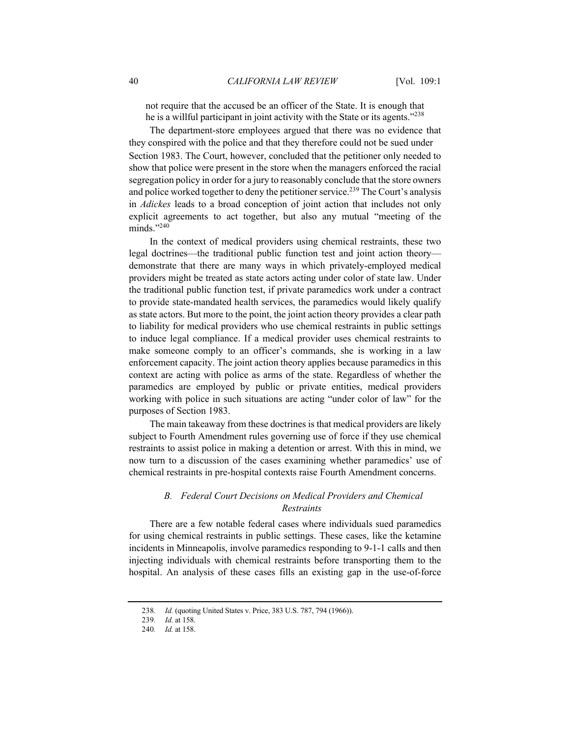not require that the accused be an officer of the State. It is enough that he is a willful participant in joint activity with the State or its agents."[238]

The department-store employees argued that there was no evidence that they conspired with the police and that they therefore could not be sued under Section 1983. The Court, however, concluded that the petitioner only needed to show that police were present in the store when the managers enforced the racial segregation policy in order for a jury to reasonably conclude that the store owners and police worked together to deny the petitioner service.[239] The Court's analysis in *Adickes* leads to a broad conception of joint action that includes not only explicit agreements to act together, but also any mutual "meeting of the minds."[240]

In the context of medical providers using chemical restraints, these two legal doctrines—the traditional public function test and joint action theory—demonstrate that there are many ways in which privately-employed medical providers might be treated as state actors acting under color of state law. Under the traditional public function test, if private paramedics work under a contract to provide state-mandated health services, the paramedics would likely qualify as state actors. But more to the point, the joint action theory provides a clear path to liability for medical providers who use chemical restraints in public settings to induce legal compliance. If a medical provider uses chemical restraints to make someone comply to an officer's commands, she is working in a law enforcement capacity. The joint action theory applies because paramedics in this context are acting with police as arms of the state. Regardless of whether the paramedics are employed by public or private entities, medical providers working with police in such situations are acting "under color of law" for the purposes of Section 1983.

The main takeaway from these doctrines is that medical providers are likely subject to Fourth Amendment rules governing use of force if they use chemical restraints to assist police in making a detention or arrest. With this in mind, we now turn to a discussion of the cases examining whether paramedics' use of chemical restraints in pre-hospital contexts raise Fourth Amendment concerns.

### *B. Federal Court Decisions on Medical Providers and Chemical Restraints*

There are a few notable federal cases where individuals sued paramedics for using chemical restraints in public settings. These cases, like the ketamine incidents in Minneapolis, involve paramedics responding to 9-1-1 calls and then injecting individuals with chemical restraints before transporting them to the hospital. An analysis of these cases fills an existing gap in the use-of-force

---

238. *Id.* (quoting United States v. Price, 383 U.S. 787, 794 (1966)).

239. *Id.* at 158.

240. *Id.* at 158.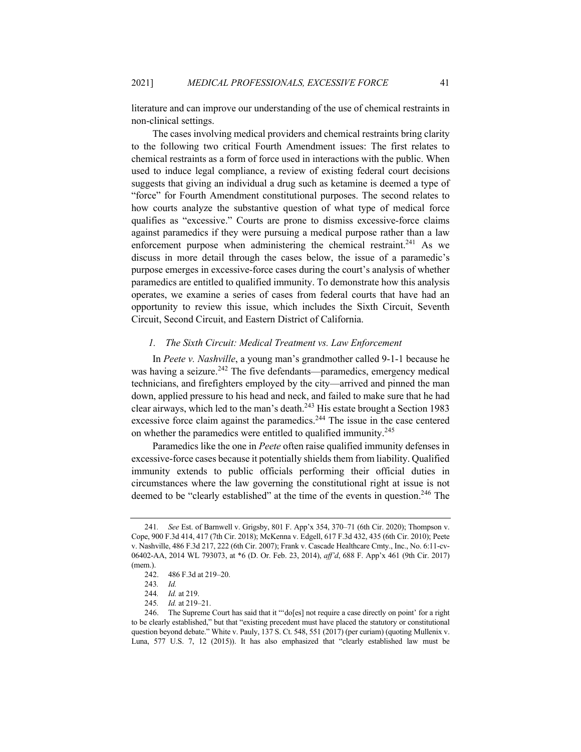literature and can improve our understanding of the use of chemical restraints in non-clinical settings.

The cases involving medical providers and chemical restraints bring clarity to the following two critical Fourth Amendment issues: The first relates to chemical restraints as a form of force used in interactions with the public. When used to induce legal compliance, a review of existing federal court decisions suggests that giving an individual a drug such as ketamine is deemed a type of "force" for Fourth Amendment constitutional purposes. The second relates to how courts analyze the substantive question of what type of medical force qualifies as "excessive." Courts are prone to dismiss excessive-force claims against paramedics if they were pursuing a medical purpose rather than a law enforcement purpose when administering the chemical restraint.[241] As we discuss in more detail through the cases below, the issue of a paramedic's purpose emerges in excessive-force cases during the court's analysis of whether paramedics are entitled to qualified immunity. To demonstrate how this analysis operates, we examine a series of cases from federal courts that have had an opportunity to review this issue, which includes the Sixth Circuit, Seventh Circuit, Second Circuit, and Eastern District of California.

### *1. The Sixth Circuit: Medical Treatment vs. Law Enforcement*

In *Peete v. Nashville*, a young man's grandmother called 9-1-1 because he was having a seizure.[242] The five defendants—paramedics, emergency medical technicians, and firefighters employed by the city—arrived and pinned the man down, applied pressure to his head and neck, and failed to make sure that he had clear airways, which led to the man's death.[243] His estate brought a Section 1983 excessive force claim against the paramedics.[244] The issue in the case centered on whether the paramedics were entitled to qualified immunity.[245]

Paramedics like the one in *Peete* often raise qualified immunity defenses in excessive-force cases because it potentially shields them from liability. Qualified immunity extends to public officials performing their official duties in circumstances where the law governing the constitutional right at issue is not deemed to be "clearly established" at the time of the events in question.[246] The

---

241. *See* Est. of Barnwell v. Grigsby, 801 F. App'x 354, 370–71 (6th Cir. 2020); Thompson v. Cope, 900 F.3d 414, 417 (7th Cir. 2018); McKenna v. Edgell, 617 F.3d 432, 435 (6th Cir. 2010); Peete v. Nashville, 486 F.3d 217, 222 (6th Cir. 2007); Frank v. Cascade Healthcare Cmty., Inc., No. 6:11-cv-06402-AA, 2014 WL 793073, at *6 (D. Or. Feb. 23, 2014), *aff'd*, 688 F. App'x 461 (9th Cir. 2017) (mem.).

242. 486 F.3d at 219–20.

243. *Id.*

244. *Id.* at 219.

245. *Id.* at 219–21.

246. The Supreme Court has said that it "'do[es] not require a case directly on point' for a right to be clearly established," but that "existing precedent must have placed the statutory or constitutional question beyond debate." White v. Pauly, 137 S. Ct. 548, 551 (2017) (per curiam) (quoting Mullenix v. Luna, 577 U.S. 7, 12 (2015)). It has also emphasized that "clearly established law must be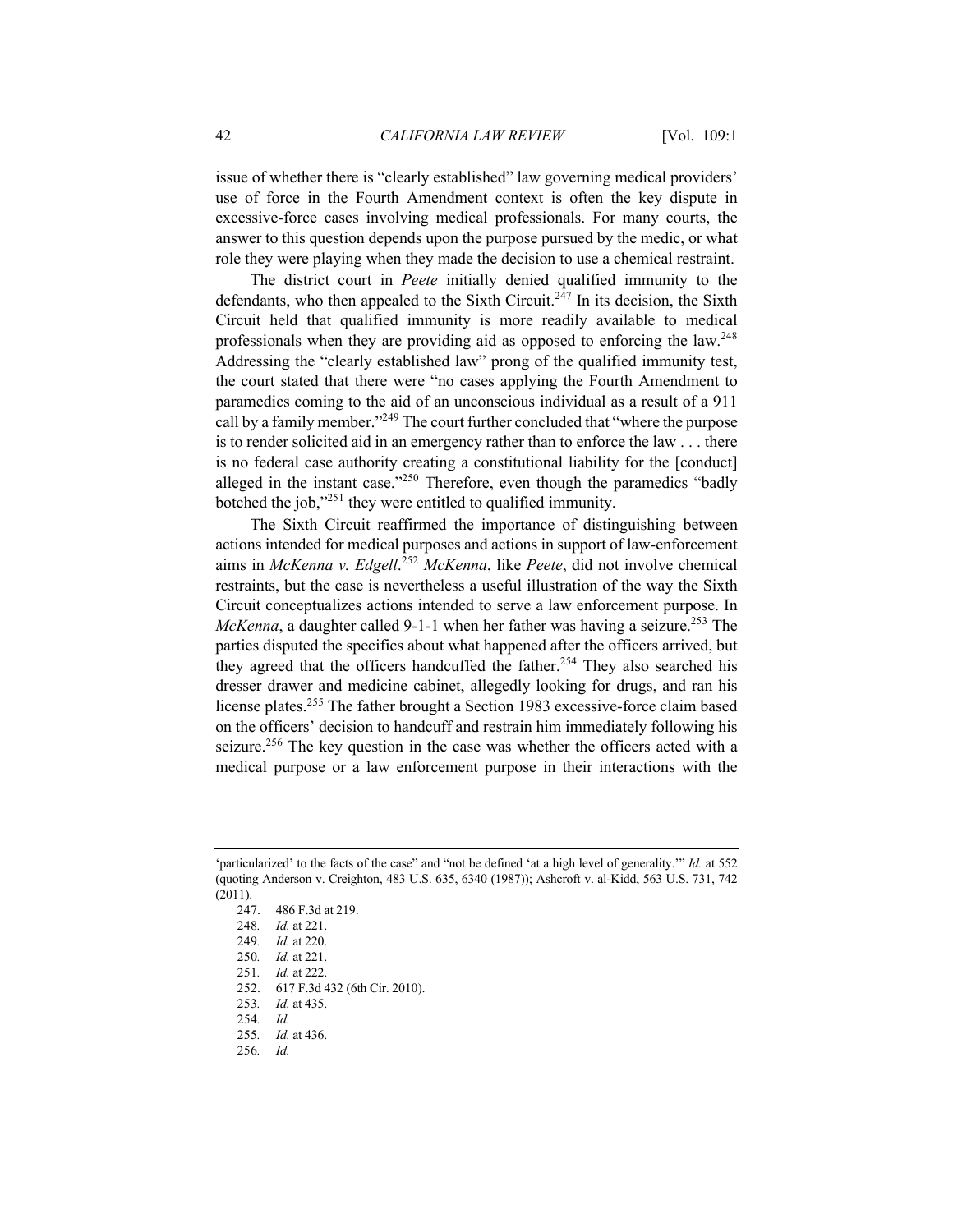issue of whether there is "clearly established" law governing medical providers' use of force in the Fourth Amendment context is often the key dispute in excessive-force cases involving medical professionals. For many courts, the answer to this question depends upon the purpose pursued by the medic, or what role they were playing when they made the decision to use a chemical restraint.

The district court in *Peete* initially denied qualified immunity to the defendants, who then appealed to the Sixth Circuit.[247] In its decision, the Sixth Circuit held that qualified immunity is more readily available to medical professionals when they are providing aid as opposed to enforcing the law.[248] Addressing the "clearly established law" prong of the qualified immunity test, the court stated that there were "no cases applying the Fourth Amendment to paramedics coming to the aid of an unconscious individual as a result of a 911 call by a family member."[249] The court further concluded that "where the purpose is to render solicited aid in an emergency rather than to enforce the law . . . there is no federal case authority creating a constitutional liability for the [conduct] alleged in the instant case."[250] Therefore, even though the paramedics "badly botched the job,"[251] they were entitled to qualified immunity.

The Sixth Circuit reaffirmed the importance of distinguishing between actions intended for medical purposes and actions in support of law-enforcement aims in *McKenna v. Edgell*.[252] *McKenna*, like *Peete*, did not involve chemical restraints, but the case is nevertheless a useful illustration of the way the Sixth Circuit conceptualizes actions intended to serve a law enforcement purpose. In *McKenna*, a daughter called 9-1-1 when her father was having a seizure.[253] The parties disputed the specifics about what happened after the officers arrived, but they agreed that the officers handcuffed the father.[254] They also searched his dresser drawer and medicine cabinet, allegedly looking for drugs, and ran his license plates.[255] The father brought a Section 1983 excessive-force claim based on the officers' decision to handcuff and restrain him immediately following his seizure.[256] The key question in the case was whether the officers acted with a medical purpose or a law enforcement purpose in their interactions with the

---

'particularized' to the facts of the case" and "not be defined 'at a high level of generality.'" *Id.* at 552 (quoting Anderson v. Creighton, 483 U.S. 635, 6340 (1987)); Ashcroft v. al-Kidd, 563 U.S. 731, 742 (2011).

247. 486 F.3d at 219.

248. *Id.* at 221.

249. *Id.* at 220.

250. *Id.* at 221.

251. *Id.* at 222.

252. 617 F.3d 432 (6th Cir. 2010).

253. *Id.* at 435.

254. *Id.*

255. *Id.* at 436.

256. *Id.*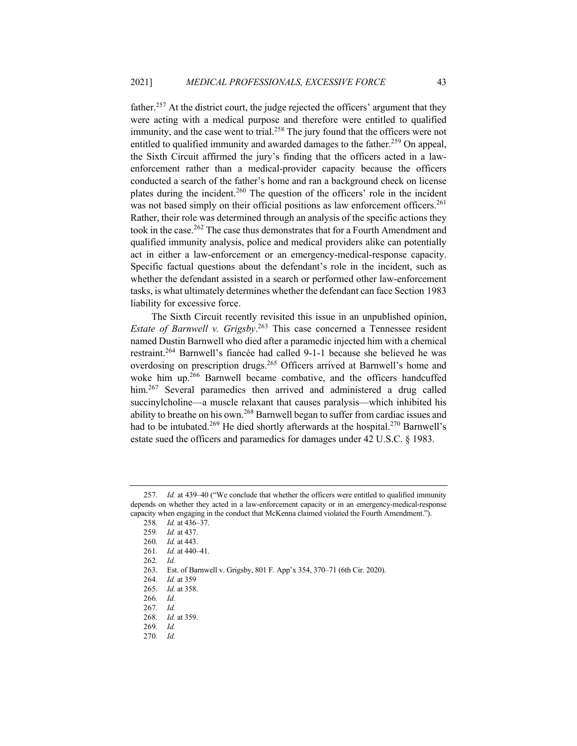father.[257] At the district court, the judge rejected the officers' argument that they were acting with a medical purpose and therefore were entitled to qualified immunity, and the case went to trial.[258] The jury found that the officers were not entitled to qualified immunity and awarded damages to the father.[259] On appeal, the Sixth Circuit affirmed the jury's finding that the officers acted in a law-enforcement rather than a medical-provider capacity because the officers conducted a search of the father's home and ran a background check on license plates during the incident.[260] The question of the officers' role in the incident was not based simply on their official positions as law enforcement officers.[261] Rather, their role was determined through an analysis of the specific actions they took in the case.[262] The case thus demonstrates that for a Fourth Amendment and qualified immunity analysis, police and medical providers alike can potentially act in either a law-enforcement or an emergency-medical-response capacity. Specific factual questions about the defendant's role in the incident, such as whether the defendant assisted in a search or performed other law-enforcement tasks, is what ultimately determines whether the defendant can face Section 1983 liability for excessive force.

The Sixth Circuit recently revisited this issue in an unpublished opinion, *Estate of Barnwell v. Grigsby*.[263] This case concerned a Tennessee resident named Dustin Barnwell who died after a paramedic injected him with a chemical restraint.[264] Barnwell's fiancée had called 9-1-1 because she believed he was overdosing on prescription drugs.[265] Officers arrived at Barnwell's home and woke him up.[266] Barnwell became combative, and the officers handcuffed him.[267] Several paramedics then arrived and administered a drug called succinylcholine—a muscle relaxant that causes paralysis—which inhibited his ability to breathe on his own.[268] Barnwell began to suffer from cardiac issues and had to be intubated.[269] He died shortly afterwards at the hospital.[270] Barnwell's estate sued the officers and paramedics for damages under 42 U.S.C. § 1983.

---

257. *Id.* at 439–40 ("We conclude that whether the officers were entitled to qualified immunity depends on whether they acted in a law-enforcement capacity or in an emergency-medical-response capacity when engaging in the conduct that McKenna claimed violated the Fourth Amendment.").

258. *Id.* at 436–37.

259. *Id.* at 437.

260. *Id.* at 443.

261. *Id.* at 440–41.

262. *Id.*

263. Est. of Barnwell v. Grigsby, 801 F. App'x 354, 370–71 (6th Cir. 2020).

264. *Id.* at 359

265. *Id.* at 358.

266. *Id.*

267. *Id.*

268. *Id.* at 359.

269. *Id.*

270. *Id.*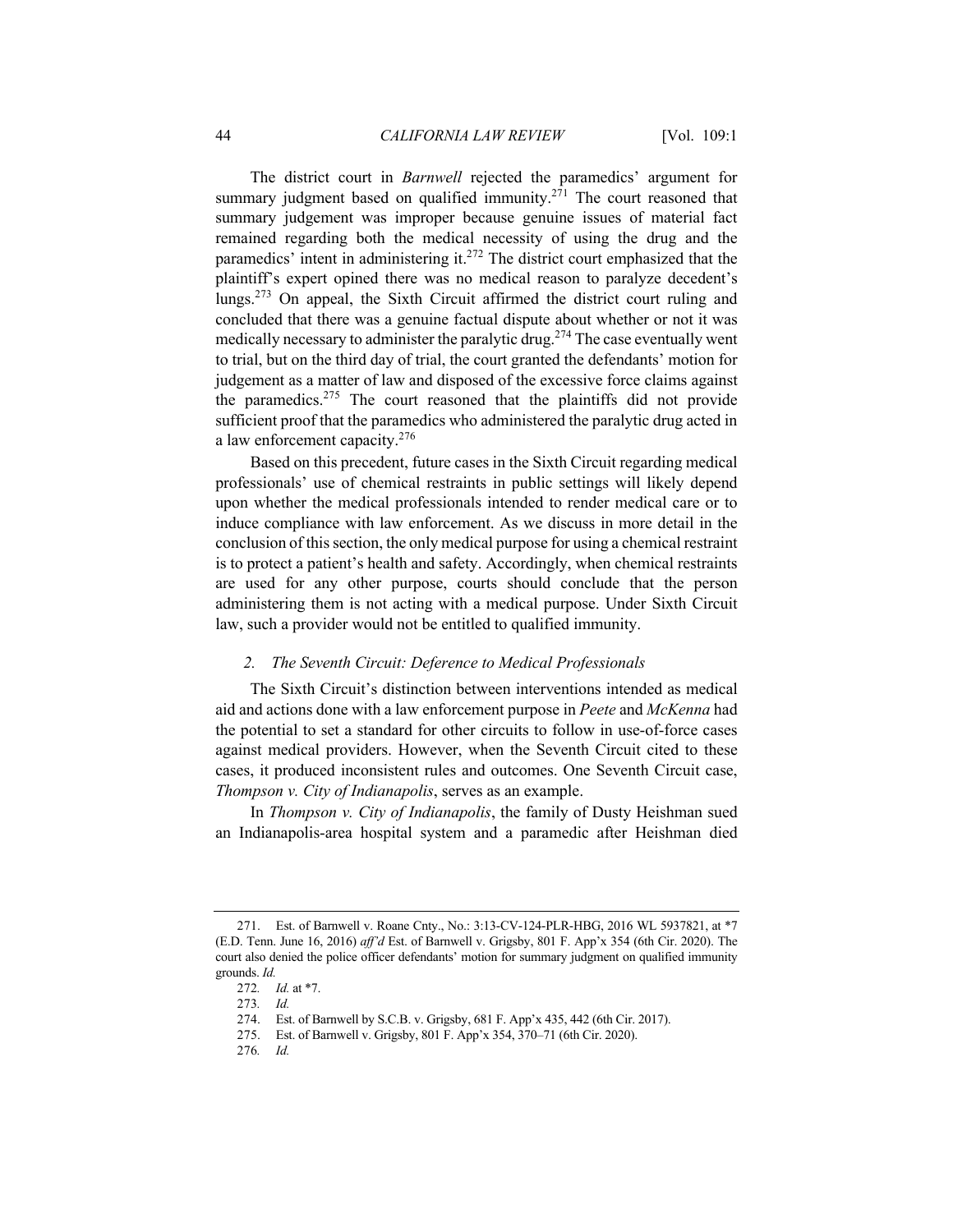The district court in *Barnwell* rejected the paramedics' argument for summary judgment based on qualified immunity.[271] The court reasoned that summary judgement was improper because genuine issues of material fact remained regarding both the medical necessity of using the drug and the paramedics' intent in administering it.[272] The district court emphasized that the plaintiff's expert opined there was no medical reason to paralyze decedent's lungs.[273] On appeal, the Sixth Circuit affirmed the district court ruling and concluded that there was a genuine factual dispute about whether or not it was medically necessary to administer the paralytic drug.[274] The case eventually went to trial, but on the third day of trial, the court granted the defendants' motion for judgement as a matter of law and disposed of the excessive force claims against the paramedics.[275] The court reasoned that the plaintiffs did not provide sufficient proof that the paramedics who administered the paralytic drug acted in a law enforcement capacity.[276]

Based on this precedent, future cases in the Sixth Circuit regarding medical professionals' use of chemical restraints in public settings will likely depend upon whether the medical professionals intended to render medical care or to induce compliance with law enforcement. As we discuss in more detail in the conclusion of this section, the only medical purpose for using a chemical restraint is to protect a patient's health and safety. Accordingly, when chemical restraints are used for any other purpose, courts should conclude that the person administering them is not acting with a medical purpose. Under Sixth Circuit law, such a provider would not be entitled to qualified immunity.

### *2. The Seventh Circuit: Deference to Medical Professionals*

The Sixth Circuit's distinction between interventions intended as medical aid and actions done with a law enforcement purpose in *Peete* and *McKenna* had the potential to set a standard for other circuits to follow in use-of-force cases against medical providers. However, when the Seventh Circuit cited to these cases, it produced inconsistent rules and outcomes. One Seventh Circuit case, *Thompson v. City of Indianapolis*, serves as an example.

In *Thompson v. City of Indianapolis*, the family of Dusty Heishman sued an Indianapolis-area hospital system and a paramedic after Heishman died

---

271. Est. of Barnwell v. Roane Cnty., No.: 3:13-CV-124-PLR-HBG, 2016 WL 5937821, at *7 (E.D. Tenn. June 16, 2016) *aff'd* Est. of Barnwell v. Grigsby, 801 F. App'x 354 (6th Cir. 2020). The court also denied the police officer defendants' motion for summary judgment on qualified immunity grounds. *Id.*

272. *Id.* at *7.

273. *Id.*

274. Est. of Barnwell by S.C.B. v. Grigsby, 681 F. App'x 435, 442 (6th Cir. 2017).

275. Est. of Barnwell v. Grigsby, 801 F. App'x 354, 370–71 (6th Cir. 2020).

276. *Id.*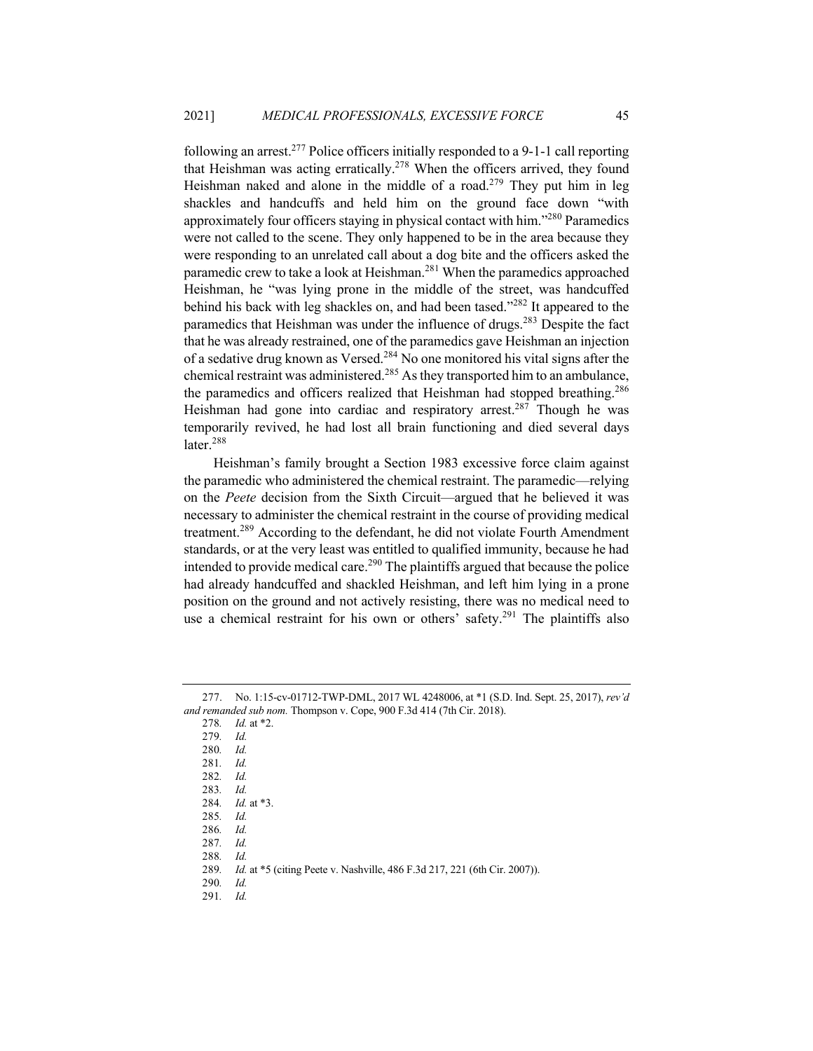following an arrest.[277] Police officers initially responded to a 9-1-1 call reporting that Heishman was acting erratically.[278] When the officers arrived, they found Heishman naked and alone in the middle of a road.[279] They put him in leg shackles and handcuffs and held him on the ground face down "with approximately four officers staying in physical contact with him."[280] Paramedics were not called to the scene. They only happened to be in the area because they were responding to an unrelated call about a dog bite and the officers asked the paramedic crew to take a look at Heishman.[281] When the paramedics approached Heishman, he "was lying prone in the middle of the street, was handcuffed behind his back with leg shackles on, and had been tased."[282] It appeared to the paramedics that Heishman was under the influence of drugs.[283] Despite the fact that he was already restrained, one of the paramedics gave Heishman an injection of a sedative drug known as Versed.[284] No one monitored his vital signs after the chemical restraint was administered.[285] As they transported him to an ambulance, the paramedics and officers realized that Heishman had stopped breathing.[286] Heishman had gone into cardiac and respiratory arrest.[287] Though he was temporarily revived, he had lost all brain functioning and died several days later.[288]

Heishman's family brought a Section 1983 excessive force claim against the paramedic who administered the chemical restraint. The paramedic—relying on the *Peete* decision from the Sixth Circuit—argued that he believed it was necessary to administer the chemical restraint in the course of providing medical treatment.[289] According to the defendant, he did not violate Fourth Amendment standards, or at the very least was entitled to qualified immunity, because he had intended to provide medical care.[290] The plaintiffs argued that because the police had already handcuffed and shackled Heishman, and left him lying in a prone position on the ground and not actively resisting, there was no medical need to use a chemical restraint for his own or others' safety.[291] The plaintiffs also

---

277. No. 1:15-cv-01712-TWP-DML, 2017 WL 4248006, at \*1 (S.D. Ind. Sept. 25, 2017), *rev'd and remanded sub nom.* Thompson v. Cope, 900 F.3d 414 (7th Cir. 2018).

278. *Id.* at \*2.

279. *Id.*

280. *Id.*

281. *Id.*

282. *Id.*

283. *Id.*

284. *Id.* at \*3.

285. *Id.*

286. *Id.*

287. *Id.*

288. *Id.*

289. *Id.* at \*5 (citing Peete v. Nashville, 486 F.3d 217, 221 (6th Cir. 2007)).

290. *Id.*

291. *Id.*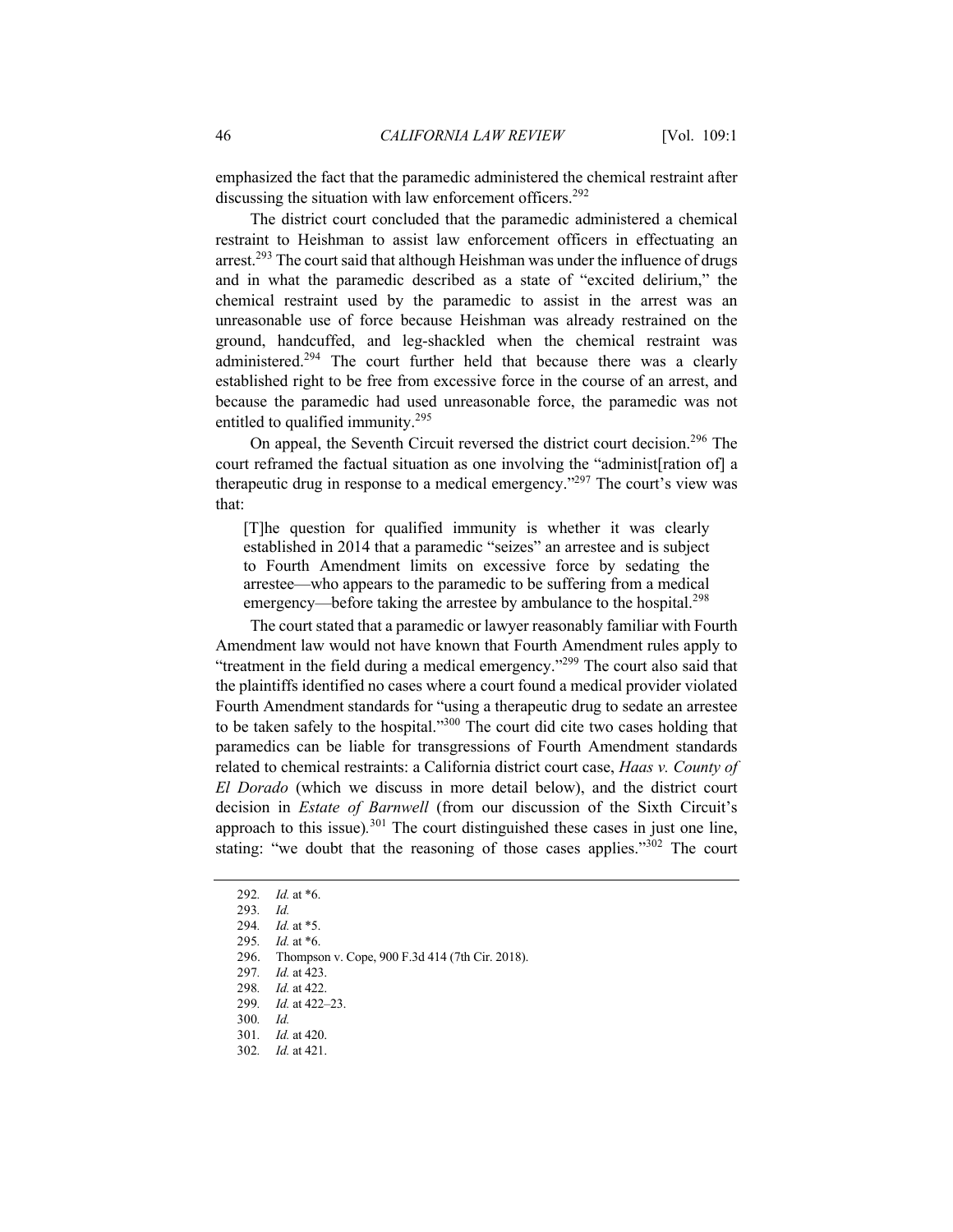emphasized the fact that the paramedic administered the chemical restraint after discussing the situation with law enforcement officers.[292]

The district court concluded that the paramedic administered a chemical restraint to Heishman to assist law enforcement officers in effectuating an arrest.[293] The court said that although Heishman was under the influence of drugs and in what the paramedic described as a state of "excited delirium," the chemical restraint used by the paramedic to assist in the arrest was an unreasonable use of force because Heishman was already restrained on the ground, handcuffed, and leg-shackled when the chemical restraint was administered.[294] The court further held that because there was a clearly established right to be free from excessive force in the course of an arrest, and because the paramedic had used unreasonable force, the paramedic was not entitled to qualified immunity.[295]

On appeal, the Seventh Circuit reversed the district court decision.[296] The court reframed the factual situation as one involving the "administ[ration of] a therapeutic drug in response to a medical emergency."[297] The court's view was that:

> [T]he question for qualified immunity is whether it was clearly established in 2014 that a paramedic "seizes" an arrestee and is subject to Fourth Amendment limits on excessive force by sedating the arrestee—who appears to the paramedic to be suffering from a medical emergency—before taking the arrestee by ambulance to the hospital.[298]

The court stated that a paramedic or lawyer reasonably familiar with Fourth Amendment law would not have known that Fourth Amendment rules apply to "treatment in the field during a medical emergency."[299] The court also said that the plaintiffs identified no cases where a court found a medical provider violated Fourth Amendment standards for "using a therapeutic drug to sedate an arrestee to be taken safely to the hospital."[300] The court did cite two cases holding that paramedics can be liable for transgressions of Fourth Amendment standards related to chemical restraints: a California district court case, *Haas v. County of El Dorado* (which we discuss in more detail below), and the district court decision in *Estate of Barnwell* (from our discussion of the Sixth Circuit's approach to this issue).[301] The court distinguished these cases in just one line, stating: "we doubt that the reasoning of those cases applies."[302] The court

---

292. *Id.* at *6.
293. *Id.*
294. *Id.* at *5.
295. *Id.* at *6.
296. Thompson v. Cope, 900 F.3d 414 (7th Cir. 2018).
297. *Id.* at 423.
298. *Id.* at 422.
299. *Id.* at 422–23.
300. *Id.*
301. *Id.* at 420.
302. *Id.* at 421.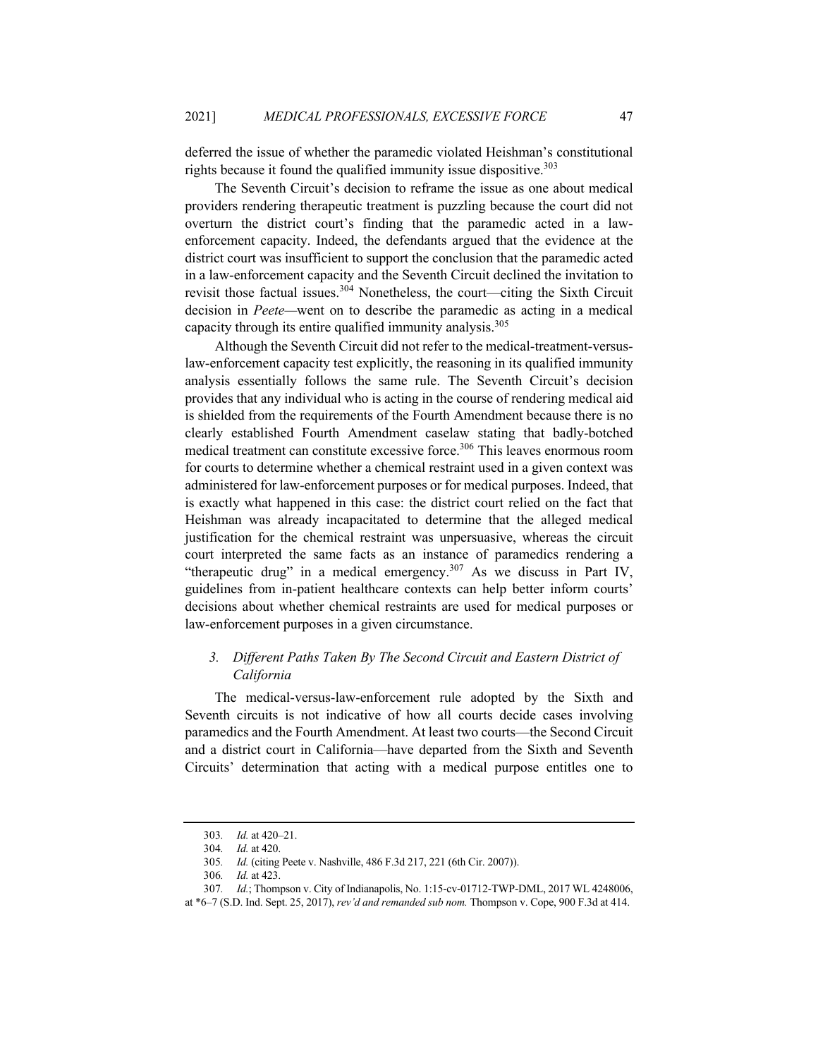deferred the issue of whether the paramedic violated Heishman's constitutional rights because it found the qualified immunity issue dispositive.[303]

The Seventh Circuit's decision to reframe the issue as one about medical providers rendering therapeutic treatment is puzzling because the court did not overturn the district court's finding that the paramedic acted in a law-enforcement capacity. Indeed, the defendants argued that the evidence at the district court was insufficient to support the conclusion that the paramedic acted in a law-enforcement capacity and the Seventh Circuit declined the invitation to revisit those factual issues.[304] Nonetheless, the court—citing the Sixth Circuit decision in *Peete*—went on to describe the paramedic as acting in a medical capacity through its entire qualified immunity analysis.[305]

Although the Seventh Circuit did not refer to the medical-treatment-versus-law-enforcement capacity test explicitly, the reasoning in its qualified immunity analysis essentially follows the same rule. The Seventh Circuit's decision provides that any individual who is acting in the course of rendering medical aid is shielded from the requirements of the Fourth Amendment because there is no clearly established Fourth Amendment caselaw stating that badly-botched medical treatment can constitute excessive force.[306] This leaves enormous room for courts to determine whether a chemical restraint used in a given context was administered for law-enforcement purposes or for medical purposes. Indeed, that is exactly what happened in this case: the district court relied on the fact that Heishman was already incapacitated to determine that the alleged medical justification for the chemical restraint was unpersuasive, whereas the circuit court interpreted the same facts as an instance of paramedics rendering a "therapeutic drug" in a medical emergency.[307] As we discuss in Part IV, guidelines from in-patient healthcare contexts can help better inform courts' decisions about whether chemical restraints are used for medical purposes or law-enforcement purposes in a given circumstance.

### *3. Different Paths Taken By The Second Circuit and Eastern District of California*

The medical-versus-law-enforcement rule adopted by the Sixth and Seventh circuits is not indicative of how all courts decide cases involving paramedics and the Fourth Amendment. At least two courts—the Second Circuit and a district court in California—have departed from the Sixth and Seventh Circuits' determination that acting with a medical purpose entitles one to

---

303. *Id.* at 420–21.

304. *Id.* at 420.

305. *Id.* (citing Peete v. Nashville, 486 F.3d 217, 221 (6th Cir. 2007)).

306. *Id.* at 423.

307. *Id.*; Thompson v. City of Indianapolis, No. 1:15-cv-01712-TWP-DML, 2017 WL 4248006, at *6–7 (S.D. Ind. Sept. 25, 2017), *rev'd and remanded sub nom.* Thompson v. Cope, 900 F.3d at 414.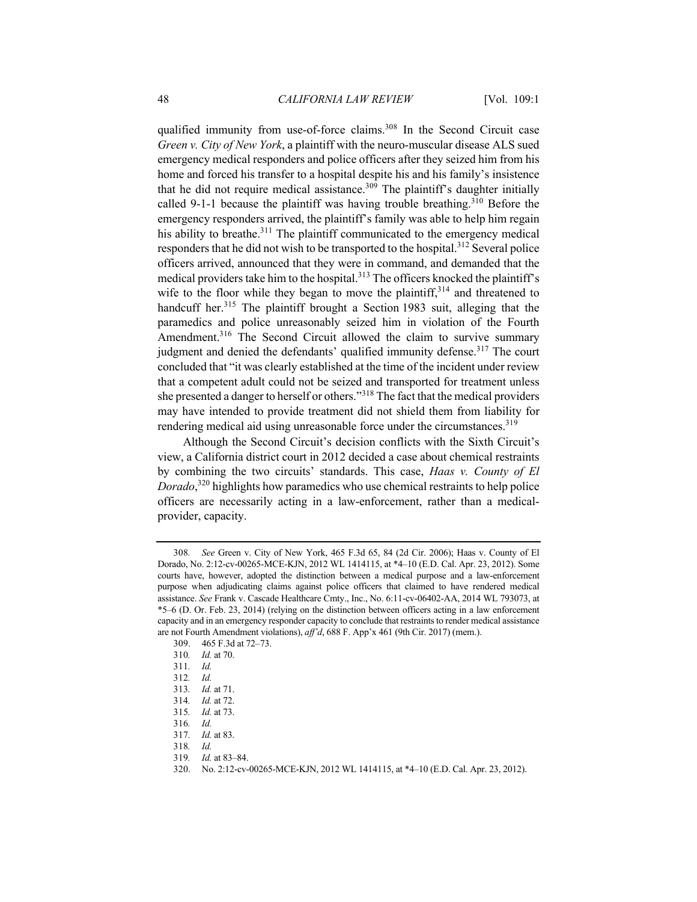qualified immunity from use-of-force claims.[308] In the Second Circuit case *Green v. City of New York*, a plaintiff with the neuro-muscular disease ALS sued emergency medical responders and police officers after they seized him from his home and forced his transfer to a hospital despite his and his family's insistence that he did not require medical assistance.[309] The plaintiff's daughter initially called 9-1-1 because the plaintiff was having trouble breathing.[310] Before the emergency responders arrived, the plaintiff's family was able to help him regain his ability to breathe.[311] The plaintiff communicated to the emergency medical responders that he did not wish to be transported to the hospital.[312] Several police officers arrived, announced that they were in command, and demanded that the medical providers take him to the hospital.[313] The officers knocked the plaintiff's wife to the floor while they began to move the plaintiff,[314] and threatened to handcuff her.[315] The plaintiff brought a Section 1983 suit, alleging that the paramedics and police unreasonably seized him in violation of the Fourth Amendment.[316] The Second Circuit allowed the claim to survive summary judgment and denied the defendants' qualified immunity defense.[317] The court concluded that "it was clearly established at the time of the incident under review that a competent adult could not be seized and transported for treatment unless she presented a danger to herself or others."[318] The fact that the medical providers may have intended to provide treatment did not shield them from liability for rendering medical aid using unreasonable force under the circumstances.[319]

Although the Second Circuit's decision conflicts with the Sixth Circuit's view, a California district court in 2012 decided a case about chemical restraints by combining the two circuits' standards. This case, *Haas v. County of El Dorado*,[320] highlights how paramedics who use chemical restraints to help police officers are necessarily acting in a law-enforcement, rather than a medical-provider, capacity.

---

308. *See* Green v. City of New York, 465 F.3d 65, 84 (2d Cir. 2006); Haas v. County of El Dorado, No. 2:12-cv-00265-MCE-KJN, 2012 WL 1414115, at *4–10 (E.D. Cal. Apr. 23, 2012). Some courts have, however, adopted the distinction between a medical purpose and a law-enforcement purpose when adjudicating claims against police officers that claimed to have rendered medical assistance. *See* Frank v. Cascade Healthcare Cmty., Inc., No. 6:11-cv-06402-AA, 2014 WL 793073, at *5–6 (D. Or. Feb. 23, 2014) (relying on the distinction between officers acting in a law enforcement capacity and in an emergency responder capacity to conclude that restraints to render medical assistance are not Fourth Amendment violations), *aff'd*, 688 F. App'x 461 (9th Cir. 2017) (mem.).

309. 465 F.3d at 72–73.

310. *Id.* at 70.

311. *Id.*

312. *Id.*

313. *Id.* at 71.

314. *Id.* at 72.

315. *Id.* at 73.

316. *Id.*

317. *Id.* at 83.

318. *Id.*

319. *Id.* at 83–84.

320. No. 2:12-cv-00265-MCE-KJN, 2012 WL 1414115, at *4–10 (E.D. Cal. Apr. 23, 2012).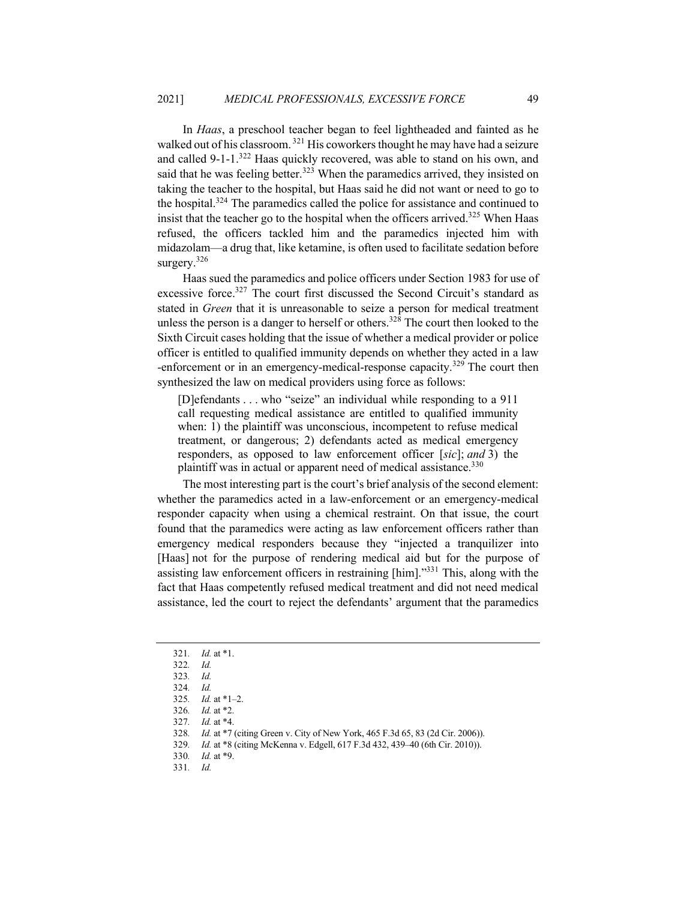In *Haas*, a preschool teacher began to feel lightheaded and fainted as he walked out of his classroom.[321] His coworkers thought he may have had a seizure and called 9-1-1.[322] Haas quickly recovered, was able to stand on his own, and said that he was feeling better.[323] When the paramedics arrived, they insisted on taking the teacher to the hospital, but Haas said he did not want or need to go to the hospital.[324] The paramedics called the police for assistance and continued to insist that the teacher go to the hospital when the officers arrived.[325] When Haas refused, the officers tackled him and the paramedics injected him with midazolam—a drug that, like ketamine, is often used to facilitate sedation before surgery.[326]

Haas sued the paramedics and police officers under Section 1983 for use of excessive force.[327] The court first discussed the Second Circuit's standard as stated in *Green* that it is unreasonable to seize a person for medical treatment unless the person is a danger to herself or others.[328] The court then looked to the Sixth Circuit cases holding that the issue of whether a medical provider or police officer is entitled to qualified immunity depends on whether they acted in a law -enforcement or in an emergency-medical-response capacity.[329] The court then synthesized the law on medical providers using force as follows:

> [D]efendants . . . who "seize" an individual while responding to a 911 call requesting medical assistance are entitled to qualified immunity when: 1) the plaintiff was unconscious, incompetent to refuse medical treatment, or dangerous; 2) defendants acted as medical emergency responders, as opposed to law enforcement officer [*sic*]; *and* 3) the plaintiff was in actual or apparent need of medical assistance.[330]

The most interesting part is the court's brief analysis of the second element: whether the paramedics acted in a law-enforcement or an emergency-medical responder capacity when using a chemical restraint. On that issue, the court found that the paramedics were acting as law enforcement officers rather than emergency medical responders because they "injected a tranquilizer into [Haas] not for the purpose of rendering medical aid but for the purpose of assisting law enforcement officers in restraining [him]."[331] This, along with the fact that Haas competently refused medical treatment and did not need medical assistance, led the court to reject the defendants' argument that the paramedics

---

321. *Id.* at *1.
322. *Id.*
323. *Id.*
324. *Id.*
325. *Id.* at *1–2.
326. *Id.* at *2.
327. *Id.* at *4.
328. *Id.* at *7 (citing Green v. City of New York, 465 F.3d 65, 83 (2d Cir. 2006)).
329. *Id.* at *8 (citing McKenna v. Edgell, 617 F.3d 432, 439–40 (6th Cir. 2010)).
330. *Id.* at *9.
331. *Id.*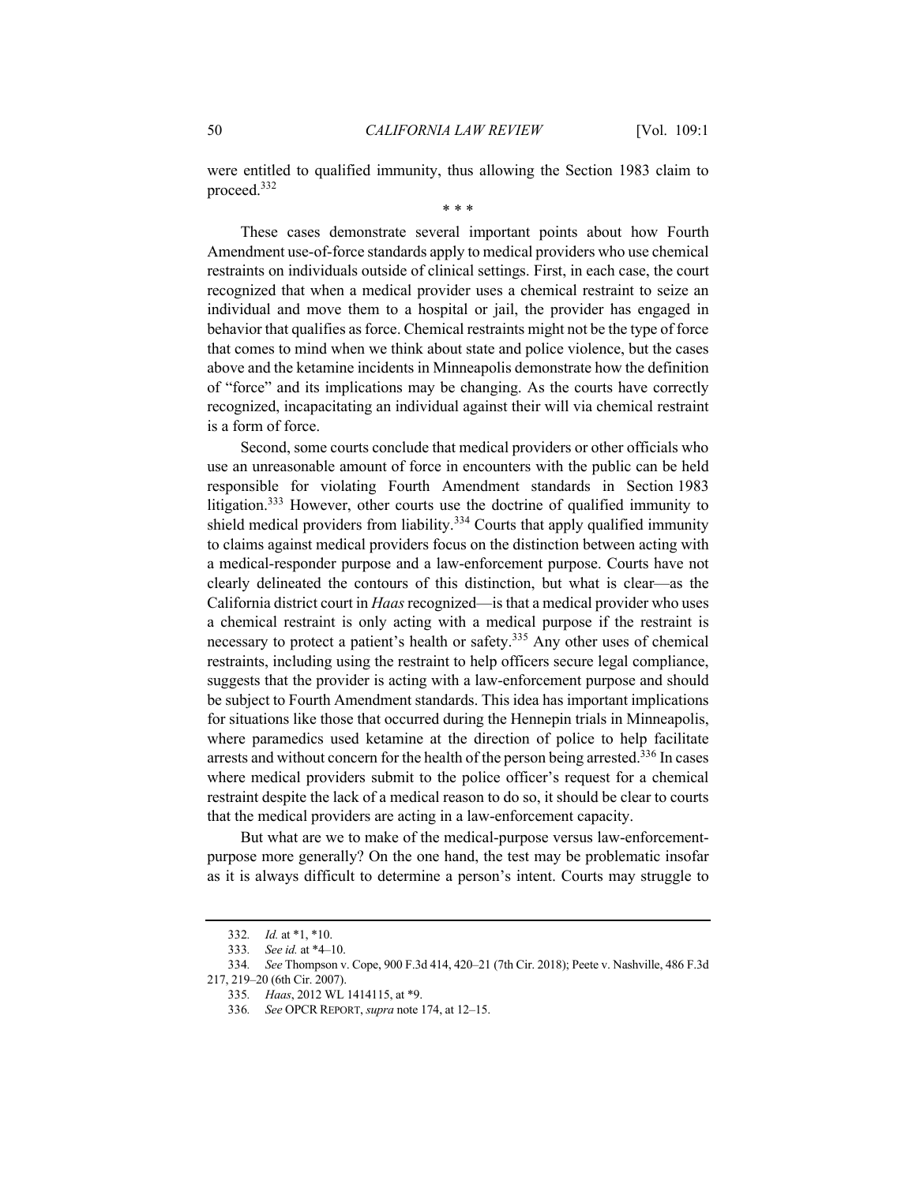were entitled to qualified immunity, thus allowing the Section 1983 claim to proceed.[332]

\* \* \*

These cases demonstrate several important points about how Fourth Amendment use-of-force standards apply to medical providers who use chemical restraints on individuals outside of clinical settings. First, in each case, the court recognized that when a medical provider uses a chemical restraint to seize an individual and move them to a hospital or jail, the provider has engaged in behavior that qualifies as force. Chemical restraints might not be the type of force that comes to mind when we think about state and police violence, but the cases above and the ketamine incidents in Minneapolis demonstrate how the definition of "force" and its implications may be changing. As the courts have correctly recognized, incapacitating an individual against their will via chemical restraint is a form of force.

Second, some courts conclude that medical providers or other officials who use an unreasonable amount of force in encounters with the public can be held responsible for violating Fourth Amendment standards in Section 1983 litigation.[333] However, other courts use the doctrine of qualified immunity to shield medical providers from liability.[334] Courts that apply qualified immunity to claims against medical providers focus on the distinction between acting with a medical-responder purpose and a law-enforcement purpose. Courts have not clearly delineated the contours of this distinction, but what is clear—as the California district court in *Haas* recognized—is that a medical provider who uses a chemical restraint is only acting with a medical purpose if the restraint is necessary to protect a patient's health or safety.[335] Any other uses of chemical restraints, including using the restraint to help officers secure legal compliance, suggests that the provider is acting with a law-enforcement purpose and should be subject to Fourth Amendment standards. This idea has important implications for situations like those that occurred during the Hennepin trials in Minneapolis, where paramedics used ketamine at the direction of police to help facilitate arrests and without concern for the health of the person being arrested.[336] In cases where medical providers submit to the police officer's request for a chemical restraint despite the lack of a medical reason to do so, it should be clear to courts that the medical providers are acting in a law-enforcement capacity.

But what are we to make of the medical-purpose versus law-enforcement-purpose more generally? On the one hand, the test may be problematic insofar as it is always difficult to determine a person's intent. Courts may struggle to

---

332. *Id.* at \*1, \*10.

333. *See id.* at \*4–10.

334. *See* Thompson v. Cope, 900 F.3d 414, 420–21 (7th Cir. 2018); Peete v. Nashville, 486 F.3d 217, 219–20 (6th Cir. 2007).

335. *Haas*, 2012 WL 1414115, at \*9.

336. *See* OPCR REPORT, *supra* note 174, at 12–15.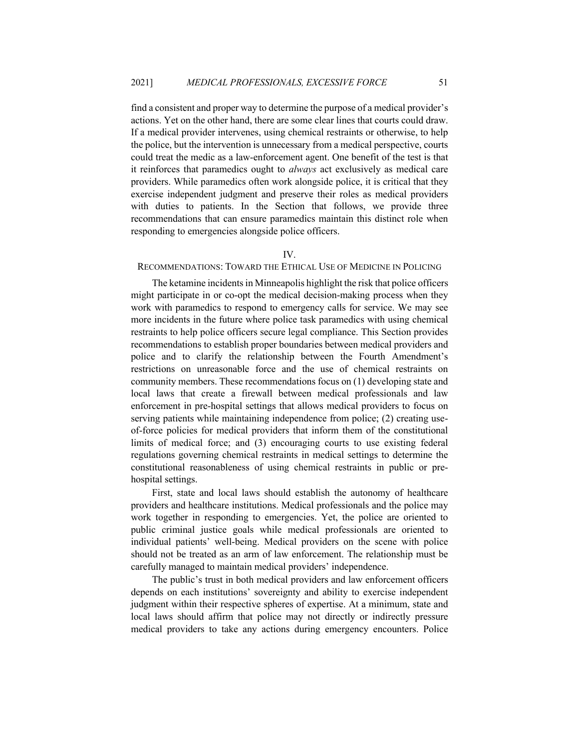find a consistent and proper way to determine the purpose of a medical provider's actions. Yet on the other hand, there are some clear lines that courts could draw. If a medical provider intervenes, using chemical restraints or otherwise, to help the police, but the intervention is unnecessary from a medical perspective, courts could treat the medic as a law-enforcement agent. One benefit of the test is that it reinforces that paramedics ought to *always* act exclusively as medical care providers. While paramedics often work alongside police, it is critical that they exercise independent judgment and preserve their roles as medical providers with duties to patients. In the Section that follows, we provide three recommendations that can ensure paramedics maintain this distinct role when responding to emergencies alongside police officers.

## IV.
## RECOMMENDATIONS: TOWARD THE ETHICAL USE OF MEDICINE IN POLICING

The ketamine incidents in Minneapolis highlight the risk that police officers might participate in or co-opt the medical decision-making process when they work with paramedics to respond to emergency calls for service. We may see more incidents in the future where police task paramedics with using chemical restraints to help police officers secure legal compliance. This Section provides recommendations to establish proper boundaries between medical providers and police and to clarify the relationship between the Fourth Amendment's restrictions on unreasonable force and the use of chemical restraints on community members. These recommendations focus on (1) developing state and local laws that create a firewall between medical professionals and law enforcement in pre-hospital settings that allows medical providers to focus on serving patients while maintaining independence from police; (2) creating use-of-force policies for medical providers that inform them of the constitutional limits of medical force; and (3) encouraging courts to use existing federal regulations governing chemical restraints in medical settings to determine the constitutional reasonableness of using chemical restraints in public or pre-hospital settings.

First, state and local laws should establish the autonomy of healthcare providers and healthcare institutions. Medical professionals and the police may work together in responding to emergencies. Yet, the police are oriented to public criminal justice goals while medical professionals are oriented to individual patients' well-being. Medical providers on the scene with police should not be treated as an arm of law enforcement. The relationship must be carefully managed to maintain medical providers' independence.

The public's trust in both medical providers and law enforcement officers depends on each institutions' sovereignty and ability to exercise independent judgment within their respective spheres of expertise. At a minimum, state and local laws should affirm that police may not directly or indirectly pressure medical providers to take any actions during emergency encounters. Police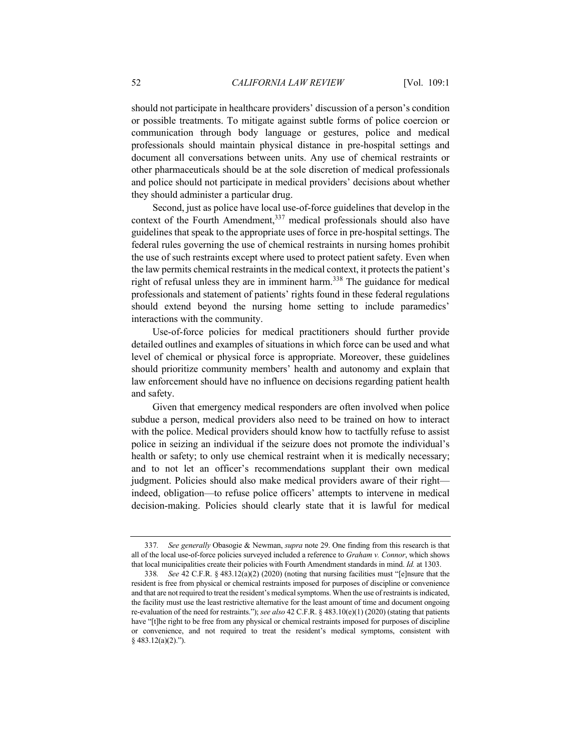should not participate in healthcare providers' discussion of a person's condition or possible treatments. To mitigate against subtle forms of police coercion or communication through body language or gestures, police and medical professionals should maintain physical distance in pre-hospital settings and document all conversations between units. Any use of chemical restraints or other pharmaceuticals should be at the sole discretion of medical professionals and police should not participate in medical providers' decisions about whether they should administer a particular drug.

Second, just as police have local use-of-force guidelines that develop in the context of the Fourth Amendment,[337] medical professionals should also have guidelines that speak to the appropriate uses of force in pre-hospital settings. The federal rules governing the use of chemical restraints in nursing homes prohibit the use of such restraints except where used to protect patient safety. Even when the law permits chemical restraints in the medical context, it protects the patient's right of refusal unless they are in imminent harm.[338] The guidance for medical professionals and statement of patients' rights found in these federal regulations should extend beyond the nursing home setting to include paramedics' interactions with the community.

Use-of-force policies for medical practitioners should further provide detailed outlines and examples of situations in which force can be used and what level of chemical or physical force is appropriate. Moreover, these guidelines should prioritize community members' health and autonomy and explain that law enforcement should have no influence on decisions regarding patient health and safety.

Given that emergency medical responders are often involved when police subdue a person, medical providers also need to be trained on how to interact with the police. Medical providers should know how to tactfully refuse to assist police in seizing an individual if the seizure does not promote the individual's health or safety; to only use chemical restraint when it is medically necessary; and to not let an officer's recommendations supplant their own medical judgment. Policies should also make medical providers aware of their right—indeed, obligation—to refuse police officers' attempts to intervene in medical decision-making. Policies should clearly state that it is lawful for medical

---

337. *See generally* Obasogie & Newman, *supra* note 29. One finding from this research is that all of the local use-of-force policies surveyed included a reference to *Graham v. Connor*, which shows that local municipalities create their policies with Fourth Amendment standards in mind. *Id.* at 1303.

338. *See* 42 C.F.R. § 483.12(a)(2) (2020) (noting that nursing facilities must "[e]nsure that the resident is free from physical or chemical restraints imposed for purposes of discipline or convenience and that are not required to treat the resident's medical symptoms. When the use of restraints is indicated, the facility must use the least restrictive alternative for the least amount of time and document ongoing re-evaluation of the need for restraints."); *see also* 42 C.F.R. § 483.10(e)(1) (2020) (stating that patients have "[t]he right to be free from any physical or chemical restraints imposed for purposes of discipline or convenience, and not required to treat the resident's medical symptoms, consistent with § 483.12(a)(2).").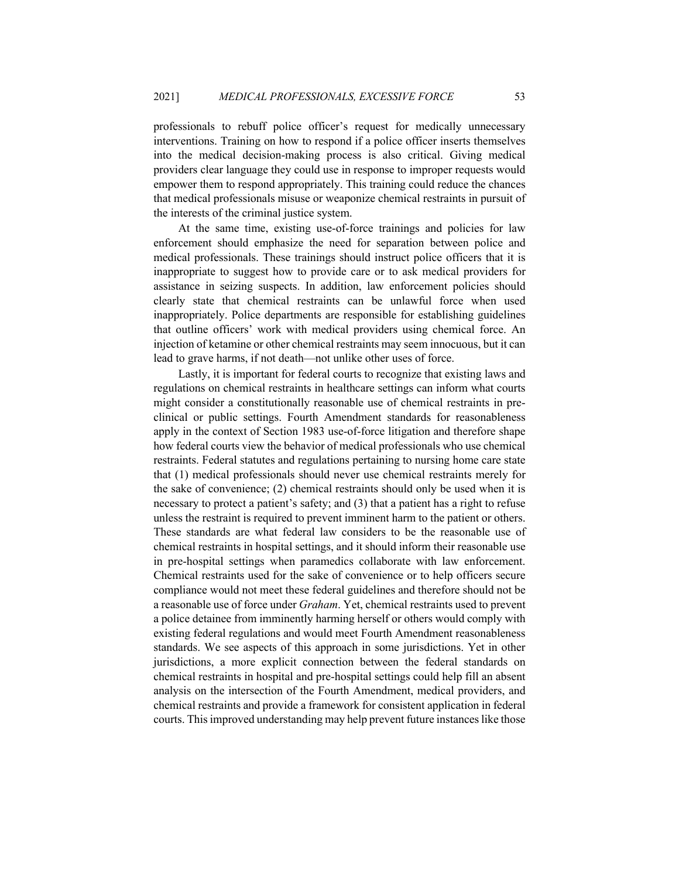professionals to rebuff police officer's request for medically unnecessary interventions. Training on how to respond if a police officer inserts themselves into the medical decision-making process is also critical. Giving medical providers clear language they could use in response to improper requests would empower them to respond appropriately. This training could reduce the chances that medical professionals misuse or weaponize chemical restraints in pursuit of the interests of the criminal justice system.

At the same time, existing use-of-force trainings and policies for law enforcement should emphasize the need for separation between police and medical professionals. These trainings should instruct police officers that it is inappropriate to suggest how to provide care or to ask medical providers for assistance in seizing suspects. In addition, law enforcement policies should clearly state that chemical restraints can be unlawful force when used inappropriately. Police departments are responsible for establishing guidelines that outline officers' work with medical providers using chemical force. An injection of ketamine or other chemical restraints may seem innocuous, but it can lead to grave harms, if not death—not unlike other uses of force.

Lastly, it is important for federal courts to recognize that existing laws and regulations on chemical restraints in healthcare settings can inform what courts might consider a constitutionally reasonable use of chemical restraints in pre-clinical or public settings. Fourth Amendment standards for reasonableness apply in the context of Section 1983 use-of-force litigation and therefore shape how federal courts view the behavior of medical professionals who use chemical restraints. Federal statutes and regulations pertaining to nursing home care state that (1) medical professionals should never use chemical restraints merely for the sake of convenience; (2) chemical restraints should only be used when it is necessary to protect a patient's safety; and (3) that a patient has a right to refuse unless the restraint is required to prevent imminent harm to the patient or others. These standards are what federal law considers to be the reasonable use of chemical restraints in hospital settings, and it should inform their reasonable use in pre-hospital settings when paramedics collaborate with law enforcement. Chemical restraints used for the sake of convenience or to help officers secure compliance would not meet these federal guidelines and therefore should not be a reasonable use of force under *Graham*. Yet, chemical restraints used to prevent a police detainee from imminently harming herself or others would comply with existing federal regulations and would meet Fourth Amendment reasonableness standards. We see aspects of this approach in some jurisdictions. Yet in other jurisdictions, a more explicit connection between the federal standards on chemical restraints in hospital and pre-hospital settings could help fill an absent analysis on the intersection of the Fourth Amendment, medical providers, and chemical restraints and provide a framework for consistent application in federal courts. This improved understanding may help prevent future instances like those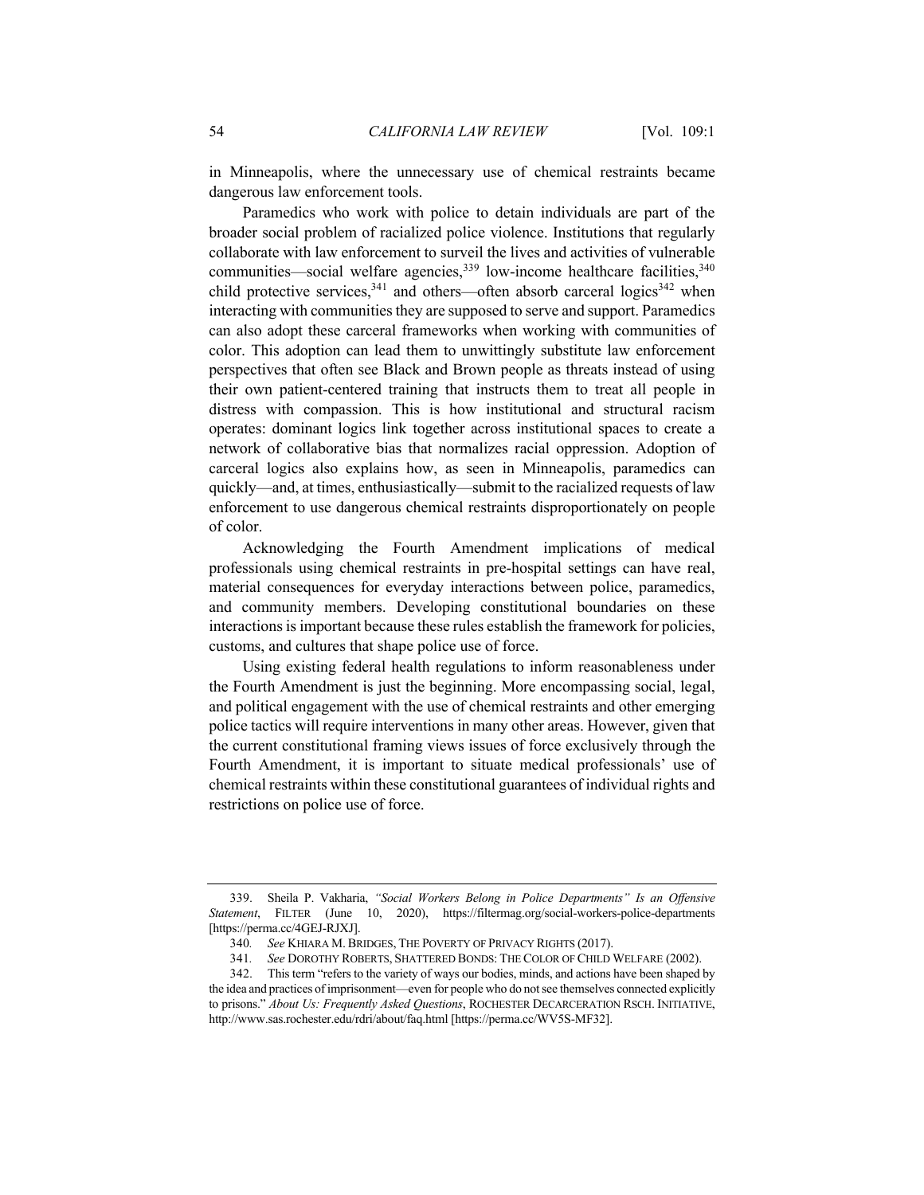in Minneapolis, where the unnecessary use of chemical restraints became dangerous law enforcement tools.

Paramedics who work with police to detain individuals are part of the broader social problem of racialized police violence. Institutions that regularly collaborate with law enforcement to surveil the lives and activities of vulnerable communities—social welfare agencies,[339] low-income healthcare facilities,[340] child protective services,[341] and others—often absorb carceral logics[342] when interacting with communities they are supposed to serve and support. Paramedics can also adopt these carceral frameworks when working with communities of color. This adoption can lead them to unwittingly substitute law enforcement perspectives that often see Black and Brown people as threats instead of using their own patient-centered training that instructs them to treat all people in distress with compassion. This is how institutional and structural racism operates: dominant logics link together across institutional spaces to create a network of collaborative bias that normalizes racial oppression. Adoption of carceral logics also explains how, as seen in Minneapolis, paramedics can quickly—and, at times, enthusiastically—submit to the racialized requests of law enforcement to use dangerous chemical restraints disproportionately on people of color.

Acknowledging the Fourth Amendment implications of medical professionals using chemical restraints in pre-hospital settings can have real, material consequences for everyday interactions between police, paramedics, and community members. Developing constitutional boundaries on these interactions is important because these rules establish the framework for policies, customs, and cultures that shape police use of force.

Using existing federal health regulations to inform reasonableness under the Fourth Amendment is just the beginning. More encompassing social, legal, and political engagement with the use of chemical restraints and other emerging police tactics will require interventions in many other areas. However, given that the current constitutional framing views issues of force exclusively through the Fourth Amendment, it is important to situate medical professionals' use of chemical restraints within these constitutional guarantees of individual rights and restrictions on police use of force.

---

339. Sheila P. Vakharia, *"Social Workers Belong in Police Departments" Is an Offensive Statement*, FILTER (June 10, 2020), https://filtermag.org/social-workers-police-departments [https://perma.cc/4GEJ-RJXJ].

340. *See* KHIARA M. BRIDGES, THE POVERTY OF PRIVACY RIGHTS (2017).

341. *See* DOROTHY ROBERTS, SHATTERED BONDS: THE COLOR OF CHILD WELFARE (2002).

342. This term "refers to the variety of ways our bodies, minds, and actions have been shaped by the idea and practices of imprisonment—even for people who do not see themselves connected explicitly to prisons." *About Us: Frequently Asked Questions*, ROCHESTER DECARCERATION RSCH. INITIATIVE, http://www.sas.rochester.edu/rdri/about/faq.html [https://perma.cc/WV5S-MF32].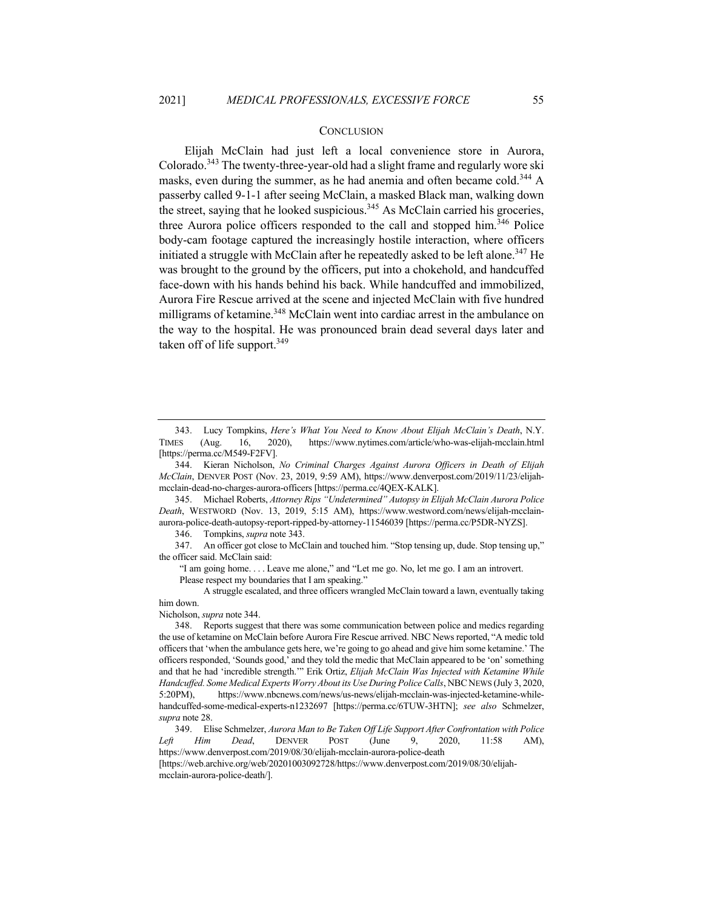## CONCLUSION

Elijah McClain had just left a local convenience store in Aurora, Colorado.[343] The twenty-three-year-old had a slight frame and regularly wore ski masks, even during the summer, as he had anemia and often became cold.[344] A passerby called 9-1-1 after seeing McClain, a masked Black man, walking down the street, saying that he looked suspicious.[345] As McClain carried his groceries, three Aurora police officers responded to the call and stopped him.[346] Police body-cam footage captured the increasingly hostile interaction, where officers initiated a struggle with McClain after he repeatedly asked to be left alone.[347] He was brought to the ground by the officers, put into a chokehold, and handcuffed face-down with his hands behind his back. While handcuffed and immobilized, Aurora Fire Rescue arrived at the scene and injected McClain with five hundred milligrams of ketamine.[348] McClain went into cardiac arrest in the ambulance on the way to the hospital. He was pronounced brain dead several days later and taken off of life support.[349]

---

343. Lucy Tompkins, *Here's What You Need to Know About Elijah McClain's Death*, N.Y. TIMES (Aug. 16, 2020), https://www.nytimes.com/article/who-was-elijah-mcclain.html [https://perma.cc/M549-F2FV].

344. Kieran Nicholson, *No Criminal Charges Against Aurora Officers in Death of Elijah McClain*, DENVER POST (Nov. 23, 2019, 9:59 AM), https://www.denverpost.com/2019/11/23/elijah-mcclain-dead-no-charges-aurora-officers [https://perma.cc/4QEX-KALK].

345. Michael Roberts, *Attorney Rips "Undetermined" Autopsy in Elijah McClain Aurora Police Death*, WESTWORD (Nov. 13, 2019, 5:15 AM), https://www.westword.com/news/elijah-mcclain-aurora-police-death-autopsy-report-ripped-by-attorney-11546039 [https://perma.cc/P5DR-NYZS].

346. Tompkins, *supra* note 343.

347. An officer got close to McClain and touched him. "Stop tensing up, dude. Stop tensing up," the officer said. McClain said:

> "I am going home. . . . Leave me alone," and "Let me go. No, let me go. I am an introvert. Please respect my boundaries that I am speaking."

A struggle escalated, and three officers wrangled McClain toward a lawn, eventually taking him down.

Nicholson, *supra* note 344.

348. Reports suggest that there was some communication between police and medics regarding the use of ketamine on McClain before Aurora Fire Rescue arrived. NBC News reported, "A medic told officers that 'when the ambulance gets here, we're going to go ahead and give him some ketamine.' The officers responded, 'Sounds good,' and they told the medic that McClain appeared to be 'on' something and that he had 'incredible strength.'" Erik Ortiz, *Elijah McClain Was Injected with Ketamine While Handcuffed. Some Medical Experts Worry About its Use During Police Calls*, NBC NEWS (July 3, 2020, 5:20PM), https://www.nbcnews.com/news/us-news/elijah-mcclain-was-injected-ketamine-while-handcuffed-some-medical-experts-n1232697 [https://perma.cc/6TUW-3HTN]; *see also* Schmelzer, *supra* note 28.

349. Elise Schmelzer, *Aurora Man to Be Taken Off Life Support After Confrontation with Police Left Him Dead*, DENVER POST (June 9, 2020, 11:58 AM), https://www.denverpost.com/2019/08/30/elijah-mcclain-aurora-police-death [https://web.archive.org/web/20201003092728/https://www.denverpost.com/2019/08/30/elijah-mcclain-aurora-police-death/].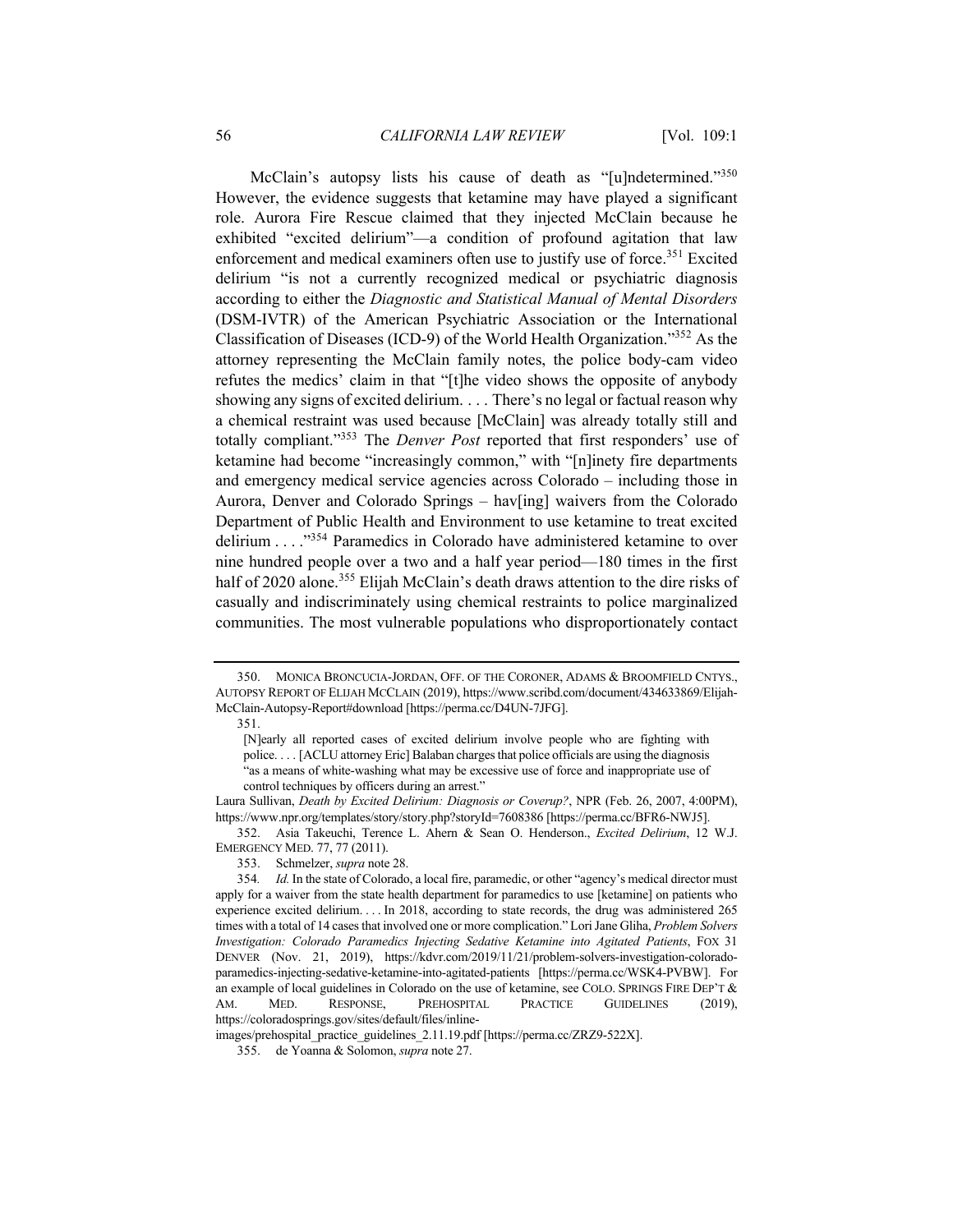McClain's autopsy lists his cause of death as "[u]ndetermined."[350] However, the evidence suggests that ketamine may have played a significant role. Aurora Fire Rescue claimed that they injected McClain because he exhibited "excited delirium"—a condition of profound agitation that law enforcement and medical examiners often use to justify use of force.[351] Excited delirium "is not a currently recognized medical or psychiatric diagnosis according to either the *Diagnostic and Statistical Manual of Mental Disorders* (DSM-IVTR) of the American Psychiatric Association or the International Classification of Diseases (ICD-9) of the World Health Organization."[352] As the attorney representing the McClain family notes, the police body-cam video refutes the medics' claim in that "[t]he video shows the opposite of anybody showing any signs of excited delirium. . . . There's no legal or factual reason why a chemical restraint was used because [McClain] was already totally still and totally compliant."[353] The *Denver Post* reported that first responders' use of ketamine had become "increasingly common," with "[n]inety fire departments and emergency medical service agencies across Colorado – including those in Aurora, Denver and Colorado Springs – hav[ing] waivers from the Colorado Department of Public Health and Environment to use ketamine to treat excited delirium . . . ."[354] Paramedics in Colorado have administered ketamine to over nine hundred people over a two and a half year period—180 times in the first half of 2020 alone.[355] Elijah McClain's death draws attention to the dire risks of casually and indiscriminately using chemical restraints to police marginalized communities. The most vulnerable populations who disproportionately contact

---

350. MONICA BRONCUCIA-JORDAN, OFF. OF THE CORONER, ADAMS & BROOMFIELD CNTYS., AUTOPSY REPORT OF ELIJAH MCCLAIN (2019), https://www.scribd.com/document/434633869/Elijah-McClain-Autopsy-Report#download [https://perma.cc/D4UN-7JFG].

351.

> [N]early all reported cases of excited delirium involve people who are fighting with police. . . . [ACLU attorney Eric] Balaban charges that police officials are using the diagnosis "as a means of white-washing what may be excessive use of force and inappropriate use of control techniques by officers during an arrest."

Laura Sullivan, *Death by Excited Delirium: Diagnosis or Coverup?*, NPR (Feb. 26, 2007, 4:00PM), https://www.npr.org/templates/story/story.php?storyId=7608386 [https://perma.cc/BFR6-NWJ5].

352. Asia Takeuchi, Terence L. Ahern & Sean O. Henderson., *Excited Delirium*, 12 W.J. EMERGENCY MED. 77, 77 (2011).

353. Schmelzer, *supra* note 28.

354. *Id.* In the state of Colorado, a local fire, paramedic, or other "agency's medical director must apply for a waiver from the state health department for paramedics to use [ketamine] on patients who experience excited delirium. . . . In 2018, according to state records, the drug was administered 265 times with a total of 14 cases that involved one or more complication." Lori Jane Gliha, *Problem Solvers Investigation: Colorado Paramedics Injecting Sedative Ketamine into Agitated Patients*, FOX 31 DENVER (Nov. 21, 2019), https://kdvr.com/2019/11/21/problem-solvers-investigation-colorado-paramedics-injecting-sedative-ketamine-into-agitated-patients [https://perma.cc/WSK4-PVBW]. For an example of local guidelines in Colorado on the use of ketamine, see COLO. SPRINGS FIRE DEP'T & AM. MED. RESPONSE, PREHOSPITAL PRACTICE GUIDELINES (2019), https://coloradosprings.gov/sites/default/files/inline-images/prehospital_practice_guidelines_2.11.19.pdf [https://perma.cc/ZRZ9-522X].

355. de Yoanna & Solomon, *supra* note 27.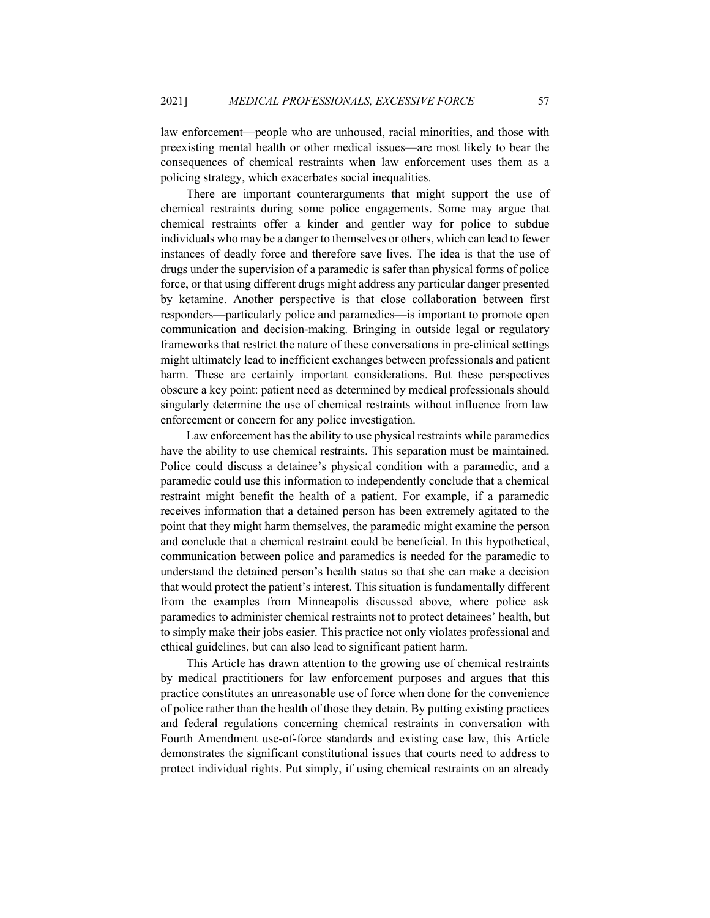law enforcement—people who are unhoused, racial minorities, and those with preexisting mental health or other medical issues—are most likely to bear the consequences of chemical restraints when law enforcement uses them as a policing strategy, which exacerbates social inequalities.

There are important counterarguments that might support the use of chemical restraints during some police engagements. Some may argue that chemical restraints offer a kinder and gentler way for police to subdue individuals who may be a danger to themselves or others, which can lead to fewer instances of deadly force and therefore save lives. The idea is that the use of drugs under the supervision of a paramedic is safer than physical forms of police force, or that using different drugs might address any particular danger presented by ketamine. Another perspective is that close collaboration between first responders—particularly police and paramedics—is important to promote open communication and decision-making. Bringing in outside legal or regulatory frameworks that restrict the nature of these conversations in pre-clinical settings might ultimately lead to inefficient exchanges between professionals and patient harm. These are certainly important considerations. But these perspectives obscure a key point: patient need as determined by medical professionals should singularly determine the use of chemical restraints without influence from law enforcement or concern for any police investigation.

Law enforcement has the ability to use physical restraints while paramedics have the ability to use chemical restraints. This separation must be maintained. Police could discuss a detainee's physical condition with a paramedic, and a paramedic could use this information to independently conclude that a chemical restraint might benefit the health of a patient. For example, if a paramedic receives information that a detained person has been extremely agitated to the point that they might harm themselves, the paramedic might examine the person and conclude that a chemical restraint could be beneficial. In this hypothetical, communication between police and paramedics is needed for the paramedic to understand the detained person's health status so that she can make a decision that would protect the patient's interest. This situation is fundamentally different from the examples from Minneapolis discussed above, where police ask paramedics to administer chemical restraints not to protect detainees' health, but to simply make their jobs easier. This practice not only violates professional and ethical guidelines, but can also lead to significant patient harm.

This Article has drawn attention to the growing use of chemical restraints by medical practitioners for law enforcement purposes and argues that this practice constitutes an unreasonable use of force when done for the convenience of police rather than the health of those they detain. By putting existing practices and federal regulations concerning chemical restraints in conversation with Fourth Amendment use-of-force standards and existing case law, this Article demonstrates the significant constitutional issues that courts need to address to protect individual rights. Put simply, if using chemical restraints on an already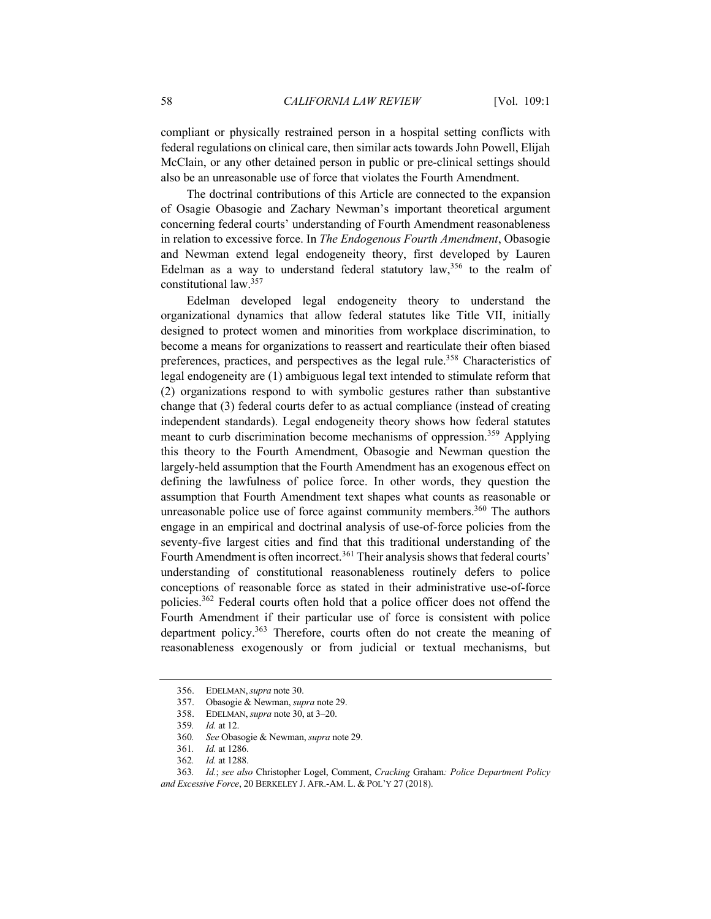compliant or physically restrained person in a hospital setting conflicts with federal regulations on clinical care, then similar acts towards John Powell, Elijah McClain, or any other detained person in public or pre-clinical settings should also be an unreasonable use of force that violates the Fourth Amendment.

The doctrinal contributions of this Article are connected to the expansion of Osagie Obasogie and Zachary Newman's important theoretical argument concerning federal courts' understanding of Fourth Amendment reasonableness in relation to excessive force. In *The Endogenous Fourth Amendment*, Obasogie and Newman extend legal endogeneity theory, first developed by Lauren Edelman as a way to understand federal statutory law,[356] to the realm of constitutional law.[357]

Edelman developed legal endogeneity theory to understand the organizational dynamics that allow federal statutes like Title VII, initially designed to protect women and minorities from workplace discrimination, to become a means for organizations to reassert and rearticulate their often biased preferences, practices, and perspectives as the legal rule.[358] Characteristics of legal endogeneity are (1) ambiguous legal text intended to stimulate reform that (2) organizations respond to with symbolic gestures rather than substantive change that (3) federal courts defer to as actual compliance (instead of creating independent standards). Legal endogeneity theory shows how federal statutes meant to curb discrimination become mechanisms of oppression.[359] Applying this theory to the Fourth Amendment, Obasogie and Newman question the largely-held assumption that the Fourth Amendment has an exogenous effect on defining the lawfulness of police force. In other words, they question the assumption that Fourth Amendment text shapes what counts as reasonable or unreasonable police use of force against community members.[360] The authors engage in an empirical and doctrinal analysis of use-of-force policies from the seventy-five largest cities and find that this traditional understanding of the Fourth Amendment is often incorrect.[361] Their analysis shows that federal courts' understanding of constitutional reasonableness routinely defers to police conceptions of reasonable force as stated in their administrative use-of-force policies.[362] Federal courts often hold that a police officer does not offend the Fourth Amendment if their particular use of force is consistent with police department policy.[363] Therefore, courts often do not create the meaning of reasonableness exogenously or from judicial or textual mechanisms, but

---

356. EDELMAN, *supra* note 30.

357. Obasogie & Newman, *supra* note 29.

358. EDELMAN, *supra* note 30, at 3–20.

359. *Id.* at 12.

360. *See* Obasogie & Newman, *supra* note 29.

361. *Id.* at 1286.

362. *Id.* at 1288.

363. *Id.*; *see also* Christopher Logel, Comment, *Cracking* Graham*: Police Department Policy and Excessive Force*, 20 BERKELEY J. AFR.-AM. L. & POL'Y 27 (2018).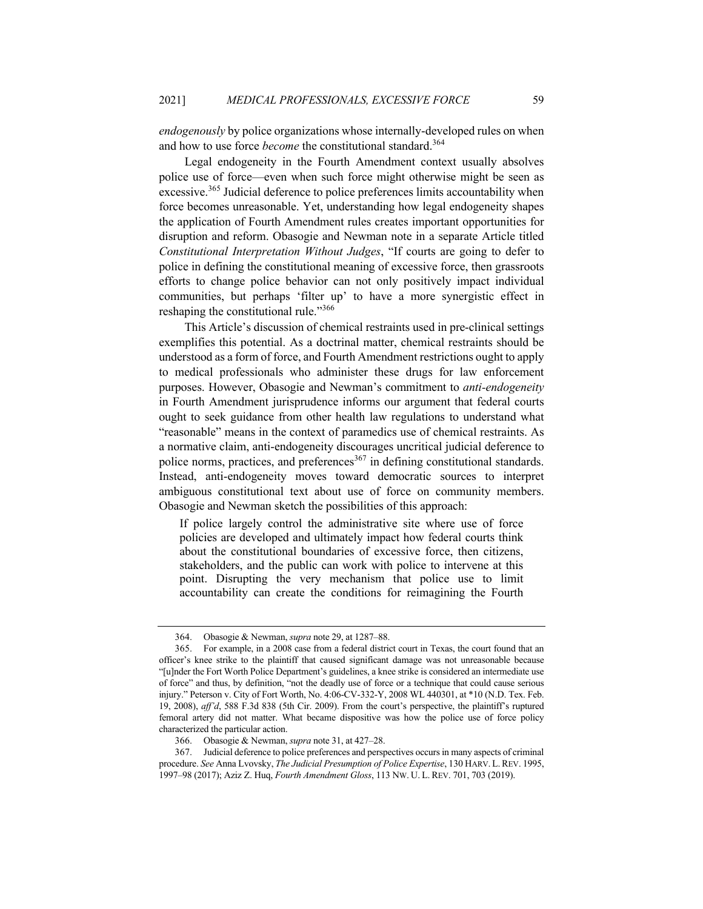*endogenously* by police organizations whose internally-developed rules on when and how to use force *become* the constitutional standard.[364]

Legal endogeneity in the Fourth Amendment context usually absolves police use of force—even when such force might otherwise might be seen as excessive.[365] Judicial deference to police preferences limits accountability when force becomes unreasonable. Yet, understanding how legal endogeneity shapes the application of Fourth Amendment rules creates important opportunities for disruption and reform. Obasogie and Newman note in a separate Article titled *Constitutional Interpretation Without Judges*, "If courts are going to defer to police in defining the constitutional meaning of excessive force, then grassroots efforts to change police behavior can not only positively impact individual communities, but perhaps 'filter up' to have a more synergistic effect in reshaping the constitutional rule."[366]

This Article's discussion of chemical restraints used in pre-clinical settings exemplifies this potential. As a doctrinal matter, chemical restraints should be understood as a form of force, and Fourth Amendment restrictions ought to apply to medical professionals who administer these drugs for law enforcement purposes. However, Obasogie and Newman's commitment to *anti-endogeneity* in Fourth Amendment jurisprudence informs our argument that federal courts ought to seek guidance from other health law regulations to understand what "reasonable" means in the context of paramedics use of chemical restraints. As a normative claim, anti-endogeneity discourages uncritical judicial deference to police norms, practices, and preferences[367] in defining constitutional standards. Instead, anti-endogeneity moves toward democratic sources to interpret ambiguous constitutional text about use of force on community members. Obasogie and Newman sketch the possibilities of this approach:

> If police largely control the administrative site where use of force policies are developed and ultimately impact how federal courts think about the constitutional boundaries of excessive force, then citizens, stakeholders, and the public can work with police to intervene at this point. Disrupting the very mechanism that police use to limit accountability can create the conditions for reimagining the Fourth

---

364. Obasogie & Newman, *supra* note 29, at 1287–88.

365. For example, in a 2008 case from a federal district court in Texas, the court found that an officer's knee strike to the plaintiff that caused significant damage was not unreasonable because "[u]nder the Fort Worth Police Department's guidelines, a knee strike is considered an intermediate use of force" and thus, by definition, "not the deadly use of force or a technique that could cause serious injury." Peterson v. City of Fort Worth, No. 4:06-CV-332-Y, 2008 WL 440301, at *10 (N.D. Tex. Feb. 19, 2008), *aff'd*, 588 F.3d 838 (5th Cir. 2009). From the court's perspective, the plaintiff's ruptured femoral artery did not matter. What became dispositive was how the police use of force policy characterized the particular action.

366. Obasogie & Newman, *supra* note 31, at 427–28.

367. Judicial deference to police preferences and perspectives occurs in many aspects of criminal procedure. *See* Anna Lvovsky, *The Judicial Presumption of Police Expertise*, 130 HARV. L. REV. 1995, 1997–98 (2017); Aziz Z. Huq, *Fourth Amendment Gloss*, 113 NW. U. L. REV. 701, 703 (2019).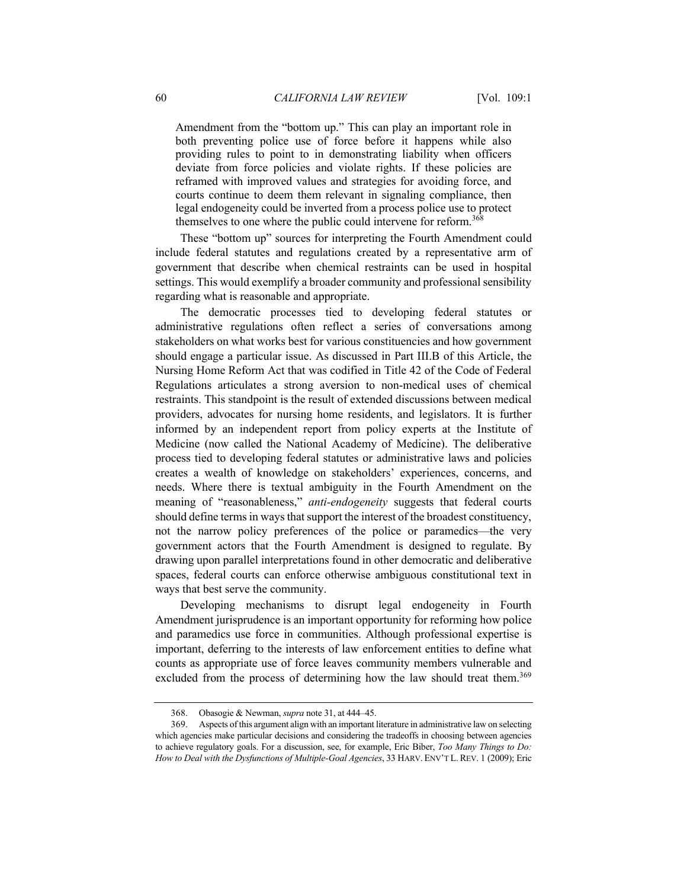Amendment from the "bottom up." This can play an important role in both preventing police use of force before it happens while also providing rules to point to in demonstrating liability when officers deviate from force policies and violate rights. If these policies are reframed with improved values and strategies for avoiding force, and courts continue to deem them relevant in signaling compliance, then legal endogeneity could be inverted from a process police use to protect themselves to one where the public could intervene for reform.[368]

These "bottom up" sources for interpreting the Fourth Amendment could include federal statutes and regulations created by a representative arm of government that describe when chemical restraints can be used in hospital settings. This would exemplify a broader community and professional sensibility regarding what is reasonable and appropriate.

The democratic processes tied to developing federal statutes or administrative regulations often reflect a series of conversations among stakeholders on what works best for various constituencies and how government should engage a particular issue. As discussed in Part III.B of this Article, the Nursing Home Reform Act that was codified in Title 42 of the Code of Federal Regulations articulates a strong aversion to non-medical uses of chemical restraints. This standpoint is the result of extended discussions between medical providers, advocates for nursing home residents, and legislators. It is further informed by an independent report from policy experts at the Institute of Medicine (now called the National Academy of Medicine). The deliberative process tied to developing federal statutes or administrative laws and policies creates a wealth of knowledge on stakeholders' experiences, concerns, and needs. Where there is textual ambiguity in the Fourth Amendment on the meaning of "reasonableness," *anti-endogeneity* suggests that federal courts should define terms in ways that support the interest of the broadest constituency, not the narrow policy preferences of the police or paramedics—the very government actors that the Fourth Amendment is designed to regulate. By drawing upon parallel interpretations found in other democratic and deliberative spaces, federal courts can enforce otherwise ambiguous constitutional text in ways that best serve the community.

Developing mechanisms to disrupt legal endogeneity in Fourth Amendment jurisprudence is an important opportunity for reforming how police and paramedics use force in communities. Although professional expertise is important, deferring to the interests of law enforcement entities to define what counts as appropriate use of force leaves community members vulnerable and excluded from the process of determining how the law should treat them.[369]

---

368. Obasogie & Newman, *supra* note 31, at 444–45.

369. Aspects of this argument align with an important literature in administrative law on selecting which agencies make particular decisions and considering the tradeoffs in choosing between agencies to achieve regulatory goals. For a discussion, see, for example, Eric Biber, *Too Many Things to Do: How to Deal with the Dysfunctions of Multiple-Goal Agencies*, 33 HARV. ENV'T L. REV. 1 (2009); Eric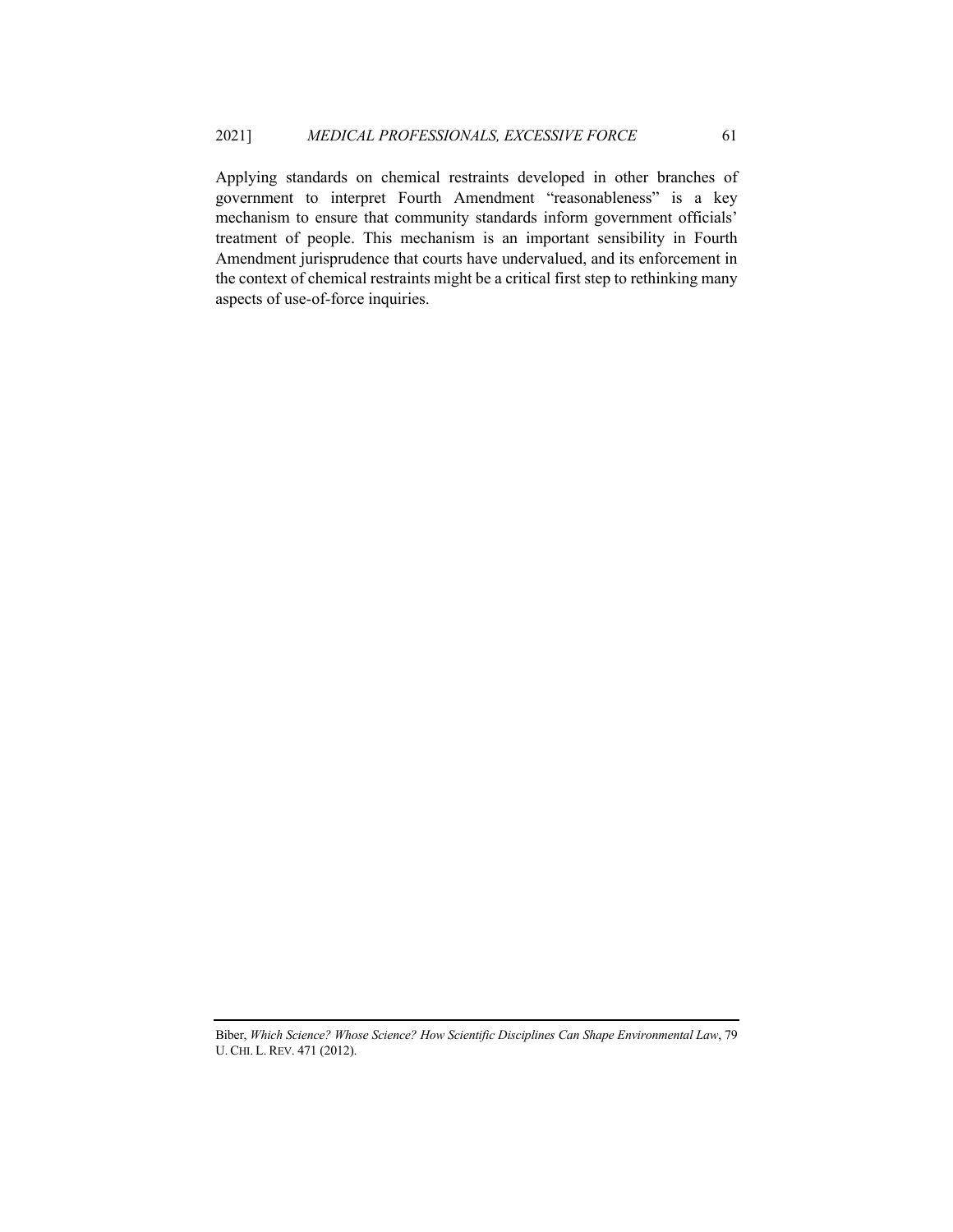Applying standards on chemical restraints developed in other branches of government to interpret Fourth Amendment "reasonableness" is a key mechanism to ensure that community standards inform government officials' treatment of people. This mechanism is an important sensibility in Fourth Amendment jurisprudence that courts have undervalued, and its enforcement in the context of chemical restraints might be a critical first step to rethinking many aspects of use-of-force inquiries.

---

Biber, *Which Science? Whose Science? How Scientific Disciplines Can Shape Environmental Law*, 79 U. CHI. L. REV. 471 (2012).